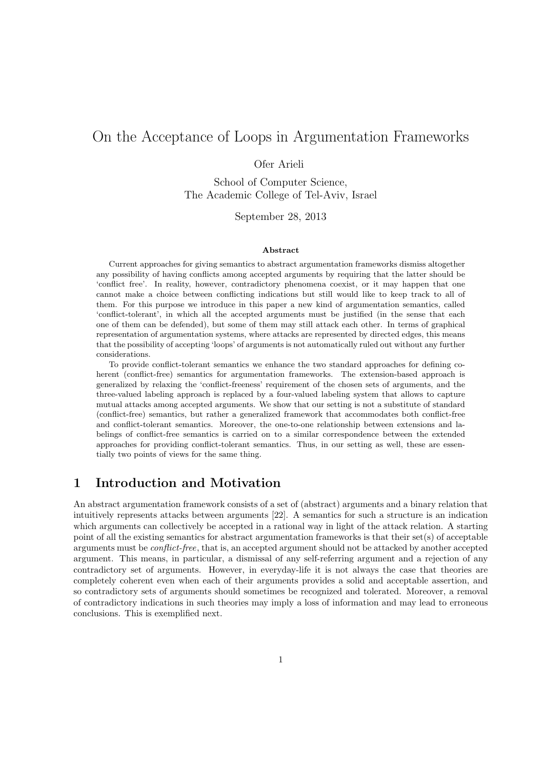# On the Acceptance of Loops in Argumentation Frameworks

Ofer Arieli

School of Computer Science,
The Academic College of Tel-Aviv, Israel

September 28, 2013

### Abstract

Current approaches for giving semantics to abstract argumentation frameworks dismiss altogether any possibility of having conflicts among accepted arguments by requiring that the latter should be 'conflict free'. In reality, however, contradictory phenomena coexist, or it may happen that one cannot make a choice between conflicting indications but still would like to keep track to all of them. For this purpose we introduce in this paper a new kind of argumentation semantics, called 'conflict-tolerant', in which all the accepted arguments must be justified (in the sense that each one of them can be defended), but some of them may still attack each other. In terms of graphical representation of argumentation systems, where attacks are represented by directed edges, this means that the possibility of accepting 'loops' of arguments is not automatically ruled out without any further considerations.

To provide conflict-tolerant semantics we enhance the two standard approaches for defining coherent (conflict-free) semantics for argumentation frameworks. The extension-based approach is generalized by relaxing the 'conflict-freeness' requirement of the chosen sets of arguments, and the three-valued labeling approach is replaced by a four-valued labeling system that allows to capture mutual attacks among accepted arguments. We show that our setting is not a substitute of standard (conflict-free) semantics, but rather a generalized framework that accommodates both conflict-free and conflict-tolerant semantics. Moreover, the one-to-one relationship between extensions and labelings of conflict-free semantics is carried on to a similar correspondence between the extended approaches for providing conflict-tolerant semantics. Thus, in our setting as well, these are essentially two points of views for the same thing.

## 1 Introduction and Motivation

An abstract argumentation framework consists of a set of (abstract) arguments and a binary relation that intuitively represents attacks between arguments [22]. A semantics for such a structure is an indication which arguments can collectively be accepted in a rational way in light of the attack relation. A starting point of all the existing semantics for abstract argumentation frameworks is that their set(s) of acceptable arguments must be *conflict-free*, that is, an accepted argument should not be attacked by another accepted argument. This means, in particular, a dismissal of any self-referring argument and a rejection of any contradictory set of arguments. However, in everyday-life it is not always the case that theories are completely coherent even when each of their arguments provides a solid and acceptable assertion, and so contradictory sets of arguments should sometimes be recognized and tolerated. Moreover, a removal of contradictory indications in such theories may imply a loss of information and may lead to erroneous conclusions. This is exemplified next.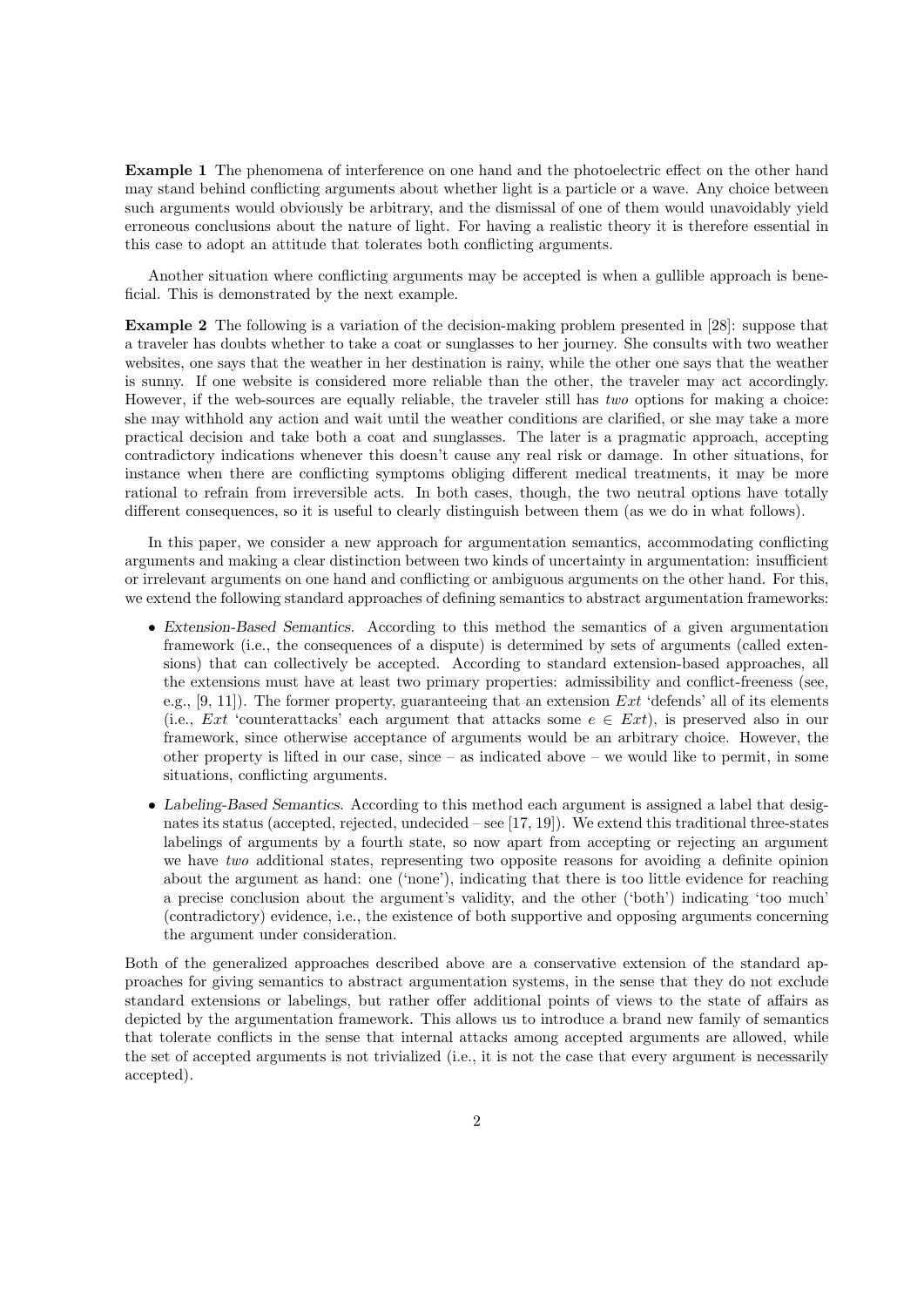**Example 1** The phenomena of interference on one hand and the photoelectric effect on the other hand may stand behind conflicting arguments about whether light is a particle or a wave. Any choice between such arguments would obviously be arbitrary, and the dismissal of one of them would unavoidably yield erroneous conclusions about the nature of light. For having a realistic theory it is therefore essential in this case to adopt an attitude that tolerates both conflicting arguments.

Another situation where conflicting arguments may be accepted is when a gullible approach is beneficial. This is demonstrated by the next example.

**Example 2** The following is a variation of the decision-making problem presented in [28]: suppose that a traveler has doubts whether to take a coat or sunglasses to her journey. She consults with two weather websites, one says that the weather in her destination is rainy, while the other one says that the weather is sunny. If one website is considered more reliable than the other, the traveler may act accordingly. However, if the web-sources are equally reliable, the traveler still has *two* options for making a choice: she may withhold any action and wait until the weather conditions are clarified, or she may take a more practical decision and take both a coat and sunglasses. The later is a pragmatic approach, accepting contradictory indications whenever this doesn't cause any real risk or damage. In other situations, for instance when there are conflicting symptoms obliging different medical treatments, it may be more rational to refrain from irreversible acts. In both cases, though, the two neutral options have totally different consequences, so it is useful to clearly distinguish between them (as we do in what follows).

In this paper, we consider a new approach for argumentation semantics, accommodating conflicting arguments and making a clear distinction between two kinds of uncertainty in argumentation: insufficient or irrelevant arguments on one hand and conflicting or ambiguous arguments on the other hand. For this, we extend the following standard approaches of defining semantics to abstract argumentation frameworks:

- *Extension-Based Semantics.* According to this method the semantics of a given argumentation framework (i.e., the consequences of a dispute) is determined by sets of arguments (called extensions) that can collectively be accepted. According to standard extension-based approaches, all the extensions must have at least two primary properties: admissibility and conflict-freeness (see, e.g., [9, 11]). The former property, guaranteeing that an extension $Ext$ 'defends' all of its elements (i.e., $Ext$ 'counterattacks' each argument that attacks some $e \in Ext$), is preserved also in our framework, since otherwise acceptance of arguments would be an arbitrary choice. However, the other property is lifted in our case, since – as indicated above – we would like to permit, in some situations, conflicting arguments.

- *Labeling-Based Semantics.* According to this method each argument is assigned a label that designates its status (accepted, rejected, undecided – see [17, 19]). We extend this traditional three-states labelings of arguments by a fourth state, so now apart from accepting or rejecting an argument we have *two* additional states, representing two opposite reasons for avoiding a definite opinion about the argument as hand: one ('none'), indicating that there is too little evidence for reaching a precise conclusion about the argument's validity, and the other ('both') indicating 'too much' (contradictory) evidence, i.e., the existence of both supportive and opposing arguments concerning the argument under consideration.

Both of the generalized approaches described above are a conservative extension of the standard approaches for giving semantics to abstract argumentation systems, in the sense that they do not exclude standard extensions or labelings, but rather offer additional points of views to the state of affairs as depicted by the argumentation framework. This allows us to introduce a brand new family of semantics that tolerate conflicts in the sense that internal attacks among accepted arguments are allowed, while the set of accepted arguments is not trivialized (i.e., it is not the case that every argument is necessarily accepted).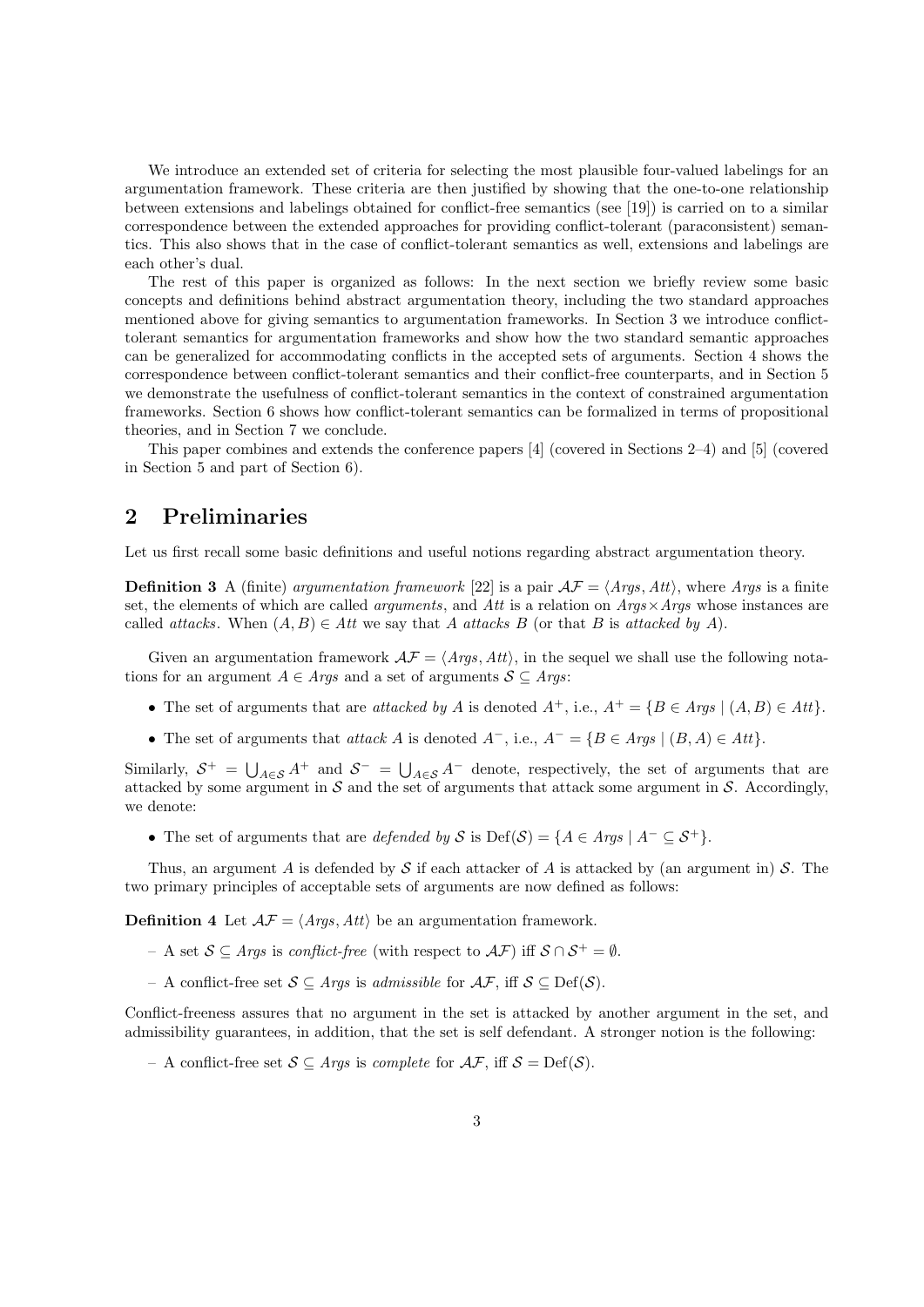We introduce an extended set of criteria for selecting the most plausible four-valued labelings for an argumentation framework. These criteria are then justified by showing that the one-to-one relationship between extensions and labelings obtained for conflict-free semantics (see [19]) is carried on to a similar correspondence between the extended approaches for providing conflict-tolerant (paraconsistent) semantics. This also shows that in the case of conflict-tolerant semantics as well, extensions and labelings are each other's dual.

The rest of this paper is organized as follows: In the next section we briefly review some basic concepts and definitions behind abstract argumentation theory, including the two standard approaches mentioned above for giving semantics to argumentation frameworks. In Section 3 we introduce conflict-tolerant semantics for argumentation frameworks and show how the two standard semantic approaches can be generalized for accommodating conflicts in the accepted sets of arguments. Section 4 shows the correspondence between conflict-tolerant semantics and their conflict-free counterparts, and in Section 5 we demonstrate the usefulness of conflict-tolerant semantics in the context of constrained argumentation frameworks. Section 6 shows how conflict-tolerant semantics can be formalized in terms of propositional theories, and in Section 7 we conclude.

This paper combines and extends the conference papers [4] (covered in Sections 2–4) and [5] (covered in Section 5 and part of Section 6).

## 2 Preliminaries

Let us first recall some basic definitions and useful notions regarding abstract argumentation theory.

**Definition 3** A (finite) *argumentation framework* [22] is a pair $\mathcal{AF} = \langle \mathit{Args}, \mathit{Att} \rangle$, where *Args* is a finite set, the elements of which are called *arguments*, and *Att* is a relation on $\mathit{Args} \times \mathit{Args}$ whose instances are called *attacks*. When $(A, B) \in \mathit{Att}$ we say that $A$ *attacks* $B$ (or that $B$ is *attacked by* $A$).

Given an argumentation framework $\mathcal{AF} = \langle \mathit{Args}, \mathit{Att} \rangle$, in the sequel we shall use the following notations for an argument $A \in \mathit{Args}$ and a set of arguments $\mathcal{S} \subseteq \mathit{Args}$:

- The set of arguments that are *attacked by* $A$ is denoted $A^+$, i.e., $A^+ = \{B \in \mathit{Args} \mid (A, B) \in \mathit{Att}\}$.
- The set of arguments that *attack* $A$ is denoted $A^-$, i.e., $A^- = \{B \in \mathit{Args} \mid (B, A) \in \mathit{Att}\}$.

Similarly, $\mathcal{S}^+ = \bigcup_{A \in \mathcal{S}} A^+$ and $\mathcal{S}^- = \bigcup_{A \in \mathcal{S}} A^-$ denote, respectively, the set of arguments that are attacked by some argument in $\mathcal{S}$ and the set of arguments that attack some argument in $\mathcal{S}$. Accordingly, we denote:

- The set of arguments that are *defended by* $\mathcal{S}$ is $\mathrm{Def}(\mathcal{S}) = \{A \in \mathit{Args} \mid A^- \subseteq \mathcal{S}^+\}$.

Thus, an argument $A$ is defended by $\mathcal{S}$ if each attacker of $A$ is attacked by (an argument in) $\mathcal{S}$. The two primary principles of acceptable sets of arguments are now defined as follows:

**Definition 4** Let $\mathcal{AF} = \langle \mathit{Args}, \mathit{Att} \rangle$ be an argumentation framework.

– A set $\mathcal{S} \subseteq \mathit{Args}$ is *conflict-free* (with respect to $\mathcal{AF}$) iff $\mathcal{S} \cap \mathcal{S}^+ = \emptyset$.

– A conflict-free set $\mathcal{S} \subseteq \mathit{Args}$ is *admissible* for $\mathcal{AF}$, iff $\mathcal{S} \subseteq \mathrm{Def}(\mathcal{S})$.

Conflict-freeness assures that no argument in the set is attacked by another argument in the set, and admissibility guarantees, in addition, that the set is self defendant. A stronger notion is the following:

– A conflict-free set $\mathcal{S} \subseteq \mathit{Args}$ is *complete* for $\mathcal{AF}$, iff $\mathcal{S} = \mathrm{Def}(\mathcal{S})$.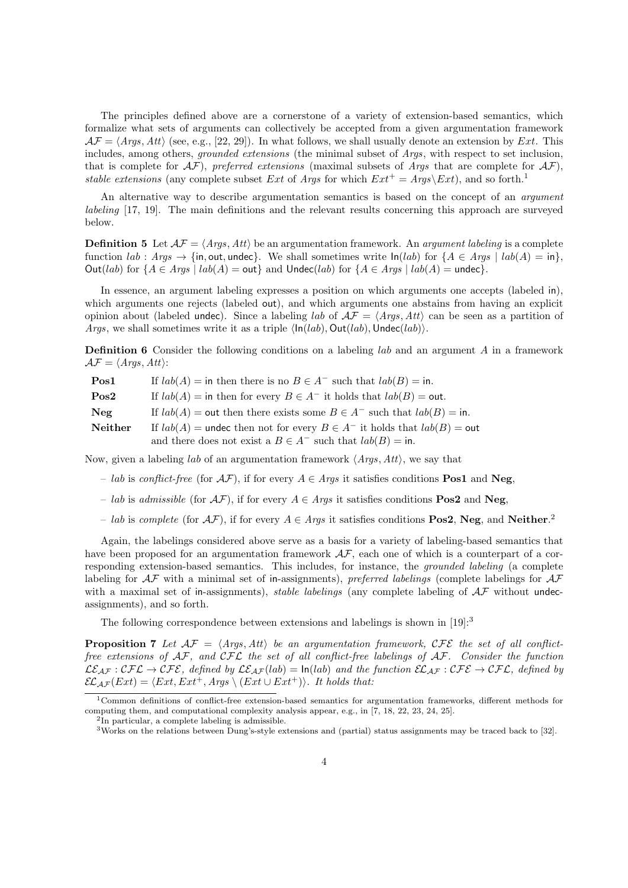The principles defined above are a cornerstone of a variety of extension-based semantics, which formalize what sets of arguments can collectively be accepted from a given argumentation framework $\mathcal{AF} = \langle Args, Att\rangle$ (see, e.g., [22, 29]). In what follows, we shall usually denote an extension by $Ext$. This includes, among others, *grounded extensions* (the minimal subset of $Args$, with respect to set inclusion, that is complete for $\mathcal{AF}$), *preferred extensions* (maximal subsets of $Args$ that are complete for $\mathcal{AF}$), *stable extensions* (any complete subset $Ext$ of $Args$ for which $Ext^+ = Args \setminus Ext$), and so forth.[1]

An alternative way to describe argumentation semantics is based on the concept of an *argument labeling* [17, 19]. The main definitions and the relevant results concerning this approach are surveyed below.

**Definition 5** Let $\mathcal{AF} = \langle Args, Att\rangle$ be an argumentation framework. An *argument labeling* is a complete function $lab : Args \to \{\mathsf{in}, \mathsf{out}, \mathsf{undec}\}$. We shall sometimes write $\mathsf{In}(lab)$ for $\{A \in Args \mid lab(A) = \mathsf{in}\}$, $\mathsf{Out}(lab)$ for $\{A \in Args \mid lab(A) = \mathsf{out}\}$ and $\mathsf{Undec}(lab)$ for $\{A \in Args \mid lab(A) = \mathsf{undec}\}$.

In essence, an argument labeling expresses a position on which arguments one accepts (labeled $\mathsf{in}$), which arguments one rejects (labeled $\mathsf{out}$), and which arguments one abstains from having an explicit opinion about (labeled $\mathsf{undec}$). Since a labeling $lab$ of $\mathcal{AF} = \langle Args, Att\rangle$ can be seen as a partition of $Args$, we shall sometimes write it as a triple $\langle \mathsf{In}(lab), \mathsf{Out}(lab), \mathsf{Undec}(lab)\rangle$.

**Definition 6** Consider the following conditions on a labeling $lab$ and an argument $A$ in a framework $\mathcal{AF} = \langle Args, Att\rangle$:

| | |
|---|---|
| **Pos1** | If $lab(A) = \mathsf{in}$ then there is no $B \in A^-$ such that $lab(B) = \mathsf{in}$. |
| **Pos2** | If $lab(A) = \mathsf{in}$ then for every $B \in A^-$ it holds that $lab(B) = \mathsf{out}$. |
| **Neg** | If $lab(A) = \mathsf{out}$ then there exists some $B \in A^-$ such that $lab(B) = \mathsf{in}$. |
| **Neither** | If $lab(A) = \mathsf{undec}$ then not for every $B \in A^-$ it holds that $lab(B) = \mathsf{out}$ and there does not exist a $B \in A^-$ such that $lab(B) = \mathsf{in}$. |

Now, given a labeling $lab$ of an argumentation framework $\langle Args, Att\rangle$, we say that

- $lab$ is *conflict-free* (for $\mathcal{AF}$), if for every $A \in Args$ it satisfies conditions **Pos1** and **Neg**,
- $lab$ is *admissible* (for $\mathcal{AF}$), if for every $A \in Args$ it satisfies conditions **Pos2** and **Neg**,
- $lab$ is *complete* (for $\mathcal{AF}$), if for every $A \in Args$ it satisfies conditions **Pos2**, **Neg**, and **Neither**.[2]

Again, the labelings considered above serve as a basis for a variety of labeling-based semantics that have been proposed for an argumentation framework $\mathcal{AF}$, each one of which is a counterpart of a corresponding extension-based semantics. This includes, for instance, the *grounded labeling* (a complete labeling for $\mathcal{AF}$ with a minimal set of $\mathsf{in}$-assignments), *preferred labelings* (complete labelings for $\mathcal{AF}$ with a maximal set of $\mathsf{in}$-assignments), *stable labelings* (any complete labeling of $\mathcal{AF}$ without $\mathsf{undec}$-assignments), and so forth.

The following correspondence between extensions and labelings is shown in [19]:[3]

**Proposition 7** *Let $\mathcal{AF} = \langle Args, Att\rangle$ be an argumentation framework, $\mathcal{CFE}$ the set of all conflict-free extensions of $\mathcal{AF}$, and $\mathcal{CFL}$ the set of all conflict-free labelings of $\mathcal{AF}$. Consider the function $\mathcal{LE}_{\mathcal{AF}} : \mathcal{CFL} \to \mathcal{CFE}$, defined by $\mathcal{LE}_{\mathcal{AF}}(lab) = \mathsf{In}(lab)$ and the function $\mathcal{EL}_{\mathcal{AF}} : \mathcal{CFE} \to \mathcal{CFL}$, defined by $\mathcal{EL}_{\mathcal{AF}}(Ext) = \langle Ext, Ext^+, Args \setminus (Ext \cup Ext^+)\rangle$. It holds that:*

---

[1] Common definitions of conflict-free extension-based semantics for argumentation frameworks, different methods for computing them, and computational complexity analysis appear, e.g., in [7, 18, 22, 23, 24, 25].

[2] In particular, a complete labeling is admissible.

[3] Works on the relations between Dung's-style extensions and (partial) status assignments may be traced back to [32].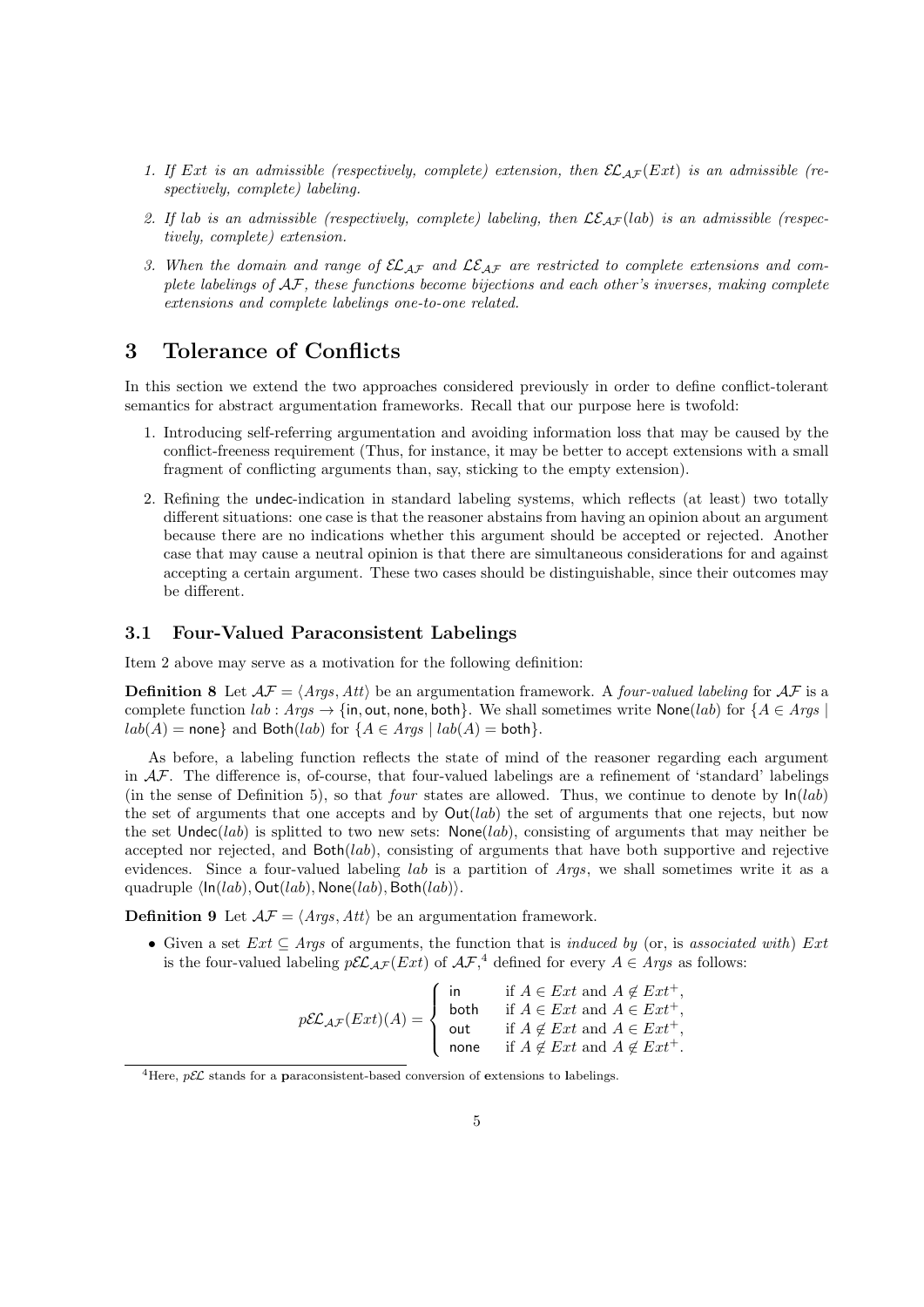1. *If $Ext$ is an admissible (respectively, complete) extension, then $\mathcal{EL}_{\mathcal{AF}}(Ext)$ is an admissible (respectively, complete) labeling.*

2. *If $lab$ is an admissible (respectively, complete) labeling, then $\mathcal{LE}_{\mathcal{AF}}(lab)$ is an admissible (respectively, complete) extension.*

3. *When the domain and range of $\mathcal{EL}_{\mathcal{AF}}$ and $\mathcal{LE}_{\mathcal{AF}}$ are restricted to complete extensions and complete labelings of $\mathcal{AF}$, these functions become bijections and each other's inverses, making complete extensions and complete labelings one-to-one related.*

# 3 Tolerance of Conflicts

In this section we extend the two approaches considered previously in order to define conflict-tolerant semantics for abstract argumentation frameworks. Recall that our purpose here is twofold:

1. Introducing self-referring argumentation and avoiding information loss that may be caused by the conflict-freeness requirement (Thus, for instance, it may be better to accept extensions with a small fragment of conflicting arguments than, say, sticking to the empty extension).

2. Refining the $\mathsf{undec}$-indication in standard labeling systems, which reflects (at least) two totally different situations: one case is that the reasoner abstains from having an opinion about an argument because there are no indications whether this argument should be accepted or rejected. Another case that may cause a neutral opinion is that there are simultaneous considerations for and against accepting a certain argument. These two cases should be distinguishable, since their outcomes may be different.

## 3.1 Four-Valued Paraconsistent Labelings

Item 2 above may serve as a motivation for the following definition:

**Definition 8** Let $\mathcal{AF} = \langle Args, Att \rangle$ be an argumentation framework. A *four-valued labeling* for $\mathcal{AF}$ is a complete function $lab : Args \to \{\mathsf{in}, \mathsf{out}, \mathsf{none}, \mathsf{both}\}$. We shall sometimes write $\mathsf{None}(lab)$ for $\{A \in Args \mid lab(A) = \mathsf{none}\}$ and $\mathsf{Both}(lab)$ for $\{A \in Args \mid lab(A) = \mathsf{both}\}$.

As before, a labeling function reflects the state of mind of the reasoner regarding each argument in $\mathcal{AF}$. The difference is, of-course, that four-valued labelings are a refinement of 'standard' labelings (in the sense of Definition 5), so that *four* states are allowed. Thus, we continue to denote by $\mathsf{In}(lab)$ the set of arguments that one accepts and by $\mathsf{Out}(lab)$ the set of arguments that one rejects, but now the set $\mathsf{Undec}(lab)$ is splitted to two new sets: $\mathsf{None}(lab)$, consisting of arguments that may neither be accepted nor rejected, and $\mathsf{Both}(lab)$, consisting of arguments that have both supportive and rejective evidences. Since a four-valued labeling $lab$ is a partition of $Args$, we shall sometimes write it as a quadruple $\langle \mathsf{In}(lab), \mathsf{Out}(lab), \mathsf{None}(lab), \mathsf{Both}(lab) \rangle$.

**Definition 9** Let $\mathcal{AF} = \langle Args, Att \rangle$ be an argumentation framework.

- Given a set $Ext \subseteq Args$ of arguments, the function that is *induced by* (or, is *associated with*) $Ext$ is the four-valued labeling $p\mathcal{EL}_{\mathcal{AF}}(Ext)$ of $\mathcal{AF}$,[4] defined for every $A \in Args$ as follows:

$$p\mathcal{EL}_{\mathcal{AF}}(Ext)(A) = \begin{cases} \mathsf{in} & \text{if } A \in Ext \text{ and } A \notin Ext^+, \\ \mathsf{both} & \text{if } A \in Ext \text{ and } A \in Ext^+, \\ \mathsf{out} & \text{if } A \notin Ext \text{ and } A \in Ext^+, \\ \mathsf{none} & \text{if } A \notin Ext \text{ and } A \notin Ext^+. \end{cases}$$

[4] Here, $p\mathcal{EL}$ stands for a **p**araconsistent-based conversion of **e**xtensions to **l**abelings.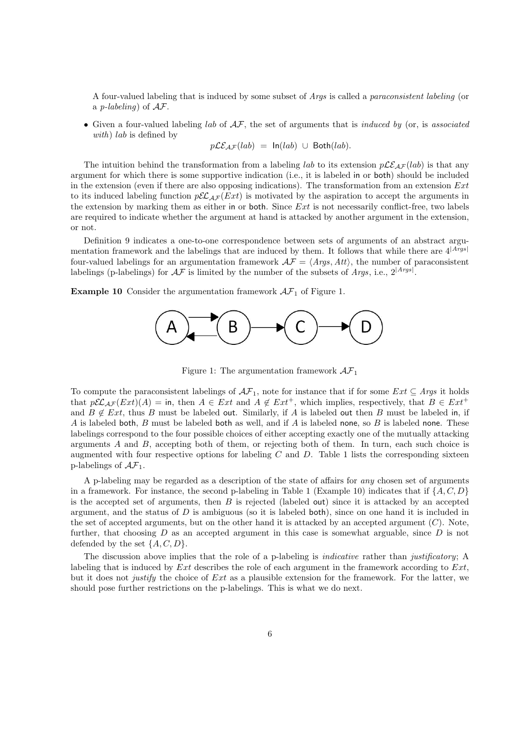A four-valued labeling that is induced by some subset of *Args* is called a *paraconsistent labeling* (or a *p-labeling*) of $\mathcal{AF}$.

- Given a four-valued labeling *lab* of $\mathcal{AF}$, the set of arguments that is *induced by* (or, is *associated with*) *lab* is defined by

$$p\mathcal{LE}_{\mathcal{AF}}(lab) \;=\; \mathsf{In}(lab) \;\cup\; \mathsf{Both}(lab).$$

The intuition behind the transformation from a labeling *lab* to its extension $p\mathcal{LE}_{\mathcal{AF}}(lab)$ is that any argument for which there is some supportive indication (i.e., it is labeled in or both) should be included in the extension (even if there are also opposing indications). The transformation from an extension *Ext* to its induced labeling function $p\mathcal{EL}_{\mathcal{AF}}(Ext)$ is motivated by the aspiration to accept the arguments in the extension by marking them as either in or both. Since *Ext* is not necessarily conflict-free, two labels are required to indicate whether the argument at hand is attacked by another argument in the extension, or not.

Definition 9 indicates a one-to-one correspondence between sets of arguments of an abstract argumentation framework and the labelings that are induced by them. It follows that while there are $4^{|Args|}$ four-valued labelings for an argumentation framework $\mathcal{AF} = \langle Args, Att\rangle$, the number of paraconsistent labelings (p-labelings) for $\mathcal{AF}$ is limited by the number of the subsets of *Args*, i.e., $2^{|Args|}$.

**Example 10** Consider the argumentation framework $\mathcal{AF}_1$ of Figure 1.

Figure 1: The argumentation framework $\mathcal{AF}_1$

To compute the paraconsistent labelings of $\mathcal{AF}_1$, note for instance that if for some $Ext \subseteq Args$ it holds that $p\mathcal{EL}_{\mathcal{AF}}(Ext)(A) = \mathsf{in}$, then $A \in Ext$ and $A \notin Ext^+$, which implies, respectively, that $B \in Ext^+$ and $B \notin Ext$, thus $B$ must be labeled out. Similarly, if $A$ is labeled out then $B$ must be labeled in, if $A$ is labeled both, $B$ must be labeled both as well, and if $A$ is labeled none, so $B$ is labeled none. These labelings correspond to the four possible choices of either accepting exactly one of the mutually attacking arguments $A$ and $B$, accepting both of them, or rejecting both of them. In turn, each such choice is augmented with four respective options for labeling $C$ and $D$. Table 1 lists the corresponding sixteen p-labelings of $\mathcal{AF}_1$.

A p-labeling may be regarded as a description of the state of affairs for *any* chosen set of arguments in a framework. For instance, the second p-labeling in Table 1 (Example 10) indicates that if $\{A, C, D\}$ is the accepted set of arguments, then $B$ is rejected (labeled out) since it is attacked by an accepted argument, and the status of $D$ is ambiguous (so it is labeled both), since on one hand it is included in the set of accepted arguments, but on the other hand it is attacked by an accepted argument ($C$). Note, further, that choosing $D$ as an accepted argument in this case is somewhat arguable, since $D$ is not defended by the set $\{A, C, D\}$.

The discussion above implies that the role of a p-labeling is *indicative* rather than *justificatory*; A labeling that is induced by *Ext* describes the role of each argument in the framework according to *Ext*, but it does not *justify* the choice of *Ext* as a plausible extension for the framework. For the latter, we should pose further restrictions on the p-labelings. This is what we do next.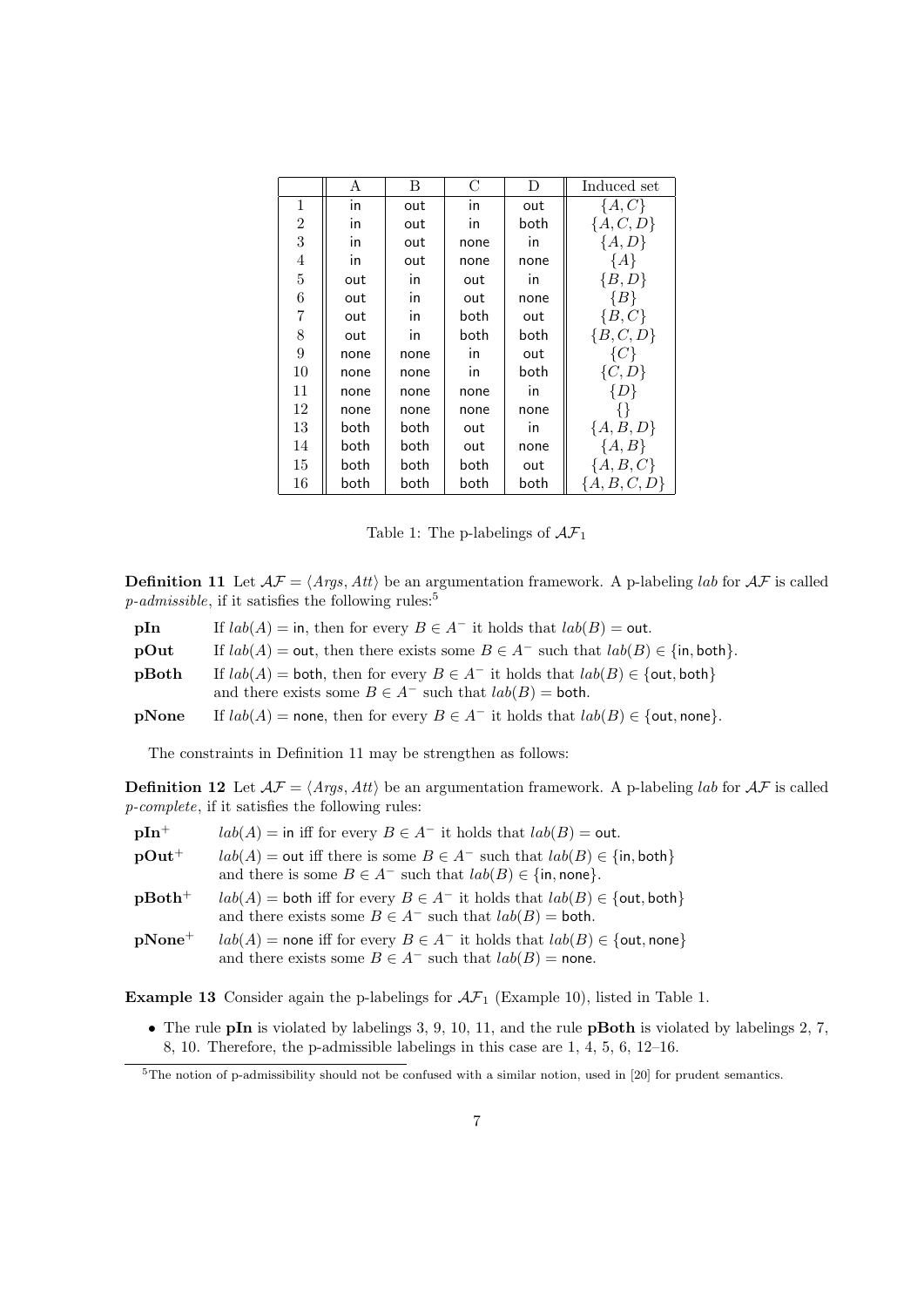|  | A | B | C | D | Induced set |
|---|---|---|---|---|---|
| 1 | in | out | in | out | $\{A, C\}$ |
| 2 | in | out | in | both | $\{A, C, D\}$ |
| 3 | in | out | none | in | $\{A, D\}$ |
| 4 | in | out | none | none | $\{A\}$ |
| 5 | out | in | out | in | $\{B, D\}$ |
| 6 | out | in | out | none | $\{B\}$ |
| 7 | out | in | both | out | $\{B, C\}$ |
| 8 | out | in | both | both | $\{B, C, D\}$ |
| 9 | none | none | in | out | $\{C\}$ |
| 10 | none | none | in | both | $\{C, D\}$ |
| 11 | none | none | none | in | $\{D\}$ |
| 12 | none | none | none | none | $\{\}$ |
| 13 | both | both | out | in | $\{A, B, D\}$ |
| 14 | both | both | out | none | $\{A, B\}$ |
| 15 | both | both | both | out | $\{A, B, C\}$ |
| 16 | both | both | both | both | $\{A, B, C, D\}$ |

Table 1: The p-labelings of $\mathcal{AF}_1$

**Definition 11** Let $\mathcal{AF} = \langle Args, Att \rangle$ be an argumentation framework. A p-labeling $lab$ for $\mathcal{AF}$ is called *p-admissible*, if it satisfies the following rules:[5]

- **pIn** If $lab(A) = \mathsf{in}$, then for every $B \in A^-$ it holds that $lab(B) = \mathsf{out}$.
- **pOut** If $lab(A) = \mathsf{out}$, then there exists some $B \in A^-$ such that $lab(B) \in \{\mathsf{in}, \mathsf{both}\}$.
- **pBoth** If $lab(A) = \mathsf{both}$, then for every $B \in A^-$ it holds that $lab(B) \in \{\mathsf{out}, \mathsf{both}\}$ and there exists some $B \in A^-$ such that $lab(B) = \mathsf{both}$.
- **pNone** If $lab(A) = \mathsf{none}$, then for every $B \in A^-$ it holds that $lab(B) \in \{\mathsf{out}, \mathsf{none}\}$.

The constraints in Definition 11 may be strengthen as follows:

**Definition 12** Let $\mathcal{AF} = \langle Args, Att \rangle$ be an argumentation framework. A p-labeling $lab$ for $\mathcal{AF}$ is called *p-complete*, if it satisfies the following rules:

- **pIn$^+$** $lab(A) = \mathsf{in}$ iff for every $B \in A^-$ it holds that $lab(B) = \mathsf{out}$.
- **pOut$^+$** $lab(A) = \mathsf{out}$ iff there is some $B \in A^-$ such that $lab(B) \in \{\mathsf{in}, \mathsf{both}\}$ and there is some $B \in A^-$ such that $lab(B) \in \{\mathsf{in}, \mathsf{none}\}$.
- **pBoth$^+$** $lab(A) = \mathsf{both}$ iff for every $B \in A^-$ it holds that $lab(B) \in \{\mathsf{out}, \mathsf{both}\}$ and there exists some $B \in A^-$ such that $lab(B) = \mathsf{both}$.
- **pNone$^+$** $lab(A) = \mathsf{none}$ iff for every $B \in A^-$ it holds that $lab(B) \in \{\mathsf{out}, \mathsf{none}\}$ and there exists some $B \in A^-$ such that $lab(B) = \mathsf{none}$.

**Example 13** Consider again the p-labelings for $\mathcal{AF}_1$ (Example 10), listed in Table 1.

- The rule **pIn** is violated by labelings 3, 9, 10, 11, and the rule **pBoth** is violated by labelings 2, 7, 8, 10. Therefore, the p-admissible labelings in this case are 1, 4, 5, 6, 12–16.

[5] The notion of p-admissibility should not be confused with a similar notion, used in [20] for prudent semantics.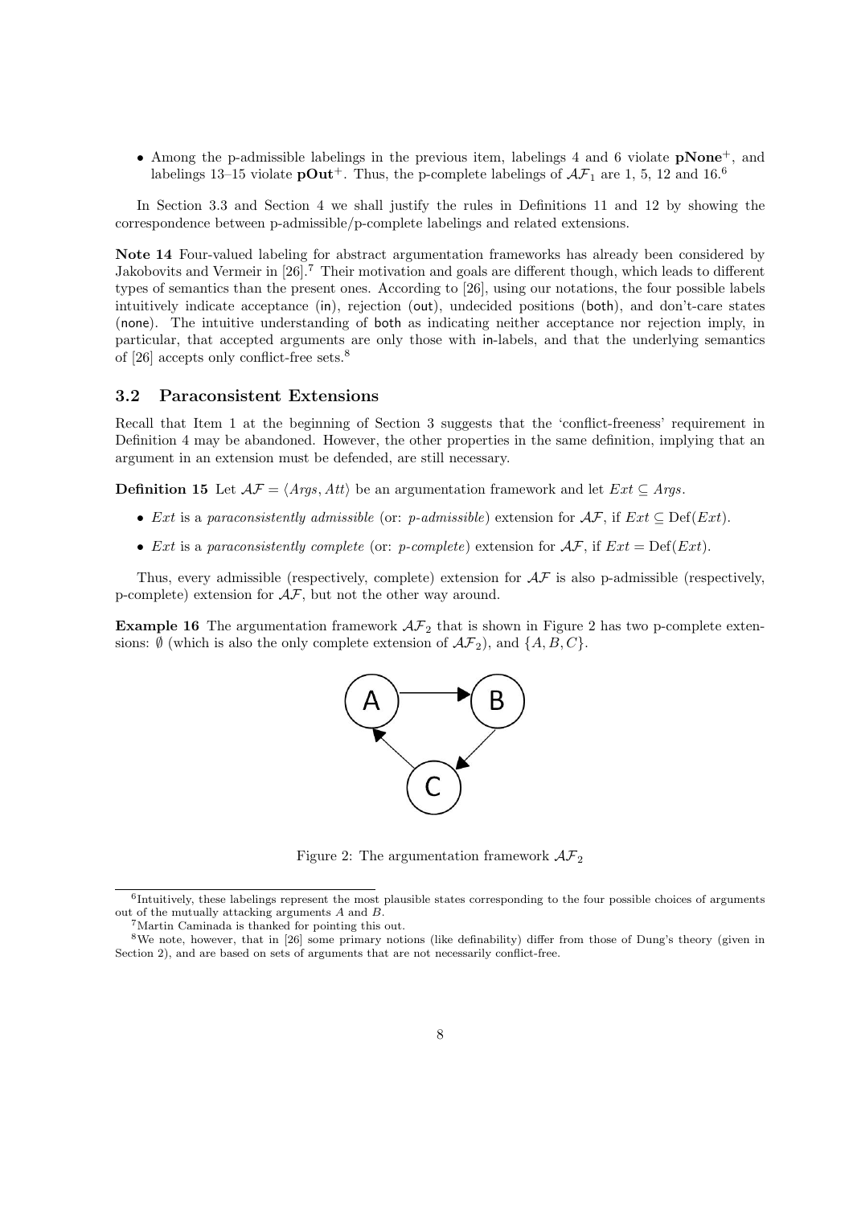- Among the p-admissible labelings in the previous item, labelings 4 and 6 violate **pNone**$^+$, and labelings 13–15 violate **pOut**$^+$. Thus, the p-complete labelings of $\mathcal{AF}_1$ are 1, 5, 12 and 16.[6]

In Section 3.3 and Section 4 we shall justify the rules in Definitions 11 and 12 by showing the correspondence between p-admissible/p-complete labelings and related extensions.

**Note 14** Four-valued labeling for abstract argumentation frameworks has already been considered by Jakobovits and Vermeir in [26].[7] Their motivation and goals are different though, which leads to different types of semantics than the present ones. According to [26], using our notations, the four possible labels intuitively indicate acceptance (in), rejection (out), undecided positions (both), and don't-care states (none). The intuitive understanding of both as indicating neither acceptance nor rejection imply, in particular, that accepted arguments are only those with in-labels, and that the underlying semantics of [26] accepts only conflict-free sets.[8]

### 3.2 Paraconsistent Extensions

Recall that Item 1 at the beginning of Section 3 suggests that the 'conflict-freeness' requirement in Definition 4 may be abandoned. However, the other properties in the same definition, implying that an argument in an extension must be defended, are still necessary.

**Definition 15** Let $\mathcal{AF} = \langle Args, Att \rangle$ be an argumentation framework and let $Ext \subseteq Args$.

- $Ext$ is a *paraconsistently admissible* (or: *p-admissible*) extension for $\mathcal{AF}$, if $Ext \subseteq \mathrm{Def}(Ext)$.
- $Ext$ is a *paraconsistently complete* (or: *p-complete*) extension for $\mathcal{AF}$, if $Ext = \mathrm{Def}(Ext)$.

Thus, every admissible (respectively, complete) extension for $\mathcal{AF}$ is also p-admissible (respectively, p-complete) extension for $\mathcal{AF}$, but not the other way around.

**Example 16** The argumentation framework $\mathcal{AF}_2$ that is shown in Figure 2 has two p-complete extensions: $\emptyset$ (which is also the only complete extension of $\mathcal{AF}_2$), and $\{A, B, C\}$.

Figure 2: The argumentation framework $\mathcal{AF}_2$

[6] Intuitively, these labelings represent the most plausible states corresponding to the four possible choices of arguments out of the mutually attacking arguments $A$ and $B$.

[7] Martin Caminada is thanked for pointing this out.

[8] We note, however, that in [26] some primary notions (like definability) differ from those of Dung's theory (given in Section 2), and are based on sets of arguments that are not necessarily conflict-free.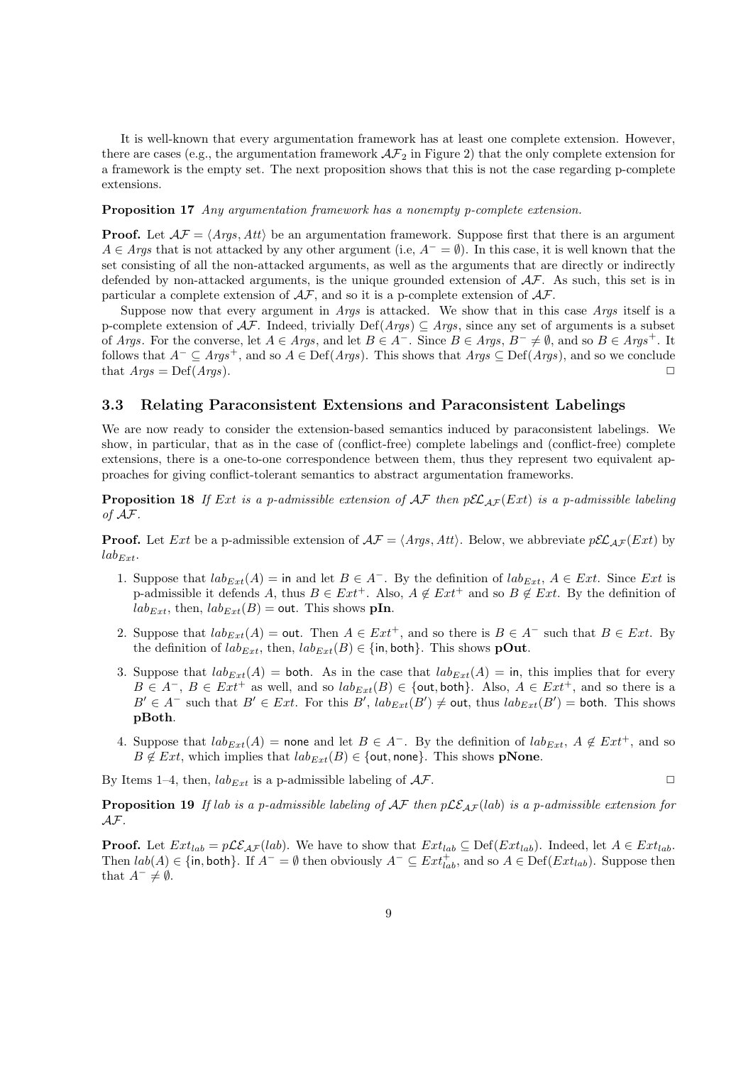It is well-known that every argumentation framework has at least one complete extension. However, there are cases (e.g., the argumentation framework $\mathcal{AF}_2$ in Figure 2) that the only complete extension for a framework is the empty set. The next proposition shows that this is not the case regarding p-complete extensions.

**Proposition 17** *Any argumentation framework has a nonempty p-complete extension.*

**Proof.** Let $\mathcal{AF} = \langle Args, Att \rangle$ be an argumentation framework. Suppose first that there is an argument $A \in Args$ that is not attacked by any other argument (i.e, $A^- = \emptyset$). In this case, it is well known that the set consisting of all the non-attacked arguments, as well as the arguments that are directly or indirectly defended by non-attacked arguments, is the unique grounded extension of $\mathcal{AF}$. As such, this set is in particular a complete extension of $\mathcal{AF}$, and so it is a p-complete extension of $\mathcal{AF}$.

Suppose now that every argument in $Args$ is attacked. We show that in this case $Args$ itself is a p-complete extension of $\mathcal{AF}$. Indeed, trivially $\text{Def}(Args) \subseteq Args$, since any set of arguments is a subset of $Args$. For the converse, let $A \in Args$, and let $B \in A^-$. Since $B \in Args$, $B^- \neq \emptyset$, and so $B \in Args^+$. It follows that $A^- \subseteq Args^+$, and so $A \in \text{Def}(Args)$. This shows that $Args \subseteq \text{Def}(Args)$, and so we conclude that $Args = \text{Def}(Args)$. $\square$

### 3.3 Relating Paraconsistent Extensions and Paraconsistent Labelings

We are now ready to consider the extension-based semantics induced by paraconsistent labelings. We show, in particular, that as in the case of (conflict-free) complete labelings and (conflict-free) complete extensions, there is a one-to-one correspondence between them, thus they represent two equivalent approaches for giving conflict-tolerant semantics to abstract argumentation frameworks.

**Proposition 18** *If $Ext$ is a p-admissible extension of $\mathcal{AF}$ then $p\mathcal{EL}_{\mathcal{AF}}(Ext)$ is a p-admissible labeling of $\mathcal{AF}$.*

**Proof.** Let $Ext$ be a p-admissible extension of $\mathcal{AF} = \langle Args, Att \rangle$. Below, we abbreviate $p\mathcal{EL}_{\mathcal{AF}}(Ext)$ by $lab_{Ext}$.

1. Suppose that $lab_{Ext}(A) = \mathsf{in}$ and let $B \in A^-$. By the definition of $lab_{Ext}$, $A \in Ext$. Since $Ext$ is p-admissible it defends $A$, thus $B \in Ext^+$. Also, $A \notin Ext^+$ and so $B \notin Ext$. By the definition of $lab_{Ext}$, then, $lab_{Ext}(B) = \mathsf{out}$. This shows **pIn**.
2. Suppose that $lab_{Ext}(A) = \mathsf{out}$. Then $A \in Ext^+$, and so there is $B \in A^-$ such that $B \in Ext$. By the definition of $lab_{Ext}$, then, $lab_{Ext}(B) \in \{\mathsf{in}, \mathsf{both}\}$. This shows **pOut**.
3. Suppose that $lab_{Ext}(A) = \mathsf{both}$. As in the case that $lab_{Ext}(A) = \mathsf{in}$, this implies that for every $B \in A^-$, $B \in Ext^+$ as well, and so $lab_{Ext}(B) \in \{\mathsf{out}, \mathsf{both}\}$. Also, $A \in Ext^+$, and so there is a $B' \in A^-$ such that $B' \in Ext$. For this $B'$, $lab_{Ext}(B') \neq \mathsf{out}$, thus $lab_{Ext}(B') = \mathsf{both}$. This shows **pBoth**.
4. Suppose that $lab_{Ext}(A) = \mathsf{none}$ and let $B \in A^-$. By the definition of $lab_{Ext}$, $A \notin Ext^+$, and so $B \notin Ext$, which implies that $lab_{Ext}(B) \in \{\mathsf{out}, \mathsf{none}\}$. This shows **pNone**.

By Items 1–4, then, $lab_{Ext}$ is a p-admissible labeling of $\mathcal{AF}$. $\square$

**Proposition 19** *If $lab$ is a p-admissible labeling of $\mathcal{AF}$ then $p\mathcal{LE}_{\mathcal{AF}}(lab)$ is a p-admissible extension for $\mathcal{AF}$.*

**Proof.** Let $Ext_{lab} = p\mathcal{LE}_{\mathcal{AF}}(lab)$. We have to show that $Ext_{lab} \subseteq \text{Def}(Ext_{lab})$. Indeed, let $A \in Ext_{lab}$. Then $lab(A) \in \{\mathsf{in}, \mathsf{both}\}$. If $A^- = \emptyset$ then obviously $A^- \subseteq Ext^+_{lab}$, and so $A \in \text{Def}(Ext_{lab})$. Suppose then that $A^- \neq \emptyset$.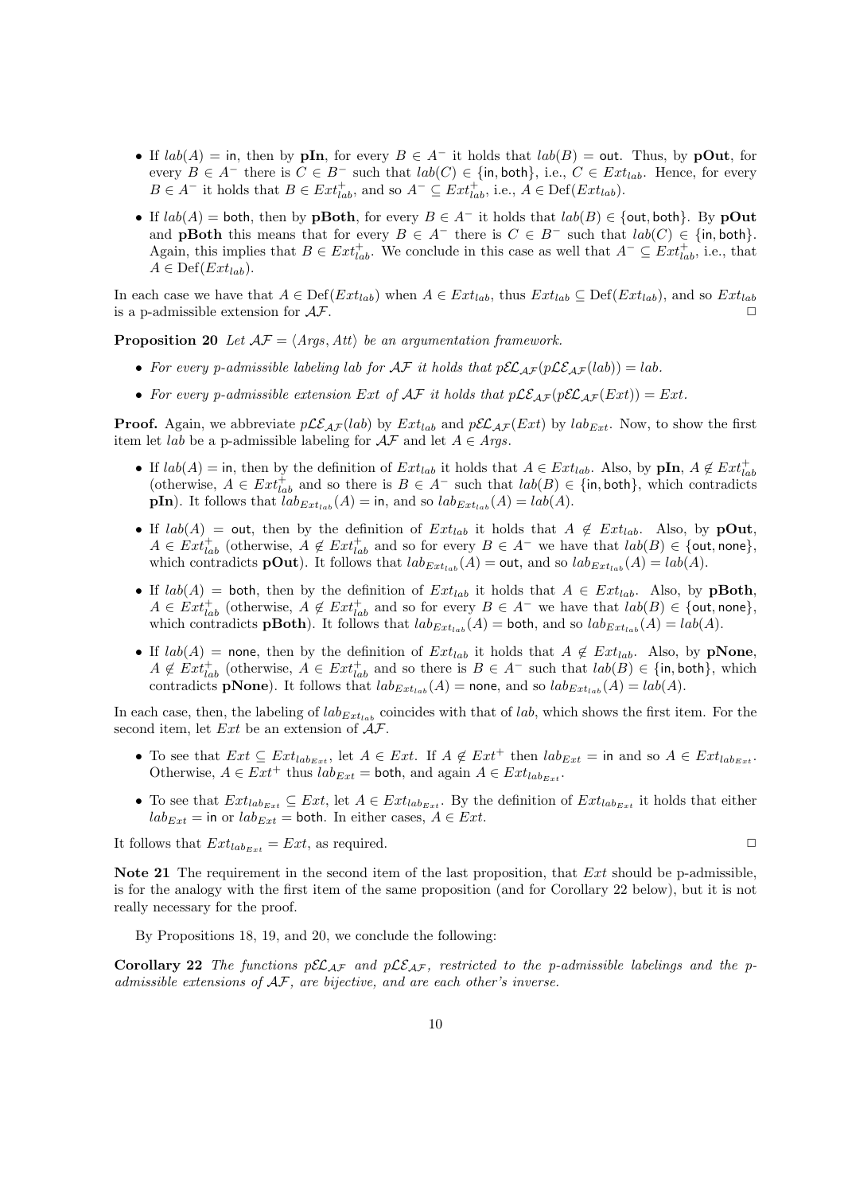- If $lab(A) = \mathsf{in}$, then by **pIn**, for every $B \in A^-$ it holds that $lab(B) = \mathsf{out}$. Thus, by **pOut**, for every $B \in A^-$ there is $C \in B^-$ such that $lab(C) \in \{\mathsf{in}, \mathsf{both}\}$, i.e., $C \in Ext_{lab}$. Hence, for every $B \in A^-$ it holds that $B \in Ext^+_{lab}$, and so $A^- \subseteq Ext^+_{lab}$, i.e., $A \in \mathrm{Def}(Ext_{lab})$.
- If $lab(A) = \mathsf{both}$, then by **pBoth**, for every $B \in A^-$ it holds that $lab(B) \in \{\mathsf{out}, \mathsf{both}\}$. By **pOut** and **pBoth** this means that for every $B \in A^-$ there is $C \in B^-$ such that $lab(C) \in \{\mathsf{in}, \mathsf{both}\}$. Again, this implies that $B \in Ext^+_{lab}$. We conclude in this case as well that $A^- \subseteq Ext^+_{lab}$, i.e., that $A \in \mathrm{Def}(Ext_{lab})$.

In each case we have that $A \in \mathrm{Def}(Ext_{lab})$ when $A \in Ext_{lab}$, thus $Ext_{lab} \subseteq \mathrm{Def}(Ext_{lab})$, and so $Ext_{lab}$ is a p-admissible extension for $\mathcal{AF}$. $\square$

**Proposition 20** *Let $\mathcal{AF} = \langle Args, Att \rangle$ be an argumentation framework.*

- *For every p-admissible labeling lab for $\mathcal{AF}$ it holds that $p\mathcal{EL}_{\mathcal{AF}}(p\mathcal{LE}_{\mathcal{AF}}(lab)) = lab$.*
- *For every p-admissible extension Ext of $\mathcal{AF}$ it holds that $p\mathcal{LE}_{\mathcal{AF}}(p\mathcal{EL}_{\mathcal{AF}}(Ext)) = Ext$.*

**Proof.** Again, we abbreviate $p\mathcal{LE}_{\mathcal{AF}}(lab)$ by $Ext_{lab}$ and $p\mathcal{EL}_{\mathcal{AF}}(Ext)$ by $lab_{Ext}$. Now, to show the first item let $lab$ be a p-admissible labeling for $\mathcal{AF}$ and let $A \in Args$.

- If $lab(A) = \mathsf{in}$, then by the definition of $Ext_{lab}$ it holds that $A \in Ext_{lab}$. Also, by **pIn**, $A \notin Ext^+_{lab}$ (otherwise, $A \in Ext^+_{lab}$ and so there is $B \in A^-$ such that $lab(B) \in \{\mathsf{in}, \mathsf{both}\}$, which contradicts **pIn**). It follows that $lab_{Ext_{lab}}(A) = \mathsf{in}$, and so $lab_{Ext_{lab}}(A) = lab(A)$.
- If $lab(A) = \mathsf{out}$, then by the definition of $Ext_{lab}$ it holds that $A \notin Ext_{lab}$. Also, by **pOut**, $A \in Ext^+_{lab}$ (otherwise, $A \notin Ext^+_{lab}$ and so for every $B \in A^-$ we have that $lab(B) \in \{\mathsf{out}, \mathsf{none}\}$, which contradicts **pOut**). It follows that $lab_{Ext_{lab}}(A) = \mathsf{out}$, and so $lab_{Ext_{lab}}(A) = lab(A)$.
- If $lab(A) = \mathsf{both}$, then by the definition of $Ext_{lab}$ it holds that $A \in Ext_{lab}$. Also, by **pBoth**, $A \in Ext^+_{lab}$ (otherwise, $A \notin Ext^+_{lab}$ and so for every $B \in A^-$ we have that $lab(B) \in \{\mathsf{out}, \mathsf{none}\}$, which contradicts **pBoth**). It follows that $lab_{Ext_{lab}}(A) = \mathsf{both}$, and so $lab_{Ext_{lab}}(A) = lab(A)$.
- If $lab(A) = \mathsf{none}$, then by the definition of $Ext_{lab}$ it holds that $A \notin Ext_{lab}$. Also, by **pNone**, $A \notin Ext^+_{lab}$ (otherwise, $A \in Ext^+_{lab}$ and so there is $B \in A^-$ such that $lab(B) \in \{\mathsf{in}, \mathsf{both}\}$, which contradicts **pNone**). It follows that $lab_{Ext_{lab}}(A) = \mathsf{none}$, and so $lab_{Ext_{lab}}(A) = lab(A)$.

In each case, then, the labeling of $lab_{Ext_{lab}}$ coincides with that of $lab$, which shows the first item. For the second item, let $Ext$ be an extension of $\mathcal{AF}$.

- To see that $Ext \subseteq Ext_{lab_{Ext}}$, let $A \in Ext$. If $A \notin Ext^+$ then $lab_{Ext} = \mathsf{in}$ and so $A \in Ext_{lab_{Ext}}$. Otherwise, $A \in Ext^+$ thus $lab_{Ext} = \mathsf{both}$, and again $A \in Ext_{lab_{Ext}}$.
- To see that $Ext_{lab_{Ext}} \subseteq Ext$, let $A \in Ext_{lab_{Ext}}$. By the definition of $Ext_{lab_{Ext}}$ it holds that either $lab_{Ext} = \mathsf{in}$ or $lab_{Ext} = \mathsf{both}$. In either cases, $A \in Ext$.

It follows that $Ext_{lab_{Ext}} = Ext$, as required. $\square$

**Note 21** The requirement in the second item of the last proposition, that $Ext$ should be p-admissible, is for the analogy with the first item of the same proposition (and for Corollary 22 below), but it is not really necessary for the proof.

By Propositions 18, 19, and 20, we conclude the following:

**Corollary 22** *The functions $p\mathcal{EL}_{\mathcal{AF}}$ and $p\mathcal{LE}_{\mathcal{AF}}$, restricted to the p-admissible labelings and the p-admissible extensions of $\mathcal{AF}$, are bijective, and are each other's inverse.*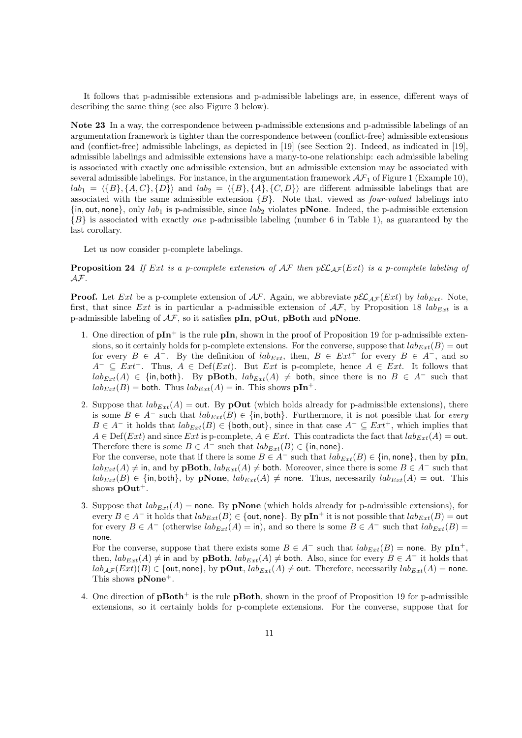It follows that p-admissible extensions and p-admissible labelings are, in essence, different ways of describing the same thing (see also Figure 3 below).

**Note 23** In a way, the correspondence between p-admissible extensions and p-admissible labelings of an argumentation framework is tighter than the correspondence between (conflict-free) admissible extensions and (conflict-free) admissible labelings, as depicted in [19] (see Section 2). Indeed, as indicated in [19], admissible labelings and admissible extensions have a many-to-one relationship: each admissible labeling is associated with exactly one admissible extension, but an admissible extension may be associated with several admissible labelings. For instance, in the argumentation framework $\mathcal{AF}_1$ of Figure 1 (Example 10), $lab_1 = \langle\{B\},\{A,C\},\{D\}\rangle$ and $lab_2 = \langle\{B\},\{A\},\{C,D\}\rangle$ are different admissible labelings that are associated with the same admissible extension $\{B\}$. Note that, viewed as *four-valued* labelings into $\{\mathsf{in},\mathsf{out},\mathsf{none}\}$, only $lab_1$ is p-admissible, since $lab_2$ violates **pNone**. Indeed, the p-admissible extension $\{B\}$ is associated with exactly *one* p-admissible labeling (number 6 in Table 1), as guaranteed by the last corollary.

Let us now consider p-complete labelings.

**Proposition 24** *If $Ext$ is a p-complete extension of $\mathcal{AF}$ then $p\mathcal{EL}_{\mathcal{AF}}(Ext)$ is a p-complete labeling of $\mathcal{AF}$.*

**Proof.** Let $Ext$ be a p-complete extension of $\mathcal{AF}$. Again, we abbreviate $p\mathcal{EL}_{\mathcal{AF}}(Ext)$ by $lab_{Ext}$. Note, first, that since $Ext$ is in particular a p-admissible extension of $\mathcal{AF}$, by Proposition 18 $lab_{Ext}$ is a p-admissible labeling of $\mathcal{AF}$, so it satisfies **pIn**, **pOut**, **pBoth** and **pNone**.

1. One direction of $\mathbf{pIn}^+$ is the rule **pIn**, shown in the proof of Proposition 19 for p-admissible extensions, so it certainly holds for p-complete extensions. For the converse, suppose that $lab_{Ext}(B) = \mathsf{out}$ for every $B \in A^-$. By the definition of $lab_{Ext}$, then, $B \in Ext^+$ for every $B \in A^-$, and so $A^- \subseteq Ext^+$. Thus, $A \in \mathrm{Def}(Ext)$. But $Ext$ is p-complete, hence $A \in Ext$. It follows that $lab_{Ext}(A) \in \{\mathsf{in},\mathsf{both}\}$. By **pBoth**, $lab_{Ext}(A) \neq \mathsf{both}$, since there is no $B \in A^-$ such that $lab_{Ext}(B) = \mathsf{both}$. Thus $lab_{Ext}(A) = \mathsf{in}$. This shows $\mathbf{pIn}^+$.

2. Suppose that $lab_{Ext}(A) = \mathsf{out}$. By **pOut** (which holds already for p-admissible extensions), there is some $B \in A^-$ such that $lab_{Ext}(B) \in \{\mathsf{in},\mathsf{both}\}$. Furthermore, it is not possible that for *every* $B \in A^-$ it holds that $lab_{Ext}(B) \in \{\mathsf{both},\mathsf{out}\}$, since in that case $A^- \subseteq Ext^+$, which implies that $A \in \mathrm{Def}(Ext)$ and since $Ext$ is p-complete, $A \in Ext$. This contradicts the fact that $lab_{Ext}(A) = \mathsf{out}$. Therefore there is some $B \in A^-$ such that $lab_{Ext}(B) \in \{\mathsf{in},\mathsf{none}\}$.
For the converse, note that if there is some $B \in A^-$ such that $lab_{Ext}(B) \in \{\mathsf{in},\mathsf{none}\}$, then by **pIn**, $lab_{Ext}(A) \neq \mathsf{in}$, and by **pBoth**, $lab_{Ext}(A) \neq \mathsf{both}$. Moreover, since there is some $B \in A^-$ such that $lab_{Ext}(B) \in \{\mathsf{in},\mathsf{both}\}$, by **pNone**, $lab_{Ext}(A) \neq \mathsf{none}$. Thus, necessarily $lab_{Ext}(A) = \mathsf{out}$. This shows $\mathbf{pOut}^+$.

3. Suppose that $lab_{Ext}(A) = \mathsf{none}$. By **pNone** (which holds already for p-admissible extensions), for every $B \in A^-$ it holds that $lab_{Ext}(B) \in \{\mathsf{out},\mathsf{none}\}$. By $\mathbf{pIn}^+$ it is not possible that $lab_{Ext}(B) = \mathsf{out}$ for every $B \in A^-$ (otherwise $lab_{Ext}(A) = \mathsf{in}$), and so there is some $B \in A^-$ such that $lab_{Ext}(B) = \mathsf{none}$.
For the converse, suppose that there exists some $B \in A^-$ such that $lab_{Ext}(B) = \mathsf{none}$. By $\mathbf{pIn}^+$, then, $lab_{Ext}(A) \neq \mathsf{in}$ and by **pBoth**, $lab_{Ext}(A) \neq \mathsf{both}$. Also, since for every $B \in A^-$ it holds that $lab_{\mathcal{AF}}(Ext)(B) \in \{\mathsf{out},\mathsf{none}\}$, by **pOut**, $lab_{Ext}(A) \neq \mathsf{out}$. Therefore, necessarily $lab_{Ext}(A) = \mathsf{none}$. This shows $\mathbf{pNone}^+$.

4. One direction of $\mathbf{pBoth}^+$ is the rule **pBoth**, shown in the proof of Proposition 19 for p-admissible extensions, so it certainly holds for p-complete extensions. For the converse, suppose that for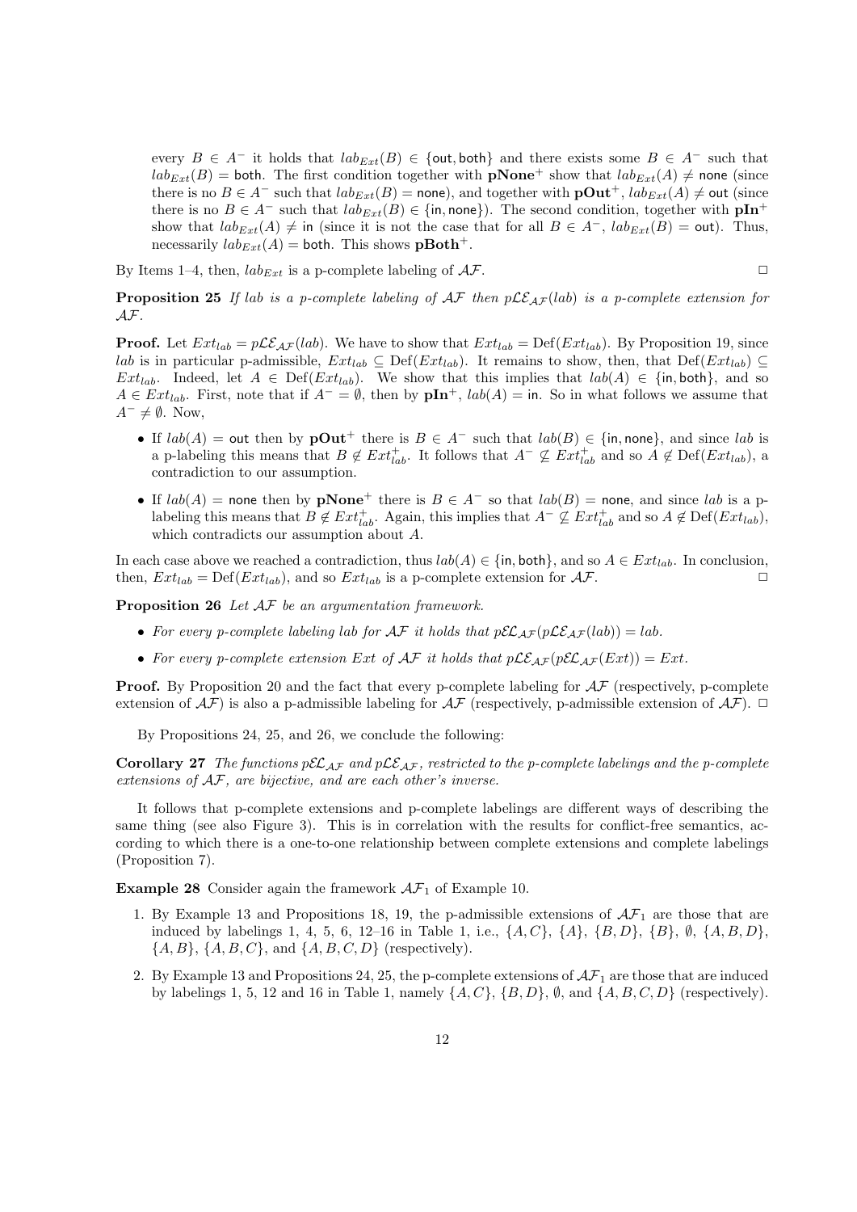every $B \in A^-$ it holds that $lab_{Ext}(B) \in \{\mathsf{out}, \mathsf{both}\}$ and there exists some $B \in A^-$ such that $lab_{Ext}(B) = \mathsf{both}$. The first condition together with $\mathbf{pNone}^+$ show that $lab_{Ext}(A) \neq \mathsf{none}$ (since there is no $B \in A^-$ such that $lab_{Ext}(B) = \mathsf{none}$), and together with $\mathbf{pOut}^+$, $lab_{Ext}(A) \neq \mathsf{out}$ (since there is no $B \in A^-$ such that $lab_{Ext}(B) \in \{\mathsf{in}, \mathsf{none}\}$). The second condition, together with $\mathbf{pIn}^+$ show that $lab_{Ext}(A) \neq \mathsf{in}$ (since it is not the case that for all $B \in A^-$, $lab_{Ext}(B) = \mathsf{out}$). Thus, necessarily $lab_{Ext}(A) = \mathsf{both}$. This shows $\mathbf{pBoth}^+$.

By Items 1–4, then, $lab_{Ext}$ is a p-complete labeling of $\mathcal{AF}$. □

**Proposition 25** *If lab is a p-complete labeling of $\mathcal{AF}$ then $p\mathcal{LE}_{\mathcal{AF}}(lab)$ is a p-complete extension for $\mathcal{AF}$.*

**Proof.** Let $Ext_{lab} = p\mathcal{LE}_{\mathcal{AF}}(lab)$. We have to show that $Ext_{lab} = \mathrm{Def}(Ext_{lab})$. By Proposition 19, since $lab$ is in particular p-admissible, $Ext_{lab} \subseteq \mathrm{Def}(Ext_{lab})$. It remains to show, then, that $\mathrm{Def}(Ext_{lab}) \subseteq Ext_{lab}$. Indeed, let $A \in \mathrm{Def}(Ext_{lab})$. We show that this implies that $lab(A) \in \{\mathsf{in}, \mathsf{both}\}$, and so $A \in Ext_{lab}$. First, note that if $A^- = \emptyset$, then by $\mathbf{pIn}^+$, $lab(A) = \mathsf{in}$. So in what follows we assume that $A^- \neq \emptyset$. Now,

- If $lab(A) = \mathsf{out}$ then by $\mathbf{pOut}^+$ there is $B \in A^-$ such that $lab(B) \in \{\mathsf{in}, \mathsf{none}\}$, and since $lab$ is a p-labeling this means that $B \notin Ext^+_{lab}$. It follows that $A^- \not\subseteq Ext^+_{lab}$ and so $A \notin \mathrm{Def}(Ext_{lab})$, a contradiction to our assumption.
- If $lab(A) = \mathsf{none}$ then by $\mathbf{pNone}^+$ there is $B \in A^-$ so that $lab(B) = \mathsf{none}$, and since $lab$ is a p-labeling this means that $B \notin Ext^+_{lab}$. Again, this implies that $A^- \not\subseteq Ext^+_{lab}$ and so $A \notin \mathrm{Def}(Ext_{lab})$, which contradicts our assumption about $A$.

In each case above we reached a contradiction, thus $lab(A) \in \{\mathsf{in}, \mathsf{both}\}$, and so $A \in Ext_{lab}$. In conclusion, then, $Ext_{lab} = \mathrm{Def}(Ext_{lab})$, and so $Ext_{lab}$ is a p-complete extension for $\mathcal{AF}$. □

**Proposition 26** *Let $\mathcal{AF}$ be an argumentation framework.*

- *For every p-complete labeling lab for $\mathcal{AF}$ it holds that $p\mathcal{EL}_{\mathcal{AF}}(p\mathcal{LE}_{\mathcal{AF}}(lab)) = lab$.*
- *For every p-complete extension Ext of $\mathcal{AF}$ it holds that $p\mathcal{LE}_{\mathcal{AF}}(p\mathcal{EL}_{\mathcal{AF}}(Ext)) = Ext$.*

**Proof.** By Proposition 20 and the fact that every p-complete labeling for $\mathcal{AF}$ (respectively, p-complete extension of $\mathcal{AF}$) is also a p-admissible labeling for $\mathcal{AF}$ (respectively, p-admissible extension of $\mathcal{AF}$). □

By Propositions 24, 25, and 26, we conclude the following:

**Corollary 27** *The functions $p\mathcal{EL}_{\mathcal{AF}}$ and $p\mathcal{LE}_{\mathcal{AF}}$, restricted to the p-complete labelings and the p-complete extensions of $\mathcal{AF}$, are bijective, and are each other's inverse.*

It follows that p-complete extensions and p-complete labelings are different ways of describing the same thing (see also Figure 3). This is in correlation with the results for conflict-free semantics, according to which there is a one-to-one relationship between complete extensions and complete labelings (Proposition 7).

**Example 28** Consider again the framework $\mathcal{AF}_1$ of Example 10.

1. By Example 13 and Propositions 18, 19, the p-admissible extensions of $\mathcal{AF}_1$ are those that are induced by labelings 1, 4, 5, 6, 12–16 in Table 1, i.e., $\{A, C\}$, $\{A\}$, $\{B, D\}$, $\{B\}$, $\emptyset$, $\{A, B, D\}$, $\{A, B\}$, $\{A, B, C\}$, and $\{A, B, C, D\}$ (respectively).
2. By Example 13 and Propositions 24, 25, the p-complete extensions of $\mathcal{AF}_1$ are those that are induced by labelings 1, 5, 12 and 16 in Table 1, namely $\{A, C\}$, $\{B, D\}$, $\emptyset$, and $\{A, B, C, D\}$ (respectively).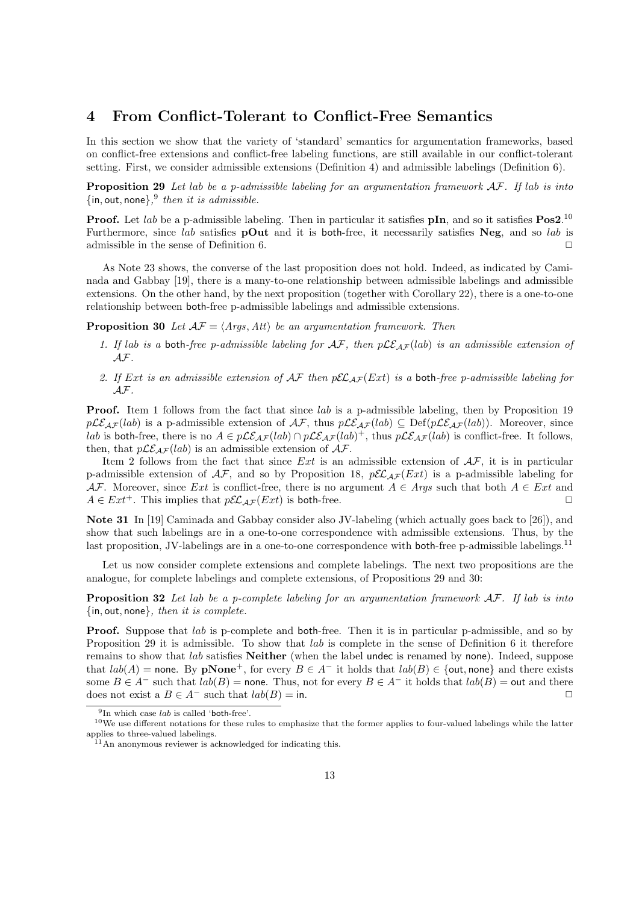## 4 From Conflict-Tolerant to Conflict-Free Semantics

In this section we show that the variety of 'standard' semantics for argumentation frameworks, based on conflict-free extensions and conflict-free labeling functions, are still available in our conflict-tolerant setting. First, we consider admissible extensions (Definition 4) and admissible labelings (Definition 6).

**Proposition 29** *Let lab be a p-admissible labeling for an argumentation framework $\mathcal{AF}$. If lab is into* $\{\mathsf{in}, \mathsf{out}, \mathsf{none}\}$,[9] *then it is admissible.*

**Proof.** Let $lab$ be a p-admissible labeling. Then in particular it satisfies **pIn**, and so it satisfies **Pos2**.[10] Furthermore, since $lab$ satisfies **pOut** and it is both-free, it necessarily satisfies **Neg**, and so $lab$ is admissible in the sense of Definition 6. □

As Note 23 shows, the converse of the last proposition does not hold. Indeed, as indicated by Caminada and Gabbay [19], there is a many-to-one relationship between admissible labelings and admissible extensions. On the other hand, by the next proposition (together with Corollary 22), there is a one-to-one relationship between both-free p-admissible labelings and admissible extensions.

**Proposition 30** *Let $\mathcal{AF} = \langle Args, Att \rangle$ be an argumentation framework. Then*

1. *If lab is a* both*-free p-admissible labeling for $\mathcal{AF}$, then $p\mathcal{LE}_{\mathcal{AF}}(lab)$ is an admissible extension of $\mathcal{AF}$.*
2. *If $Ext$ is an admissible extension of $\mathcal{AF}$ then $p\mathcal{EL}_{\mathcal{AF}}(Ext)$ is a* both*-free p-admissible labeling for $\mathcal{AF}$.*

**Proof.** Item 1 follows from the fact that since $lab$ is a p-admissible labeling, then by Proposition 19 $p\mathcal{LE}_{\mathcal{AF}}(lab)$ is a p-admissible extension of $\mathcal{AF}$, thus $p\mathcal{LE}_{\mathcal{AF}}(lab) \subseteq \mathrm{Def}(p\mathcal{LE}_{\mathcal{AF}}(lab))$. Moreover, since $lab$ is both-free, there is no $A \in p\mathcal{LE}_{\mathcal{AF}}(lab) \cap p\mathcal{LE}_{\mathcal{AF}}(lab)^+$, thus $p\mathcal{LE}_{\mathcal{AF}}(lab)$ is conflict-free. It follows, then, that $p\mathcal{LE}_{\mathcal{AF}}(lab)$ is an admissible extension of $\mathcal{AF}$.

Item 2 follows from the fact that since $Ext$ is an admissible extension of $\mathcal{AF}$, it is in particular p-admissible extension of $\mathcal{AF}$, and so by Proposition 18, $p\mathcal{EL}_{\mathcal{AF}}(Ext)$ is a p-admissible labeling for $\mathcal{AF}$. Moreover, since $Ext$ is conflict-free, there is no argument $A \in Args$ such that both $A \in Ext$ and $A \in Ext^+$. This implies that $p\mathcal{EL}_{\mathcal{AF}}(Ext)$ is both-free. □

**Note 31** In [19] Caminada and Gabbay consider also JV-labeling (which actually goes back to [26]), and show that such labelings are in a one-to-one correspondence with admissible extensions. Thus, by the last proposition, JV-labelings are in a one-to-one correspondence with both-free p-admissible labelings.[11]

Let us now consider complete extensions and complete labelings. The next two propositions are the analogue, for complete labelings and complete extensions, of Propositions 29 and 30:

**Proposition 32** *Let lab be a p-complete labeling for an argumentation framework $\mathcal{AF}$. If lab is into* $\{\mathsf{in}, \mathsf{out}, \mathsf{none}\}$*, then it is complete.*

**Proof.** Suppose that $lab$ is p-complete and both-free. Then it is in particular p-admissible, and so by Proposition 29 it is admissible. To show that $lab$ is complete in the sense of Definition 6 it therefore remains to show that $lab$ satisfies **Neither** (when the label undec is renamed by none). Indeed, suppose that $lab(A) = \mathsf{none}$. By **pNone**$^+$, for every $B \in A^-$ it holds that $lab(B) \in \{\mathsf{out}, \mathsf{none}\}$ and there exists some $B \in A^-$ such that $lab(B) = \mathsf{none}$. Thus, not for every $B \in A^-$ it holds that $lab(B) = \mathsf{out}$ and there does not exist a $B \in A^-$ such that $lab(B) = \mathsf{in}$. □

[9] In which case $lab$ is called 'both-free'.

[10] We use different notations for these rules to emphasize that the former applies to four-valued labelings while the latter applies to three-valued labelings.

[11] An anonymous reviewer is acknowledged for indicating this.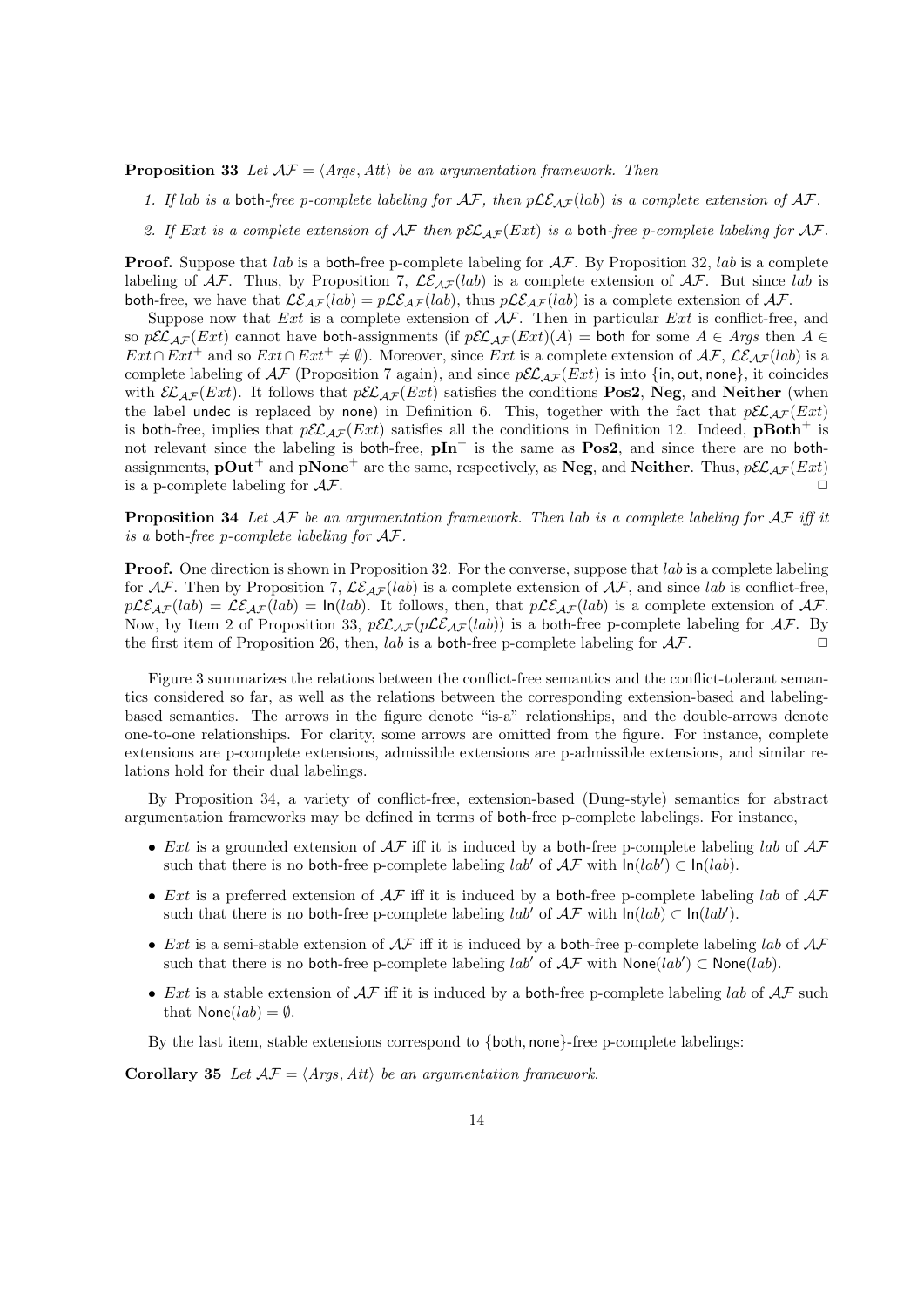**Proposition 33** *Let $\mathcal{AF} = \langle Args, Att \rangle$ be an argumentation framework. Then*

1. *If lab is a* both*-free p-complete labeling for $\mathcal{AF}$, then $p\mathcal{LE}_{\mathcal{AF}}(lab)$ is a complete extension of $\mathcal{AF}$.*
2. *If $Ext$ is a complete extension of $\mathcal{AF}$ then $p\mathcal{EL}_{\mathcal{AF}}(Ext)$ is a* both*-free p-complete labeling for $\mathcal{AF}$.*

**Proof.** Suppose that $lab$ is a both-free p-complete labeling for $\mathcal{AF}$. By Proposition 32, $lab$ is a complete labeling of $\mathcal{AF}$. Thus, by Proposition 7, $\mathcal{LE}_{\mathcal{AF}}(lab)$ is a complete extension of $\mathcal{AF}$. But since $lab$ is both-free, we have that $\mathcal{LE}_{\mathcal{AF}}(lab) = p\mathcal{LE}_{\mathcal{AF}}(lab)$, thus $p\mathcal{LE}_{\mathcal{AF}}(lab)$ is a complete extension of $\mathcal{AF}$.

Suppose now that $Ext$ is a complete extension of $\mathcal{AF}$. Then in particular $Ext$ is conflict-free, and so $p\mathcal{EL}_{\mathcal{AF}}(Ext)$ cannot have both-assignments (if $p\mathcal{EL}_{\mathcal{AF}}(Ext)(A) = \mathsf{both}$ for some $A \in Args$ then $A \in Ext \cap Ext^+$ and so $Ext \cap Ext^+ \neq \emptyset$). Moreover, since $Ext$ is a complete extension of $\mathcal{AF}$, $\mathcal{LE}_{\mathcal{AF}}(lab)$ is a complete labeling of $\mathcal{AF}$ (Proposition 7 again), and since $p\mathcal{EL}_{\mathcal{AF}}(Ext)$ is into $\{\mathsf{in}, \mathsf{out}, \mathsf{none}\}$, it coincides with $\mathcal{EL}_{\mathcal{AF}}(Ext)$. It follows that $p\mathcal{EL}_{\mathcal{AF}}(Ext)$ satisfies the conditions **Pos2**, **Neg**, and **Neither** (when the label undec is replaced by none) in Definition 6. This, together with the fact that $p\mathcal{EL}_{\mathcal{AF}}(Ext)$ is both-free, implies that $p\mathcal{EL}_{\mathcal{AF}}(Ext)$ satisfies all the conditions in Definition 12. Indeed, $\mathbf{pBoth}^+$ is not relevant since the labeling is both-free, $\mathbf{pIn}^+$ is the same as **Pos2**, and since there are no both-assignments, $\mathbf{pOut}^+$ and $\mathbf{pNone}^+$ are the same, respectively, as **Neg**, and **Neither**. Thus, $p\mathcal{EL}_{\mathcal{AF}}(Ext)$ is a p-complete labeling for $\mathcal{AF}$. ☐

**Proposition 34** *Let $\mathcal{AF}$ be an argumentation framework. Then lab is a complete labeling for $\mathcal{AF}$ iff it is a* both*-free p-complete labeling for $\mathcal{AF}$.*

**Proof.** One direction is shown in Proposition 32. For the converse, suppose that $lab$ is a complete labeling for $\mathcal{AF}$. Then by Proposition 7, $\mathcal{LE}_{\mathcal{AF}}(lab)$ is a complete extension of $\mathcal{AF}$, and since $lab$ is conflict-free, $p\mathcal{LE}_{\mathcal{AF}}(lab) = \mathcal{LE}_{\mathcal{AF}}(lab) = \mathsf{In}(lab)$. It follows, then, that $p\mathcal{LE}_{\mathcal{AF}}(lab)$ is a complete extension of $\mathcal{AF}$. Now, by Item 2 of Proposition 33, $p\mathcal{EL}_{\mathcal{AF}}(p\mathcal{LE}_{\mathcal{AF}}(lab))$ is a both-free p-complete labeling for $\mathcal{AF}$. By the first item of Proposition 26, then, $lab$ is a both-free p-complete labeling for $\mathcal{AF}$. ☐

Figure 3 summarizes the relations between the conflict-free semantics and the conflict-tolerant semantics considered so far, as well as the relations between the corresponding extension-based and labeling-based semantics. The arrows in the figure denote "is-a" relationships, and the double-arrows denote one-to-one relationships. For clarity, some arrows are omitted from the figure. For instance, complete extensions are p-complete extensions, admissible extensions are p-admissible extensions, and similar relations hold for their dual labelings.

By Proposition 34, a variety of conflict-free, extension-based (Dung-style) semantics for abstract argumentation frameworks may be defined in terms of both-free p-complete labelings. For instance,

- $Ext$ is a grounded extension of $\mathcal{AF}$ iff it is induced by a both-free p-complete labeling $lab$ of $\mathcal{AF}$ such that there is no both-free p-complete labeling $lab'$ of $\mathcal{AF}$ with $\mathsf{In}(lab') \subset \mathsf{In}(lab)$.
- $Ext$ is a preferred extension of $\mathcal{AF}$ iff it is induced by a both-free p-complete labeling $lab$ of $\mathcal{AF}$ such that there is no both-free p-complete labeling $lab'$ of $\mathcal{AF}$ with $\mathsf{In}(lab) \subset \mathsf{In}(lab')$.
- $Ext$ is a semi-stable extension of $\mathcal{AF}$ iff it is induced by a both-free p-complete labeling $lab$ of $\mathcal{AF}$ such that there is no both-free p-complete labeling $lab'$ of $\mathcal{AF}$ with $\mathsf{None}(lab') \subset \mathsf{None}(lab)$.
- $Ext$ is a stable extension of $\mathcal{AF}$ iff it is induced by a both-free p-complete labeling $lab$ of $\mathcal{AF}$ such that $\mathsf{None}(lab) = \emptyset$.

By the last item, stable extensions correspond to $\{\mathsf{both}, \mathsf{none}\}$-free p-complete labelings:

**Corollary 35** *Let $\mathcal{AF} = \langle Args, Att \rangle$ be an argumentation framework.*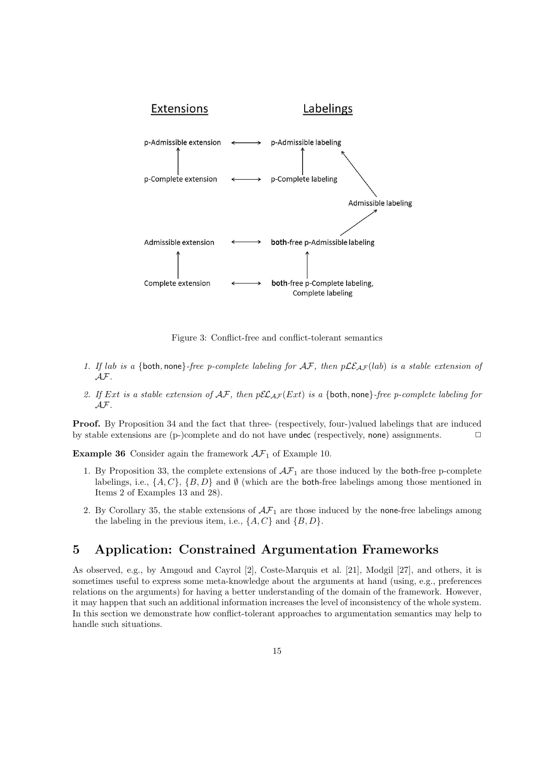Figure 3: Conflict-free and conflict-tolerant semantics

1. *If lab is a* {both, none}*-free p-complete labeling for* $\mathcal{AF}$*, then* $p\mathcal{LE}_{\mathcal{AF}}(lab)$ *is a stable extension of* $\mathcal{AF}$*.*
2. *If Ext is a stable extension of* $\mathcal{AF}$*, then* $p\mathcal{EL}_{\mathcal{AF}}(Ext)$ *is a* {both, none}*-free p-complete labeling for* $\mathcal{AF}$*.*

**Proof.** By Proposition 34 and the fact that three- (respectively, four-)valued labelings that are induced by stable extensions are (p-)complete and do not have undec (respectively, none) assignments. □

**Example 36** Consider again the framework $\mathcal{AF}_1$ of Example 10.

1. By Proposition 33, the complete extensions of $\mathcal{AF}_1$ are those induced by the both-free p-complete labelings, i.e., $\{A, C\}$, $\{B, D\}$ and $\emptyset$ (which are the both-free labelings among those mentioned in Items 2 of Examples 13 and 28).
2. By Corollary 35, the stable extensions of $\mathcal{AF}_1$ are those induced by the none-free labelings among the labeling in the previous item, i.e., $\{A, C\}$ and $\{B, D\}$.

## 5 Application: Constrained Argumentation Frameworks

As observed, e.g., by Amgoud and Cayrol [2], Coste-Marquis et al. [21], Modgil [27], and others, it is sometimes useful to express some meta-knowledge about the arguments at hand (using, e.g., preferences relations on the arguments) for having a better understanding of the domain of the framework. However, it may happen that such an additional information increases the level of inconsistency of the whole system. In this section we demonstrate how conflict-tolerant approaches to argumentation semantics may help to handle such situations.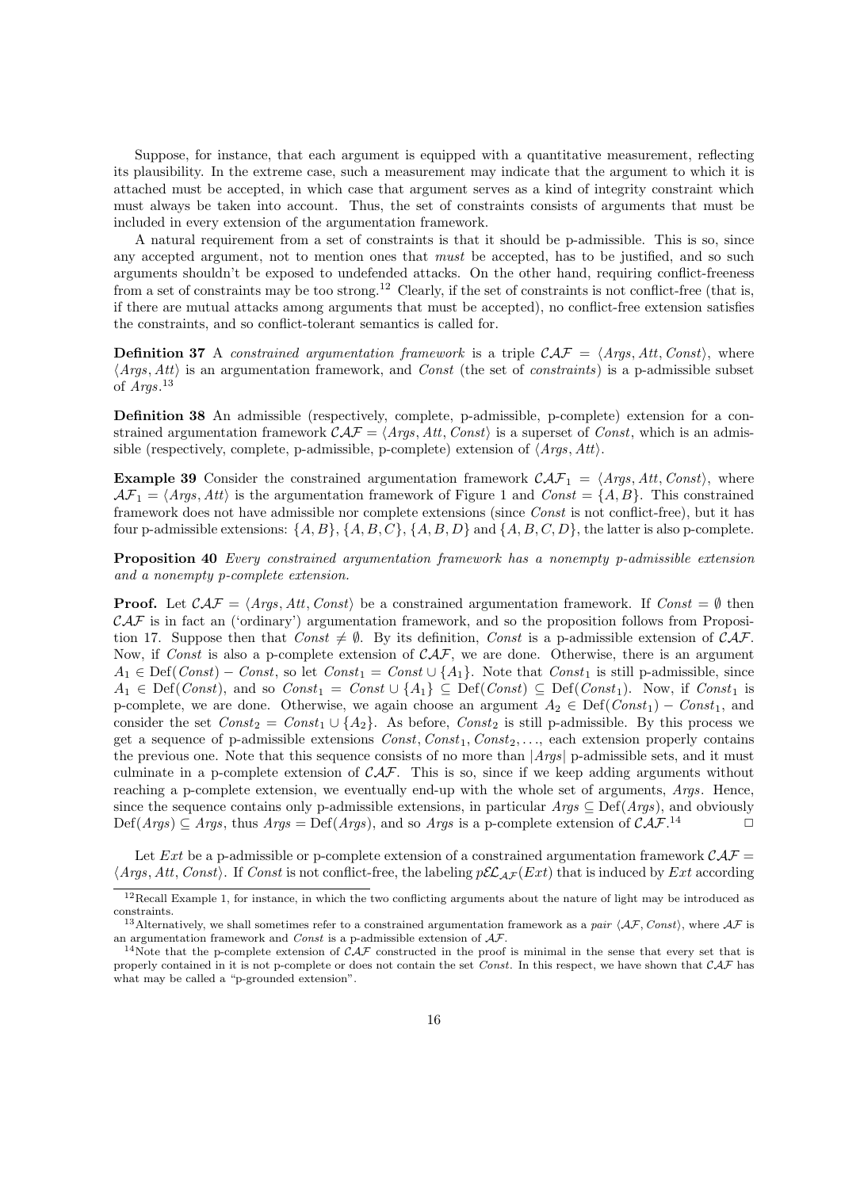Suppose, for instance, that each argument is equipped with a quantitative measurement, reflecting its plausibility. In the extreme case, such a measurement may indicate that the argument to which it is attached must be accepted, in which case that argument serves as a kind of integrity constraint which must always be taken into account. Thus, the set of constraints consists of arguments that must be included in every extension of the argumentation framework.

A natural requirement from a set of constraints is that it should be p-admissible. This is so, since any accepted argument, not to mention ones that *must* be accepted, has to be justified, and so such arguments shouldn't be exposed to undefended attacks. On the other hand, requiring conflict-freeness from a set of constraints may be too strong.[12] Clearly, if the set of constraints is not conflict-free (that is, if there are mutual attacks among arguments that must be accepted), no conflict-free extension satisfies the constraints, and so conflict-tolerant semantics is called for.

**Definition 37** A *constrained argumentation framework* is a triple $\mathcal{CAF} = \langle Args, Att, Const \rangle$, where $\langle Args, Att \rangle$ is an argumentation framework, and $Const$ (the set of *constraints*) is a p-admissible subset of $Args$.[13]

**Definition 38** An admissible (respectively, complete, p-admissible, p-complete) extension for a constrained argumentation framework $\mathcal{CAF} = \langle Args, Att, Const \rangle$ is a superset of $Const$, which is an admissible (respectively, complete, p-admissible, p-complete) extension of $\langle Args, Att \rangle$.

**Example 39** Consider the constrained argumentation framework $\mathcal{CAF}_1 = \langle Args, Att, Const \rangle$, where $\mathcal{AF}_1 = \langle Args, Att \rangle$ is the argumentation framework of Figure 1 and $Const = \{A, B\}$. This constrained framework does not have admissible nor complete extensions (since $Const$ is not conflict-free), but it has four p-admissible extensions: $\{A, B\}$, $\{A, B, C\}$, $\{A, B, D\}$ and $\{A, B, C, D\}$, the latter is also p-complete.

**Proposition 40** *Every constrained argumentation framework has a nonempty p-admissible extension and a nonempty p-complete extension.*

**Proof.** Let $\mathcal{CAF} = \langle Args, Att, Const \rangle$ be a constrained argumentation framework. If $Const = \emptyset$ then $\mathcal{CAF}$ is in fact an ('ordinary') argumentation framework, and so the proposition follows from Proposition 17. Suppose then that $Const \neq \emptyset$. By its definition, $Const$ is a p-admissible extension of $\mathcal{CAF}$. Now, if $Const$ is also a p-complete extension of $\mathcal{CAF}$, we are done. Otherwise, there is an argument $A_1 \in \text{Def}(Const) - Const$, so let $Const_1 = Const \cup \{A_1\}$. Note that $Const_1$ is still p-admissible, since $A_1 \in \text{Def}(Const)$, and so $Const_1 = Const \cup \{A_1\} \subseteq \text{Def}(Const) \subseteq \text{Def}(Const_1)$. Now, if $Const_1$ is p-complete, we are done. Otherwise, we again choose an argument $A_2 \in \text{Def}(Const_1) - Const_1$, and consider the set $Const_2 = Const_1 \cup \{A_2\}$. As before, $Const_2$ is still p-admissible. By this process we get a sequence of p-admissible extensions $Const, Const_1, Const_2, \ldots$, each extension properly contains the previous one. Note that this sequence consists of no more than $|Args|$ p-admissible sets, and it must culminate in a p-complete extension of $\mathcal{CAF}$. This is so, since if we keep adding arguments without reaching a p-complete extension, we eventually end-up with the whole set of arguments, $Args$. Hence, since the sequence contains only p-admissible extensions, in particular $Args \subseteq \text{Def}(Args)$, and obviously $\text{Def}(Args) \subseteq Args$, thus $Args = \text{Def}(Args)$, and so $Args$ is a p-complete extension of $\mathcal{CAF}$.[14] □

Let $Ext$ be a p-admissible or p-complete extension of a constrained argumentation framework $\mathcal{CAF} = \langle Args, Att, Const \rangle$. If $Const$ is not conflict-free, the labeling $p\mathcal{EL}_{\mathcal{AF}}(Ext)$ that is induced by $Ext$ according

---

[12] Recall Example 1, for instance, in which the two conflicting arguments about the nature of light may be introduced as constraints.

[13] Alternatively, we shall sometimes refer to a constrained argumentation framework as a *pair* $\langle \mathcal{AF}, Const \rangle$, where $\mathcal{AF}$ is an argumentation framework and $Const$ is a p-admissible extension of $\mathcal{AF}$.

[14] Note that the p-complete extension of $\mathcal{CAF}$ constructed in the proof is minimal in the sense that every set that is properly contained in it is not p-complete or does not contain the set $Const$. In this respect, we have shown that $\mathcal{CAF}$ has what may be called a "p-grounded extension".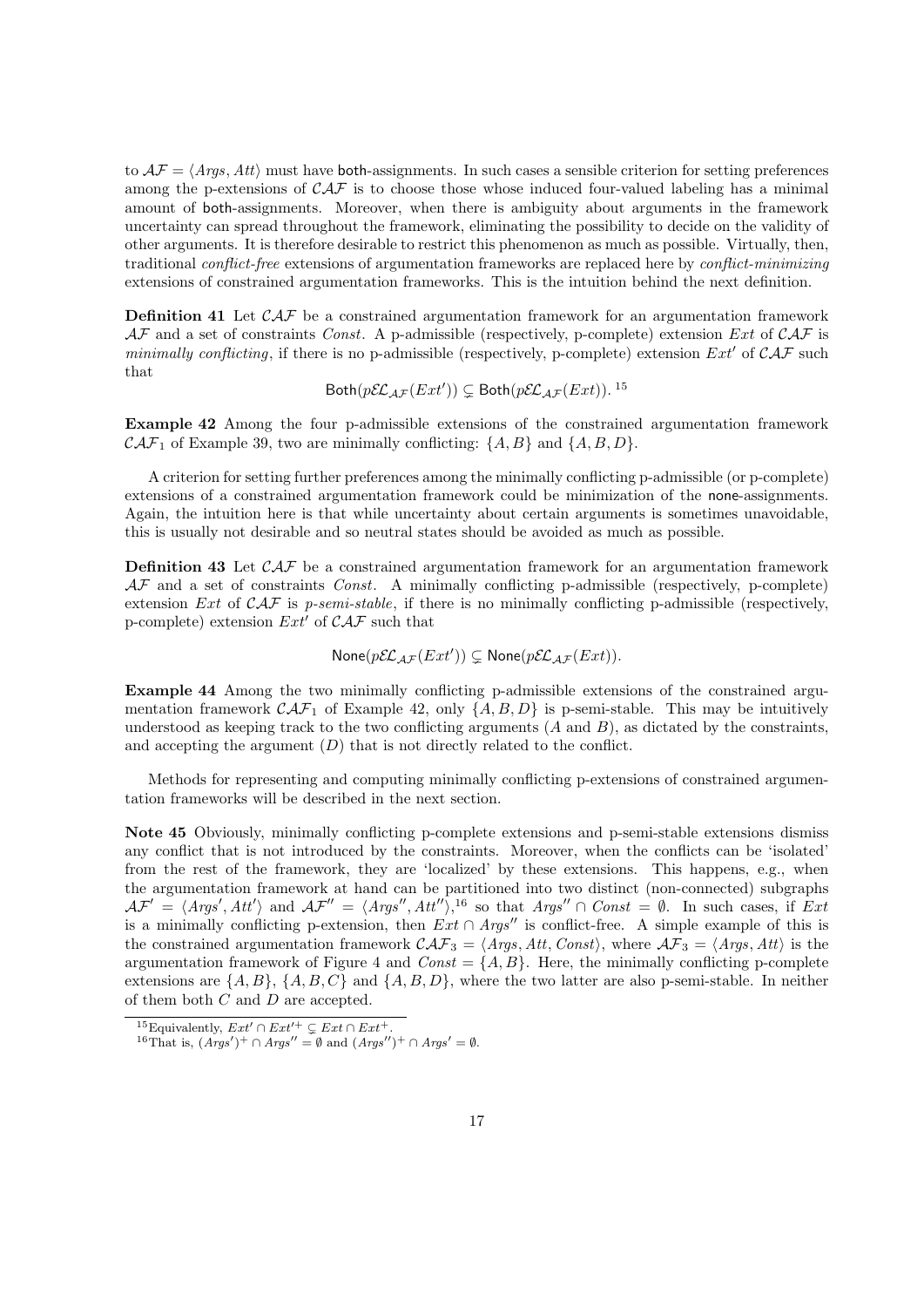to $\mathcal{AF} = \langle Args, Att \rangle$ must have both-assignments. In such cases a sensible criterion for setting preferences among the p-extensions of $\mathcal{CAF}$ is to choose those whose induced four-valued labeling has a minimal amount of both-assignments. Moreover, when there is ambiguity about arguments in the framework uncertainty can spread throughout the framework, eliminating the possibility to decide on the validity of other arguments. It is therefore desirable to restrict this phenomenon as much as possible. Virtually, then, traditional *conflict-free* extensions of argumentation frameworks are replaced here by *conflict-minimizing* extensions of constrained argumentation frameworks. This is the intuition behind the next definition.

**Definition 41** Let $\mathcal{CAF}$ be a constrained argumentation framework for an argumentation framework $\mathcal{AF}$ and a set of constraints *Const*. A p-admissible (respectively, p-complete) extension $Ext$ of $\mathcal{CAF}$ is *minimally conflicting*, if there is no p-admissible (respectively, p-complete) extension $Ext'$ of $\mathcal{CAF}$ such that

$$\mathsf{Both}(p\mathcal{EL}_{\mathcal{AF}}(Ext')) \subsetneq \mathsf{Both}(p\mathcal{EL}_{\mathcal{AF}}(Ext)).$$ [15]

**Example 42** Among the four p-admissible extensions of the constrained argumentation framework $\mathcal{CAF}_1$ of Example 39, two are minimally conflicting: $\{A, B\}$ and $\{A, B, D\}$.

A criterion for setting further preferences among the minimally conflicting p-admissible (or p-complete) extensions of a constrained argumentation framework could be minimization of the none-assignments. Again, the intuition here is that while uncertainty about certain arguments is sometimes unavoidable, this is usually not desirable and so neutral states should be avoided as much as possible.

**Definition 43** Let $\mathcal{CAF}$ be a constrained argumentation framework for an argumentation framework $\mathcal{AF}$ and a set of constraints *Const*. A minimally conflicting p-admissible (respectively, p-complete) extension $Ext$ of $\mathcal{CAF}$ is *p-semi-stable*, if there is no minimally conflicting p-admissible (respectively, p-complete) extension $Ext'$ of $\mathcal{CAF}$ such that

$$\mathsf{None}(p\mathcal{EL}_{\mathcal{AF}}(Ext')) \subsetneq \mathsf{None}(p\mathcal{EL}_{\mathcal{AF}}(Ext)).$$

**Example 44** Among the two minimally conflicting p-admissible extensions of the constrained argumentation framework $\mathcal{CAF}_1$ of Example 42, only $\{A, B, D\}$ is p-semi-stable. This may be intuitively understood as keeping track to the two conflicting arguments ($A$ and $B$), as dictated by the constraints, and accepting the argument ($D$) that is not directly related to the conflict.

Methods for representing and computing minimally conflicting p-extensions of constrained argumentation frameworks will be described in the next section.

**Note 45** Obviously, minimally conflicting p-complete extensions and p-semi-stable extensions dismiss any conflict that is not introduced by the constraints. Moreover, when the conflicts can be 'isolated' from the rest of the framework, they are 'localized' by these extensions. This happens, e.g., when the argumentation framework at hand can be partitioned into two distinct (non-connected) subgraphs $\mathcal{AF}' = \langle Args', Att' \rangle$ and $\mathcal{AF}'' = \langle Args'', Att'' \rangle$,[16] so that $Args'' \cap Const = \emptyset$. In such cases, if $Ext$ is a minimally conflicting p-extension, then $Ext \cap Args''$ is conflict-free. A simple example of this is the constrained argumentation framework $\mathcal{CAF}_3 = \langle Args, Att, Const \rangle$, where $\mathcal{AF}_3 = \langle Args, Att \rangle$ is the argumentation framework of Figure 4 and $Const = \{A, B\}$. Here, the minimally conflicting p-complete extensions are $\{A, B\}$, $\{A, B, C\}$ and $\{A, B, D\}$, where the two latter are also p-semi-stable. In neither of them both $C$ and $D$ are accepted.

[15] Equivalently, $Ext' \cap Ext'^{+} \subsetneq Ext \cap Ext^{+}$.

[16] That is, $(Args')^{+} \cap Args'' = \emptyset$ and $(Args'')^{+} \cap Args' = \emptyset$.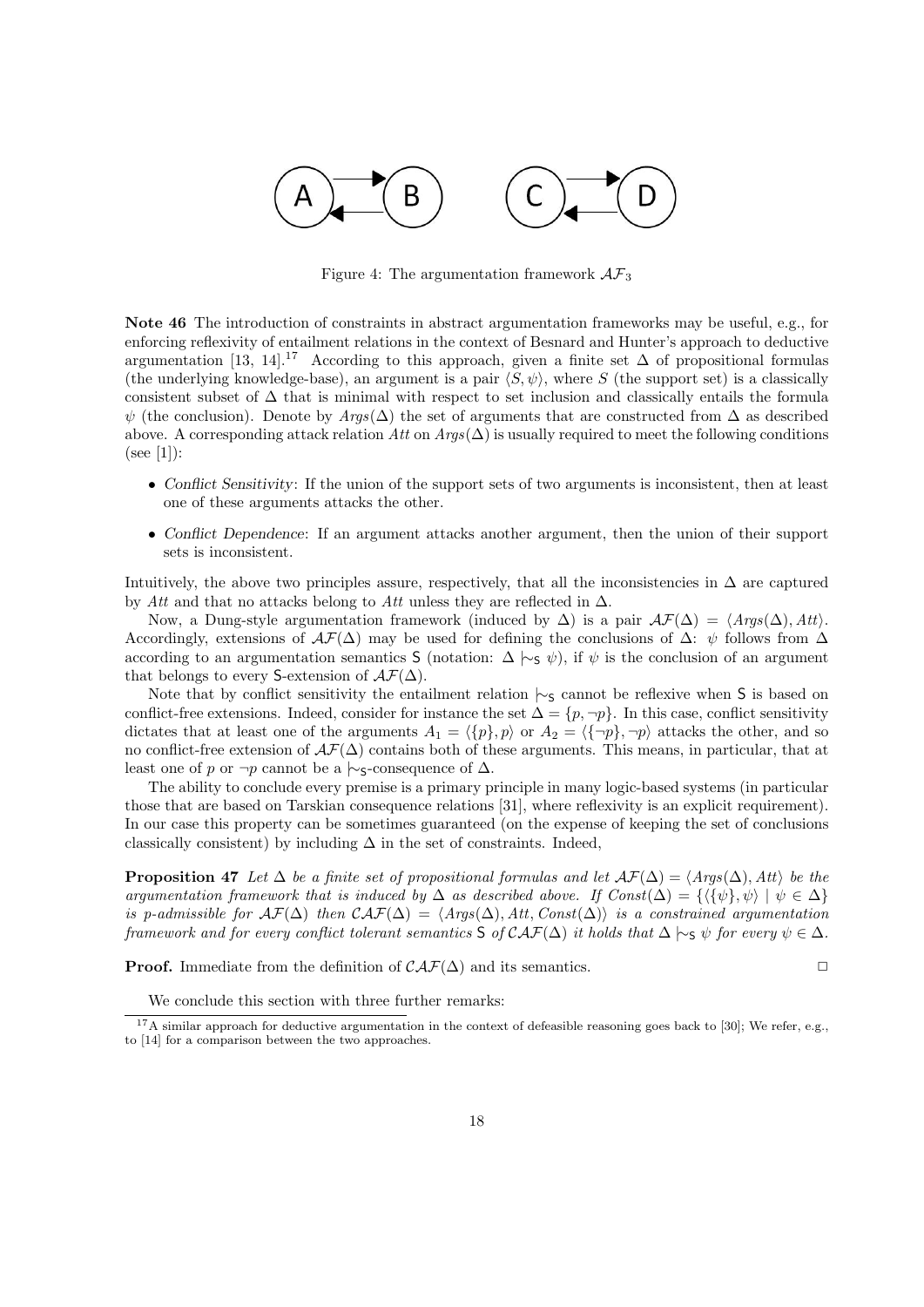Figure 4: The argumentation framework $\mathcal{AF}_3$

**Note 46** The introduction of constraints in abstract argumentation frameworks may be useful, e.g., for enforcing reflexivity of entailment relations in the context of Besnard and Hunter's approach to deductive argumentation [13, 14].[17] According to this approach, given a finite set $\Delta$ of propositional formulas (the underlying knowledge-base), an argument is a pair $\langle S, \psi \rangle$, where $S$ (the support set) is a classically consistent subset of $\Delta$ that is minimal with respect to set inclusion and classically entails the formula $\psi$ (the conclusion). Denote by $Args(\Delta)$ the set of arguments that are constructed from $\Delta$ as described above. A corresponding attack relation $Att$ on $Args(\Delta)$ is usually required to meet the following conditions (see [1]):

- *Conflict Sensitivity*: If the union of the support sets of two arguments is inconsistent, then at least one of these arguments attacks the other.
- *Conflict Dependence*: If an argument attacks another argument, then the union of their support sets is inconsistent.

Intuitively, the above two principles assure, respectively, that all the inconsistencies in $\Delta$ are captured by $Att$ and that no attacks belong to $Att$ unless they are reflected in $\Delta$.

Now, a Dung-style argumentation framework (induced by $\Delta$) is a pair $\mathcal{AF}(\Delta) = \langle Args(\Delta), Att \rangle$. Accordingly, extensions of $\mathcal{AF}(\Delta)$ may be used for defining the conclusions of $\Delta$: $\psi$ follows from $\Delta$ according to an argumentation semantics $\mathsf{S}$ (notation: $\Delta \mid\!\sim_{\mathsf{S}} \psi$), if $\psi$ is the conclusion of an argument that belongs to every $\mathsf{S}$-extension of $\mathcal{AF}(\Delta)$.

Note that by conflict sensitivity the entailment relation $\mid\!\sim_{\mathsf{S}}$ cannot be reflexive when $\mathsf{S}$ is based on conflict-free extensions. Indeed, consider for instance the set $\Delta = \{p, \neg p\}$. In this case, conflict sensitivity dictates that at least one of the arguments $A_1 = \langle \{p\}, p \rangle$ or $A_2 = \langle \{\neg p\}, \neg p \rangle$ attacks the other, and so no conflict-free extension of $\mathcal{AF}(\Delta)$ contains both of these arguments. This means, in particular, that at least one of $p$ or $\neg p$ cannot be a $\mid\!\sim_{\mathsf{S}}$-consequence of $\Delta$.

The ability to conclude every premise is a primary principle in many logic-based systems (in particular those that are based on Tarskian consequence relations [31], where reflexivity is an explicit requirement). In our case this property can be sometimes guaranteed (on the expense of keeping the set of conclusions classically consistent) by including $\Delta$ in the set of constraints. Indeed,

**Proposition 47** *Let $\Delta$ be a finite set of propositional formulas and let $\mathcal{AF}(\Delta) = \langle Args(\Delta), Att \rangle$ be the argumentation framework that is induced by $\Delta$ as described above. If $Const(\Delta) = \{\langle \{\psi\}, \psi \rangle \mid \psi \in \Delta\}$ is p-admissible for $\mathcal{AF}(\Delta)$ then $\mathcal{CAF}(\Delta) = \langle Args(\Delta), Att, Const(\Delta) \rangle$ is a constrained argumentation framework and for every conflict tolerant semantics $\mathsf{S}$ of $\mathcal{CAF}(\Delta)$ it holds that $\Delta \mid\!\sim_{\mathsf{S}} \psi$ for every $\psi \in \Delta$.*

**Proof.** Immediate from the definition of $\mathcal{CAF}(\Delta)$ and its semantics. □

We conclude this section with three further remarks:

[17] A similar approach for deductive argumentation in the context of defeasible reasoning goes back to [30]; We refer, e.g., to [14] for a comparison between the two approaches.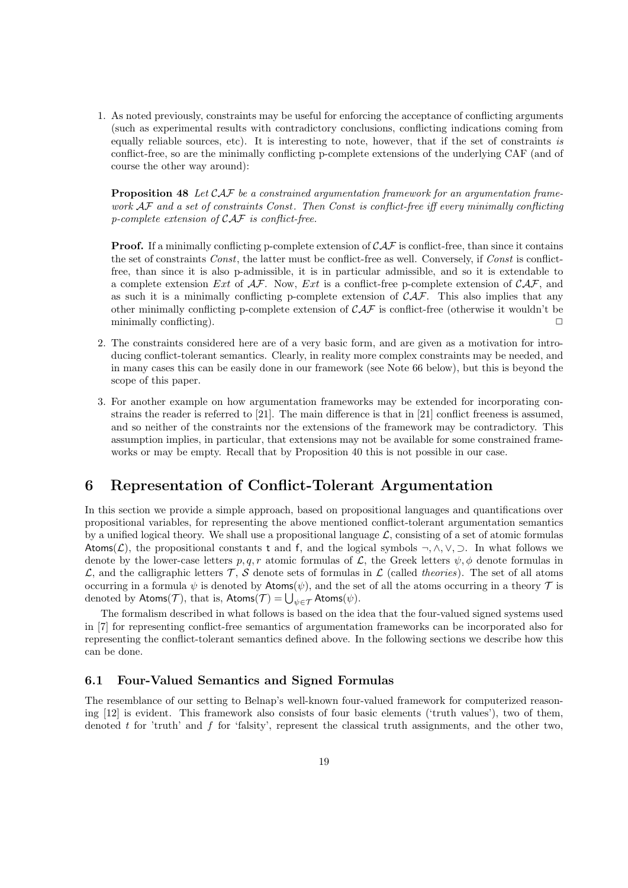1. As noted previously, constraints may be useful for enforcing the acceptance of conflicting arguments (such as experimental results with contradictory conclusions, conflicting indications coming from equally reliable sources, etc). It is interesting to note, however, that if the set of constraints *is* conflict-free, so are the minimally conflicting p-complete extensions of the underlying CAF (and of course the other way around):

   **Proposition 48** *Let $\mathcal{CAF}$ be a constrained argumentation framework for an argumentation framework $\mathcal{AF}$ and a set of constraints Const. Then Const is conflict-free iff every minimally conflicting p-complete extension of $\mathcal{CAF}$ is conflict-free.*

   **Proof.** If a minimally conflicting p-complete extension of $\mathcal{CAF}$ is conflict-free, than since it contains the set of constraints *Const*, the latter must be conflict-free as well. Conversely, if *Const* is conflict-free, than since it is also p-admissible, it is in particular admissible, and so it is extendable to a complete extension *Ext* of $\mathcal{AF}$. Now, *Ext* is a conflict-free p-complete extension of $\mathcal{CAF}$, and as such it is a minimally conflicting p-complete extension of $\mathcal{CAF}$. This also implies that any other minimally conflicting p-complete extension of $\mathcal{CAF}$ is conflict-free (otherwise it wouldn't be minimally conflicting). $\Box$

2. The constraints considered here are of a very basic form, and are given as a motivation for introducing conflict-tolerant semantics. Clearly, in reality more complex constraints may be needed, and in many cases this can be easily done in our framework (see Note 66 below), but this is beyond the scope of this paper.

3. For another example on how argumentation frameworks may be extended for incorporating constrains the reader is referred to [21]. The main difference is that in [21] conflict freeness is assumed, and so neither of the constraints nor the extensions of the framework may be contradictory. This assumption implies, in particular, that extensions may not be available for some constrained frameworks or may be empty. Recall that by Proposition 40 this is not possible in our case.

# 6 Representation of Conflict-Tolerant Argumentation

In this section we provide a simple approach, based on propositional languages and quantifications over propositional variables, for representing the above mentioned conflict-tolerant argumentation semantics by a unified logical theory. We shall use a propositional language $\mathcal{L}$, consisting of a set of atomic formulas $\mathsf{Atoms}(\mathcal{L})$, the propositional constants $\mathsf{t}$ and $\mathsf{f}$, and the logical symbols $\neg, \wedge, \vee, \supset$. In what follows we denote by the lower-case letters $p, q, r$ atomic formulas of $\mathcal{L}$, the Greek letters $\psi, \phi$ denote formulas in $\mathcal{L}$, and the calligraphic letters $\mathcal{T}$, $\mathcal{S}$ denote sets of formulas in $\mathcal{L}$ (called *theories*). The set of all atoms occurring in a formula $\psi$ is denoted by $\mathsf{Atoms}(\psi)$, and the set of all the atoms occurring in a theory $\mathcal{T}$ is denoted by $\mathsf{Atoms}(\mathcal{T})$, that is, $\mathsf{Atoms}(\mathcal{T}) = \bigcup_{\psi \in \mathcal{T}} \mathsf{Atoms}(\psi)$.

The formalism described in what follows is based on the idea that the four-valued signed systems used in [7] for representing conflict-free semantics of argumentation frameworks can be incorporated also for representing the conflict-tolerant semantics defined above. In the following sections we describe how this can be done.

## 6.1 Four-Valued Semantics and Signed Formulas

The resemblance of our setting to Belnap's well-known four-valued framework for computerized reasoning [12] is evident. This framework also consists of four basic elements ('truth values'), two of them, denoted $t$ for 'truth' and $f$ for 'falsity', represent the classical truth assignments, and the other two,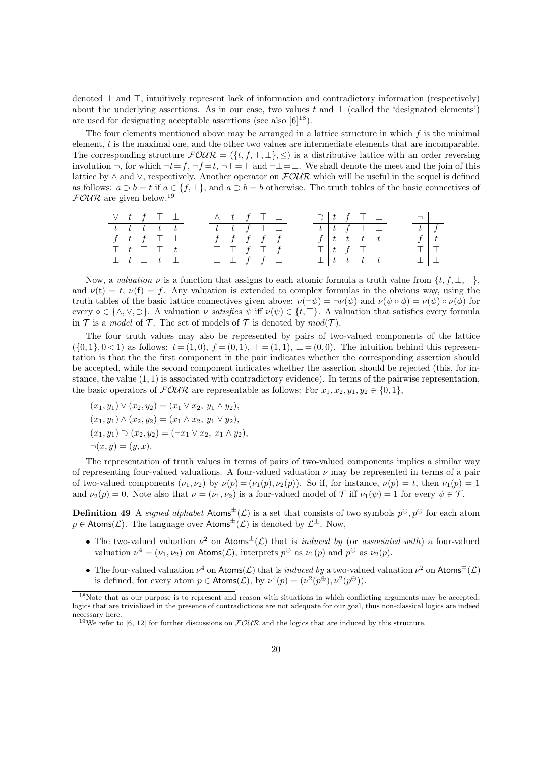denoted $\bot$ and $\top$, intuitively represent lack of information and contradictory information (respectively) about the underlying assertions. As in our case, two values $t$ and $\top$ (called the 'designated elements') are used for designating acceptable assertions (see also [6][18]).

The four elements mentioned above may be arranged in a lattice structure in which $f$ is the minimal element, $t$ is the maximal one, and the other two values are intermediate elements that are incomparable. The corresponding structure $\mathcal{FOUR} = (\{t, f, \top, \bot\}, \leq)$ is a distributive lattice with an order reversing involution $\neg$, for which $\neg t = f$, $\neg f = t$, $\neg\top = \top$ and $\neg\bot = \bot$. We shall denote the meet and the join of this lattice by $\wedge$ and $\vee$, respectively. Another operator on $\mathcal{FOUR}$ which will be useful in the sequel is defined as follows: $a \supset b = t$ if $a \in \{f, \bot\}$, and $a \supset b = b$ otherwise. The truth tables of the basic connectives of $\mathcal{FOUR}$ are given below.[19]

| $\vee$ | $t$ | $f$ | $\top$ | $\bot$ |
|---|---|---|---|---|
| $t$ | $t$ | $t$ | $t$ | $t$ |
| $f$ | $t$ | $f$ | $\top$ | $\bot$ |
| $\top$ | $t$ | $\top$ | $\top$ | $t$ |
| $\bot$ | $t$ | $\bot$ | $t$ | $\bot$ |

| $\wedge$ | $t$ | $f$ | $\top$ | $\bot$ |
|---|---|---|---|---|
| $t$ | $t$ | $f$ | $\top$ | $\bot$ |
| $f$ | $f$ | $f$ | $f$ | $f$ |
| $\top$ | $\top$ | $f$ | $\top$ | $f$ |
| $\bot$ | $\bot$ | $f$ | $f$ | $\bot$ |

| $\supset$ | $t$ | $f$ | $\top$ | $\bot$ |
|---|---|---|---|---|
| $t$ | $t$ | $f$ | $\top$ | $\bot$ |
| $f$ | $t$ | $t$ | $t$ | $t$ |
| $\top$ | $t$ | $f$ | $\top$ | $\bot$ |
| $\bot$ | $t$ | $t$ | $t$ | $t$ |

| $\neg$ | |
|---|---|
| $t$ | $f$ |
| $f$ | $t$ |
| $\top$ | $\top$ |
| $\bot$ | $\bot$ |

Now, a *valuation* $\nu$ is a function that assigns to each atomic formula a truth value from $\{t, f, \bot, \top\}$, and $\nu(\mathsf{t}) = t$, $\nu(\mathsf{f}) = f$. Any valuation is extended to complex formulas in the obvious way, using the truth tables of the basic lattice connectives given above: $\nu(\neg\psi) = \neg\nu(\psi)$ and $\nu(\psi \circ \phi) = \nu(\psi) \circ \nu(\phi)$ for every $\circ \in \{\wedge, \vee, \supset\}$. A valuation $\nu$ *satisfies* $\psi$ iff $\nu(\psi) \in \{t, \top\}$. A valuation that satisfies every formula in $\mathcal{T}$ is a *model* of $\mathcal{T}$. The set of models of $\mathcal{T}$ is denoted by $mod(\mathcal{T})$.

The four truth values may also be represented by pairs of two-valued components of the lattice $(\{0,1\}, 0<1)$ as follows: $t = (1,0)$, $f = (0,1)$, $\top = (1,1)$, $\bot = (0,0)$. The intuition behind this representation is that the the first component in the pair indicates whether the corresponding assertion should be accepted, while the second component indicates whether the assertion should be rejected (this, for instance, the value $(1,1)$ is associated with contradictory evidence). In terms of the pairwise representation, the basic operators of $\mathcal{FOUR}$ are representable as follows: For $x_1, x_2, y_1, y_2 \in \{0,1\}$,

$$
\begin{aligned}
&(x_1, y_1) \vee (x_2, y_2) = (x_1 \vee x_2,\ y_1 \wedge y_2),\\
&(x_1, y_1) \wedge (x_2, y_2) = (x_1 \wedge x_2,\ y_1 \vee y_2),\\
&(x_1, y_1) \supset (x_2, y_2) = (\neg x_1 \vee x_2,\ x_1 \wedge y_2),\\
&\neg(x, y) = (y, x).
\end{aligned}
$$

The representation of truth values in terms of pairs of two-valued components implies a similar way of representing four-valued valuations. A four-valued valuation $\nu$ may be represented in terms of a pair of two-valued components $(\nu_1, \nu_2)$ by $\nu(p) = (\nu_1(p), \nu_2(p))$. So if, for instance, $\nu(p) = t$, then $\nu_1(p) = 1$ and $\nu_2(p) = 0$. Note also that $\nu = (\nu_1, \nu_2)$ is a four-valued model of $\mathcal{T}$ iff $\nu_1(\psi) = 1$ for every $\psi \in \mathcal{T}$.

**Definition 49** A *signed alphabet* $\mathsf{Atoms}^{\pm}(\mathcal{L})$ is a set that consists of two symbols $p^{\oplus}, p^{\ominus}$ for each atom $p \in \mathsf{Atoms}(\mathcal{L})$. The language over $\mathsf{Atoms}^{\pm}(\mathcal{L})$ is denoted by $\mathcal{L}^{\pm}$. Now,

- The two-valued valuation $\nu^2$ on $\mathsf{Atoms}^{\pm}(\mathcal{L})$ that is *induced by* (or *associated with*) a four-valued valuation $\nu^4 = (\nu_1, \nu_2)$ on $\mathsf{Atoms}(\mathcal{L})$, interprets $p^{\oplus}$ as $\nu_1(p)$ and $p^{\ominus}$ as $\nu_2(p)$.
- The four-valued valuation $\nu^4$ on $\mathsf{Atoms}(\mathcal{L})$ that is *induced by* a two-valued valuation $\nu^2$ on $\mathsf{Atoms}^{\pm}(\mathcal{L})$ is defined, for every atom $p \in \mathsf{Atoms}(\mathcal{L})$, by $\nu^4(p) = (\nu^2(p^{\oplus}), \nu^2(p^{\ominus}))$.

[18] Note that as our purpose is to represent and reason with situations in which conflicting arguments may be accepted, logics that are trivialized in the presence of contradictions are not adequate for our goal, thus non-classical logics are indeed necessary here.

[19] We refer to [6, 12] for further discussions on $\mathcal{FOUR}$ and the logics that are induced by this structure.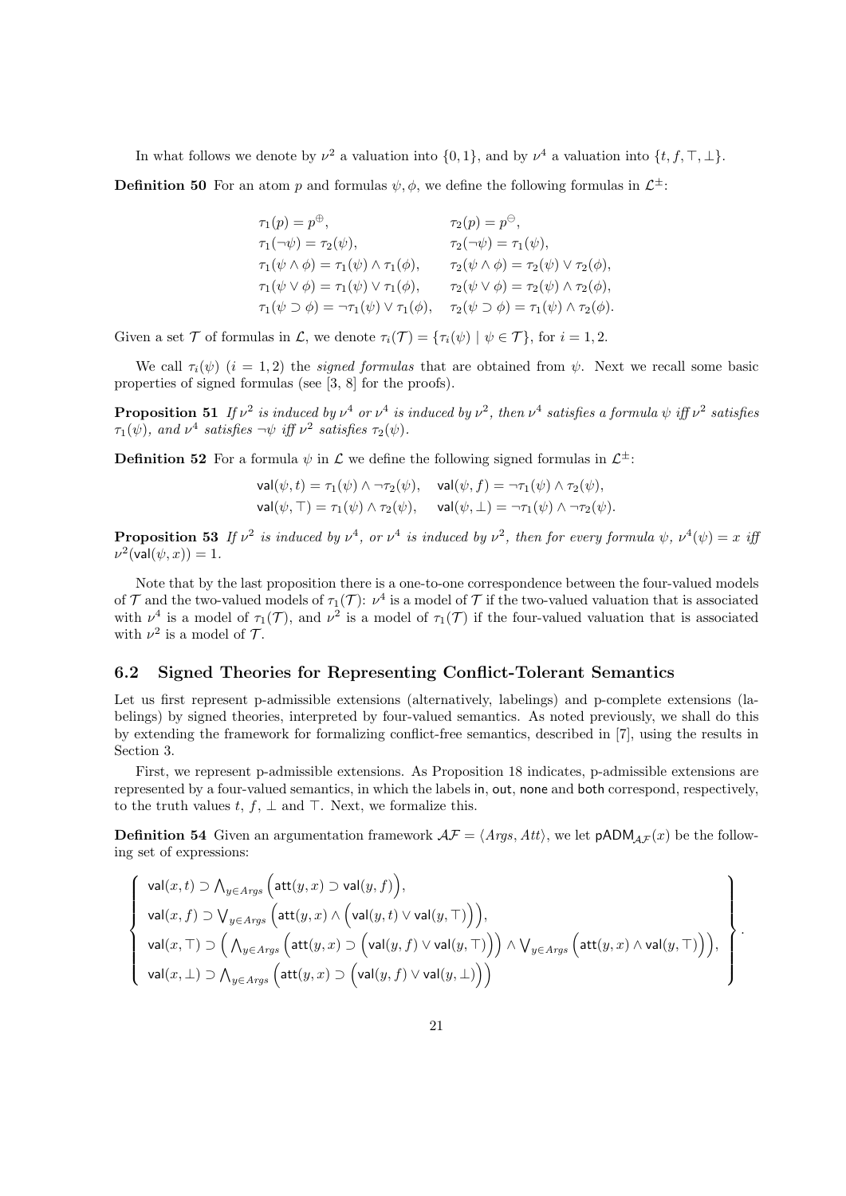In what follows we denote by $\nu^2$ a valuation into $\{0, 1\}$, and by $\nu^4$ a valuation into $\{t, f, \top, \bot\}$.

**Definition 50** For an atom $p$ and formulas $\psi, \phi$, we define the following formulas in $\mathcal{L}^{\pm}$:

$$
\begin{array}{ll}
\tau_1(p) = p^{\oplus}, & \tau_2(p) = p^{\ominus}, \\
\tau_1(\neg\psi) = \tau_2(\psi), & \tau_2(\neg\psi) = \tau_1(\psi), \\
\tau_1(\psi \wedge \phi) = \tau_1(\psi) \wedge \tau_1(\phi), & \tau_2(\psi \wedge \phi) = \tau_2(\psi) \vee \tau_2(\phi), \\
\tau_1(\psi \vee \phi) = \tau_1(\psi) \vee \tau_1(\phi), & \tau_2(\psi \vee \phi) = \tau_2(\psi) \wedge \tau_2(\phi), \\
\tau_1(\psi \supset \phi) = \neg\tau_1(\psi) \vee \tau_1(\phi), & \tau_2(\psi \supset \phi) = \tau_1(\psi) \wedge \tau_2(\phi).
\end{array}
$$

Given a set $\mathcal{T}$ of formulas in $\mathcal{L}$, we denote $\tau_i(\mathcal{T}) = \{\tau_i(\psi) \mid \psi \in \mathcal{T}\}$, for $i = 1, 2$.

We call $\tau_i(\psi)$ $(i = 1, 2)$ the *signed formulas* that are obtained from $\psi$. Next we recall some basic properties of signed formulas (see [3, 8] for the proofs).

**Proposition 51** *If $\nu^2$ is induced by $\nu^4$ or $\nu^4$ is induced by $\nu^2$, then $\nu^4$ satisfies a formula $\psi$ iff $\nu^2$ satisfies $\tau_1(\psi)$, and $\nu^4$ satisfies $\neg\psi$ iff $\nu^2$ satisfies $\tau_2(\psi)$.*

**Definition 52** For a formula $\psi$ in $\mathcal{L}$ we define the following signed formulas in $\mathcal{L}^{\pm}$:

$$
\begin{array}{ll}
\mathsf{val}(\psi, t) = \tau_1(\psi) \wedge \neg\tau_2(\psi), & \mathsf{val}(\psi, f) = \neg\tau_1(\psi) \wedge \tau_2(\psi), \\
\mathsf{val}(\psi, \top) = \tau_1(\psi) \wedge \tau_2(\psi), & \mathsf{val}(\psi, \bot) = \neg\tau_1(\psi) \wedge \neg\tau_2(\psi).
\end{array}
$$

**Proposition 53** *If $\nu^2$ is induced by $\nu^4$, or $\nu^4$ is induced by $\nu^2$, then for every formula $\psi$, $\nu^4(\psi) = x$ iff $\nu^2(\mathsf{val}(\psi, x)) = 1$.*

Note that by the last proposition there is a one-to-one correspondence between the four-valued models of $\mathcal{T}$ and the two-valued models of $\tau_1(\mathcal{T})$: $\nu^4$ is a model of $\mathcal{T}$ if the two-valued valuation that is associated with $\nu^4$ is a model of $\tau_1(\mathcal{T})$, and $\nu^2$ is a model of $\tau_1(\mathcal{T})$ if the four-valued valuation that is associated with $\nu^2$ is a model of $\mathcal{T}$.

## 6.2 Signed Theories for Representing Conflict-Tolerant Semantics

Let us first represent p-admissible extensions (alternatively, labelings) and p-complete extensions (labelings) by signed theories, interpreted by four-valued semantics. As noted previously, we shall do this by extending the framework for formalizing conflict-free semantics, described in [7], using the results in Section 3.

First, we represent p-admissible extensions. As Proposition 18 indicates, p-admissible extensions are represented by a four-valued semantics, in which the labels in, out, none and both correspond, respectively, to the truth values $t$, $f$, $\bot$ and $\top$. Next, we formalize this.

**Definition 54** Given an argumentation framework $\mathcal{AF} = \langle Args, Att \rangle$, we let $\mathsf{pADM}_{\mathcal{AF}}(x)$ be the following set of expressions:

$$
\left\{
\begin{array}{l}
\mathsf{val}(x, t) \supset \bigwedge_{y \in Args} \Big(\mathsf{att}(y, x) \supset \mathsf{val}(y, f)\Big), \\
\mathsf{val}(x, f) \supset \bigvee_{y \in Args} \Big(\mathsf{att}(y, x) \wedge \Big(\mathsf{val}(y, t) \vee \mathsf{val}(y, \top)\Big)\Big), \\
\mathsf{val}(x, \top) \supset \Big(\bigwedge_{y \in Args} \Big(\mathsf{att}(y, x) \supset \Big(\mathsf{val}(y, f) \vee \mathsf{val}(y, \top)\Big)\Big) \wedge \bigvee_{y \in Args} \Big(\mathsf{att}(y, x) \wedge \mathsf{val}(y, \top)\Big)\Big), \\
\mathsf{val}(x, \bot) \supset \bigwedge_{y \in Args} \Big(\mathsf{att}(y, x) \supset \Big(\mathsf{val}(y, f) \vee \mathsf{val}(y, \bot)\Big)\Big)
\end{array}
\right\}.
$$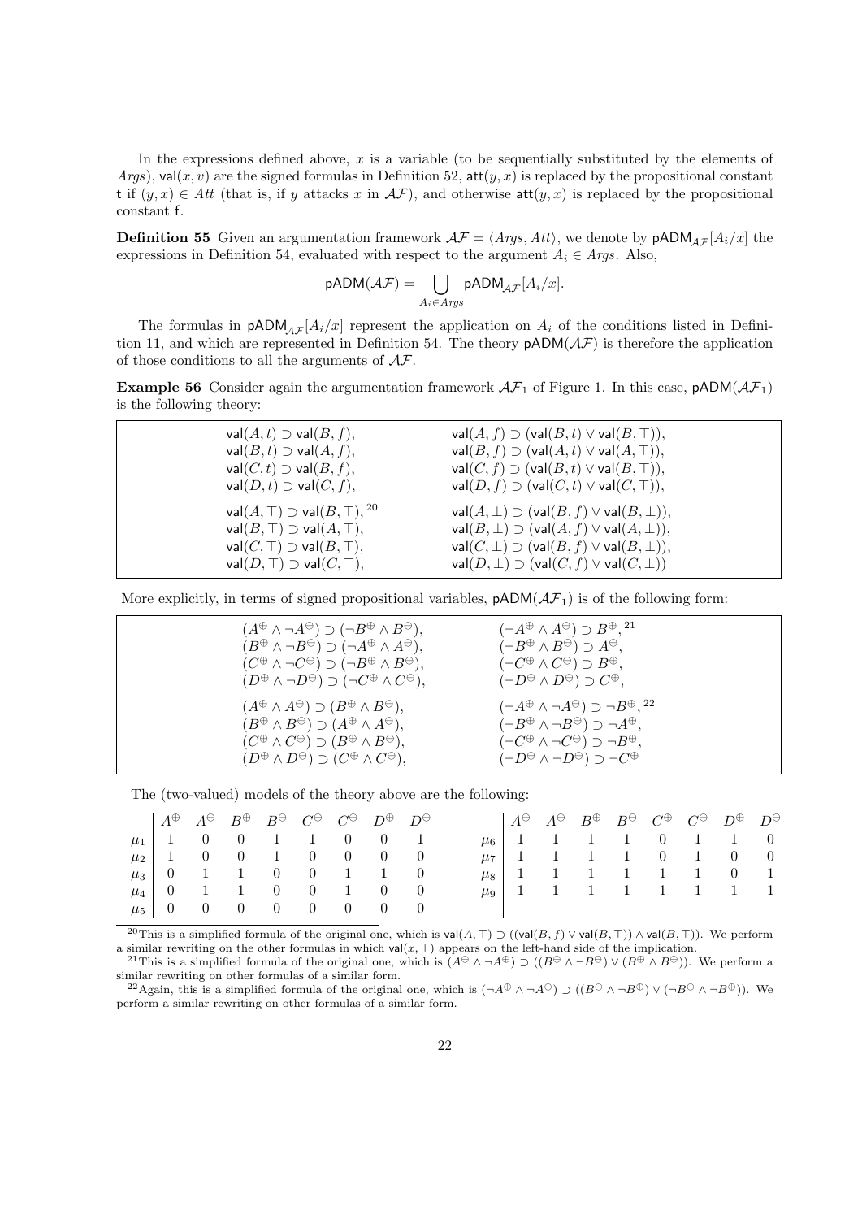In the expressions defined above, $x$ is a variable (to be sequentially substituted by the elements of $Args$), $\mathsf{val}(x, v)$ are the signed formulas in Definition 52, $\mathsf{att}(y, x)$ is replaced by the propositional constant $\mathsf{t}$ if $(y, x) \in Att$ (that is, if $y$ attacks $x$ in $\mathcal{AF}$), and otherwise $\mathsf{att}(y, x)$ is replaced by the propositional constant $\mathsf{f}$.

**Definition 55** Given an argumentation framework $\mathcal{AF} = \langle Args, Att \rangle$, we denote by $\mathsf{pADM}_{\mathcal{AF}}[A_i/x]$ the expressions in Definition 54, evaluated with respect to the argument $A_i \in Args$. Also,

$$\mathsf{pADM}(\mathcal{AF}) = \bigcup_{A_i \in Args} \mathsf{pADM}_{\mathcal{AF}}[A_i/x].$$

The formulas in $\mathsf{pADM}_{\mathcal{AF}}[A_i/x]$ represent the application on $A_i$ of the conditions listed in Definition 11, and which are represented in Definition 54. The theory $\mathsf{pADM}(\mathcal{AF})$ is therefore the application of those conditions to all the arguments of $\mathcal{AF}$.

**Example 56** Consider again the argumentation framework $\mathcal{AF}_1$ of Figure 1. In this case, $\mathsf{pADM}(\mathcal{AF}_1)$ is the following theory:

$\mathsf{val}(A,t) \supset \mathsf{val}(B,f)$,
$\mathsf{val}(B,t) \supset \mathsf{val}(A,f)$,
$\mathsf{val}(C,t) \supset \mathsf{val}(B,f)$,
$\mathsf{val}(D,t) \supset \mathsf{val}(C,f)$,

$\mathsf{val}(A,\top) \supset \mathsf{val}(B,\top)$, [20]
$\mathsf{val}(B,\top) \supset \mathsf{val}(A,\top)$,
$\mathsf{val}(C,\top) \supset \mathsf{val}(B,\top)$,
$\mathsf{val}(D,\top) \supset \mathsf{val}(C,\top)$,

$\mathsf{val}(A,f) \supset (\mathsf{val}(B,t) \vee \mathsf{val}(B,\top))$,
$\mathsf{val}(B,f) \supset (\mathsf{val}(A,t) \vee \mathsf{val}(A,\top))$,
$\mathsf{val}(C,f) \supset (\mathsf{val}(B,t) \vee \mathsf{val}(B,\top))$,
$\mathsf{val}(D,f) \supset (\mathsf{val}(C,t) \vee \mathsf{val}(C,\top))$,

$\mathsf{val}(A,\bot) \supset (\mathsf{val}(B,f) \vee \mathsf{val}(B,\bot))$,
$\mathsf{val}(B,\bot) \supset (\mathsf{val}(A,f) \vee \mathsf{val}(A,\bot))$,
$\mathsf{val}(C,\bot) \supset (\mathsf{val}(B,f) \vee \mathsf{val}(B,\bot))$,
$\mathsf{val}(D,\bot) \supset (\mathsf{val}(C,f) \vee \mathsf{val}(C,\bot))$

More explicitly, in terms of signed propositional variables, $\mathsf{pADM}(\mathcal{AF}_1)$ is of the following form:

$(A^\oplus \wedge \neg A^\ominus) \supset (\neg B^\oplus \wedge B^\ominus)$,
$(B^\oplus \wedge \neg B^\ominus) \supset (\neg A^\oplus \wedge A^\ominus)$,
$(C^\oplus \wedge \neg C^\ominus) \supset (\neg B^\oplus \wedge B^\ominus)$,
$(D^\oplus \wedge \neg D^\ominus) \supset (\neg C^\oplus \wedge C^\ominus)$,

$(A^\oplus \wedge A^\ominus) \supset (B^\oplus \wedge B^\ominus)$,
$(B^\oplus \wedge B^\ominus) \supset (A^\oplus \wedge A^\ominus)$,
$(C^\oplus \wedge C^\ominus) \supset (B^\oplus \wedge B^\ominus)$,
$(D^\oplus \wedge D^\ominus) \supset (C^\oplus \wedge C^\ominus)$,

$(\neg A^\oplus \wedge A^\ominus) \supset B^\oplus$, [21]
$(\neg B^\oplus \wedge B^\ominus) \supset A^\oplus$,
$(\neg C^\oplus \wedge C^\ominus) \supset B^\oplus$,
$(\neg D^\oplus \wedge D^\ominus) \supset C^\oplus$,

$(\neg A^\oplus \wedge \neg A^\ominus) \supset \neg B^\oplus$, [22]
$(\neg B^\oplus \wedge \neg B^\ominus) \supset \neg A^\oplus$,
$(\neg C^\oplus \wedge \neg C^\ominus) \supset \neg B^\oplus$,
$(\neg D^\oplus \wedge \neg D^\ominus) \supset \neg C^\oplus$

The (two-valued) models of the theory above are the following:

| | $A^\oplus$ | $A^\ominus$ | $B^\oplus$ | $B^\ominus$ | $C^\oplus$ | $C^\ominus$ | $D^\oplus$ | $D^\ominus$ |
|---|---|---|---|---|---|---|---|---|
| $\mu_1$ | 1 | 0 | 0 | 1 | 1 | 0 | 0 | 1 |
| $\mu_2$ | 1 | 0 | 0 | 1 | 0 | 0 | 0 | 0 |
| $\mu_3$ | 0 | 1 | 1 | 0 | 0 | 1 | 1 | 0 |
| $\mu_4$ | 0 | 1 | 1 | 0 | 0 | 1 | 0 | 0 |
| $\mu_5$ | 0 | 0 | 0 | 0 | 0 | 0 | 0 | 0 |

| | $A^\oplus$ | $A^\ominus$ | $B^\oplus$ | $B^\ominus$ | $C^\oplus$ | $C^\ominus$ | $D^\oplus$ | $D^\ominus$ |
|---|---|---|---|---|---|---|---|---|
| $\mu_6$ | 1 | 1 | 1 | 1 | 0 | 1 | 1 | 0 |
| $\mu_7$ | 1 | 1 | 1 | 1 | 0 | 1 | 0 | 0 |
| $\mu_8$ | 1 | 1 | 1 | 1 | 1 | 1 | 0 | 1 |
| $\mu_9$ | 1 | 1 | 1 | 1 | 1 | 1 | 1 | 1 |

[20] This is a simplified formula of the original one, which is $\mathsf{val}(A,\top) \supset ((\mathsf{val}(B,f) \vee \mathsf{val}(B,\top)) \wedge \mathsf{val}(B,\top))$. We perform a similar rewriting on the other formulas in which $\mathsf{val}(x,\top)$ appears on the left-hand side of the implication.

[21] This is a simplified formula of the original one, which is $(A^\ominus \wedge \neg A^\oplus) \supset ((B^\oplus \wedge \neg B^\ominus) \vee (B^\oplus \wedge B^\ominus))$. We perform a similar rewriting on other formulas of a similar form.

[22] Again, this is a simplified formula of the original one, which is $(\neg A^\oplus \wedge \neg A^\ominus) \supset ((B^\ominus \wedge \neg B^\oplus) \vee (\neg B^\ominus \wedge \neg B^\oplus))$. We perform a similar rewriting on other formulas of a similar form.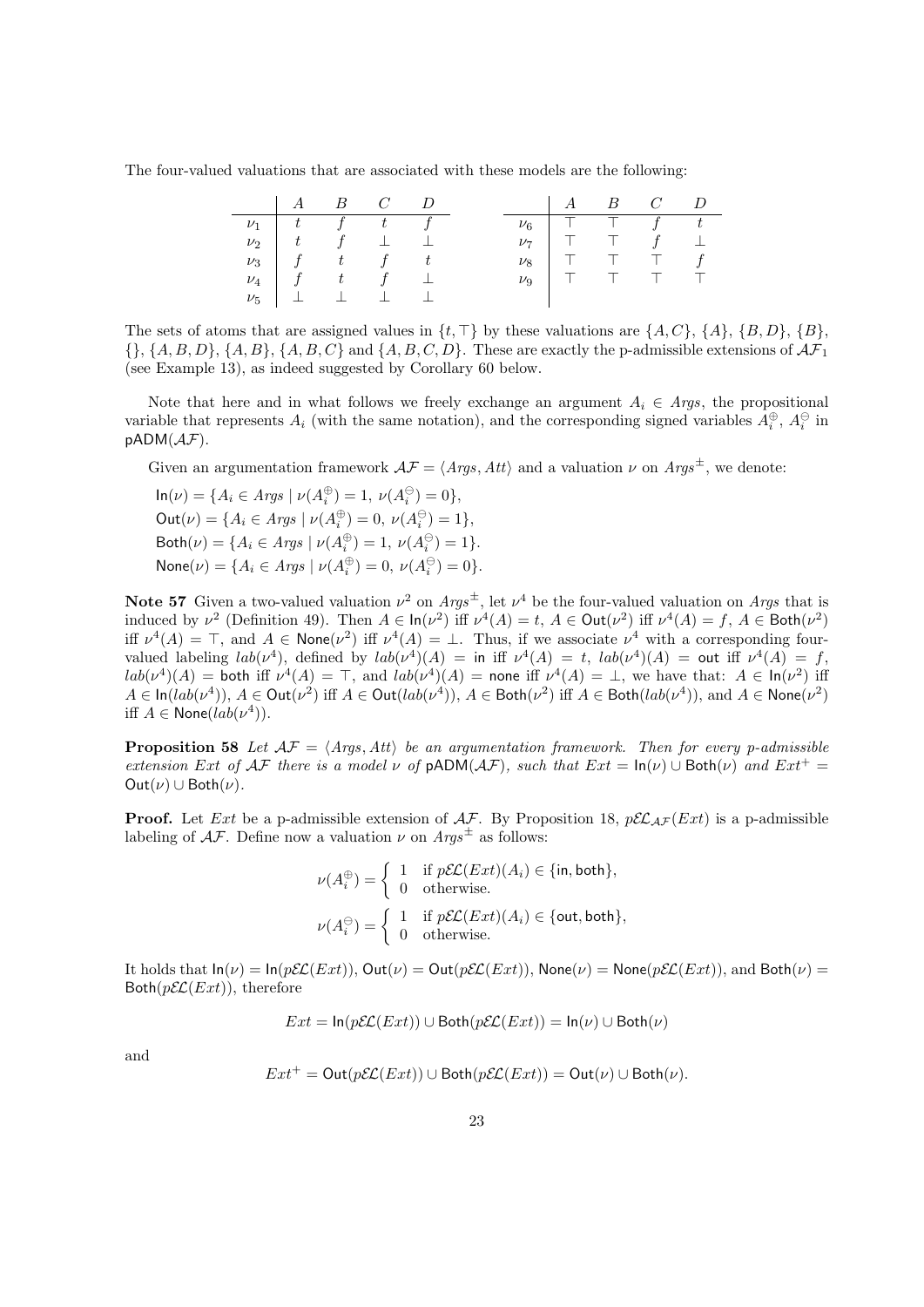The four-valued valuations that are associated with these models are the following:

|  | $A$ | $B$ | $C$ | $D$ |
|---|---|---|---|---|
| $\nu_1$ | $t$ | $f$ | $t$ | $f$ |
| $\nu_2$ | $t$ | $f$ | $\bot$ | $\bot$ |
| $\nu_3$ | $f$ | $t$ | $f$ | $t$ |
| $\nu_4$ | $f$ | $t$ | $f$ | $\bot$ |
| $\nu_5$ | $\bot$ | $\bot$ | $\bot$ | $\bot$ |

|  | $A$ | $B$ | $C$ | $D$ |
|---|---|---|---|---|
| $\nu_6$ | $\top$ | $\top$ | $f$ | $t$ |
| $\nu_7$ | $\top$ | $\top$ | $f$ | $\bot$ |
| $\nu_8$ | $\top$ | $\top$ | $\top$ | $f$ |
| $\nu_9$ | $\top$ | $\top$ | $\top$ | $\top$ |

The sets of atoms that are assigned values in $\{t, \top\}$ by these valuations are $\{A, C\}$, $\{A\}$, $\{B, D\}$, $\{B\}$, $\{\}$, $\{A, B, D\}$, $\{A, B\}$, $\{A, B, C\}$ and $\{A, B, C, D\}$. These are exactly the p-admissible extensions of $\mathcal{AF}_1$ (see Example 13), as indeed suggested by Corollary 60 below.

Note that here and in what follows we freely exchange an argument $A_i \in Args$, the propositional variable that represents $A_i$ (with the same notation), and the corresponding signed variables $A_i^{\oplus}$, $A_i^{\ominus}$ in $\mathsf{pADM}(\mathcal{AF})$.

Given an argumentation framework $\mathcal{AF} = \langle Args, Att \rangle$ and a valuation $\nu$ on $Args^{\pm}$, we denote:

$\mathsf{In}(\nu) = \{A_i \in Args \mid \nu(A_i^{\oplus}) = 1,\ \nu(A_i^{\ominus}) = 0\}$,
$\mathsf{Out}(\nu) = \{A_i \in Args \mid \nu(A_i^{\oplus}) = 0,\ \nu(A_i^{\ominus}) = 1\}$,
$\mathsf{Both}(\nu) = \{A_i \in Args \mid \nu(A_i^{\oplus}) = 1,\ \nu(A_i^{\ominus}) = 1\}$.
$\mathsf{None}(\nu) = \{A_i \in Args \mid \nu(A_i^{\oplus}) = 0,\ \nu(A_i^{\ominus}) = 0\}$.

**Note 57** Given a two-valued valuation $\nu^2$ on $Args^{\pm}$, let $\nu^4$ be the four-valued valuation on $Args$ that is induced by $\nu^2$ (Definition 49). Then $A \in \mathsf{In}(\nu^2)$ iff $\nu^4(A) = t$, $A \in \mathsf{Out}(\nu^2)$ iff $\nu^4(A) = f$, $A \in \mathsf{Both}(\nu^2)$ iff $\nu^4(A) = \top$, and $A \in \mathsf{None}(\nu^2)$ iff $\nu^4(A) = \bot$. Thus, if we associate $\nu^4$ with a corresponding four-valued labeling $lab(\nu^4)$, defined by $lab(\nu^4)(A) = \mathsf{in}$ iff $\nu^4(A) = t$, $lab(\nu^4)(A) = \mathsf{out}$ iff $\nu^4(A) = f$, $lab(\nu^4)(A) = \mathsf{both}$ iff $\nu^4(A) = \top$, and $lab(\nu^4)(A) = \mathsf{none}$ iff $\nu^4(A) = \bot$, we have that: $A \in \mathsf{In}(\nu^2)$ iff $A \in \mathsf{In}(lab(\nu^4))$, $A \in \mathsf{Out}(\nu^2)$ iff $A \in \mathsf{Out}(lab(\nu^4))$, $A \in \mathsf{Both}(\nu^2)$ iff $A \in \mathsf{Both}(lab(\nu^4))$, and $A \in \mathsf{None}(\nu^2)$ iff $A \in \mathsf{None}(lab(\nu^4))$.

**Proposition 58** *Let $\mathcal{AF} = \langle Args, Att \rangle$ be an argumentation framework. Then for every p-admissible extension $Ext$ of $\mathcal{AF}$ there is a model $\nu$ of $\mathsf{pADM}(\mathcal{AF})$, such that $Ext = \mathsf{In}(\nu) \cup \mathsf{Both}(\nu)$ and $Ext^+ = \mathsf{Out}(\nu) \cup \mathsf{Both}(\nu)$.*

**Proof.** Let $Ext$ be a p-admissible extension of $\mathcal{AF}$. By Proposition 18, $p\mathcal{EL}_{\mathcal{AF}}(Ext)$ is a p-admissible labeling of $\mathcal{AF}$. Define now a valuation $\nu$ on $Args^{\pm}$ as follows:

$$\nu(A_i^{\oplus}) = \begin{cases} 1 & \text{if } p\mathcal{EL}(Ext)(A_i) \in \{\mathsf{in}, \mathsf{both}\}, \\ 0 & \text{otherwise.} \end{cases}$$

$$\nu(A_i^{\ominus}) = \begin{cases} 1 & \text{if } p\mathcal{EL}(Ext)(A_i) \in \{\mathsf{out}, \mathsf{both}\}, \\ 0 & \text{otherwise.} \end{cases}$$

It holds that $\mathsf{In}(\nu) = \mathsf{In}(p\mathcal{EL}(Ext))$, $\mathsf{Out}(\nu) = \mathsf{Out}(p\mathcal{EL}(Ext))$, $\mathsf{None}(\nu) = \mathsf{None}(p\mathcal{EL}(Ext))$, and $\mathsf{Both}(\nu) = \mathsf{Both}(p\mathcal{EL}(Ext))$, therefore

$$Ext = \mathsf{In}(p\mathcal{EL}(Ext)) \cup \mathsf{Both}(p\mathcal{EL}(Ext)) = \mathsf{In}(\nu) \cup \mathsf{Both}(\nu)$$

and

$$Ext^+ = \mathsf{Out}(p\mathcal{EL}(Ext)) \cup \mathsf{Both}(p\mathcal{EL}(Ext)) = \mathsf{Out}(\nu) \cup \mathsf{Both}(\nu).$$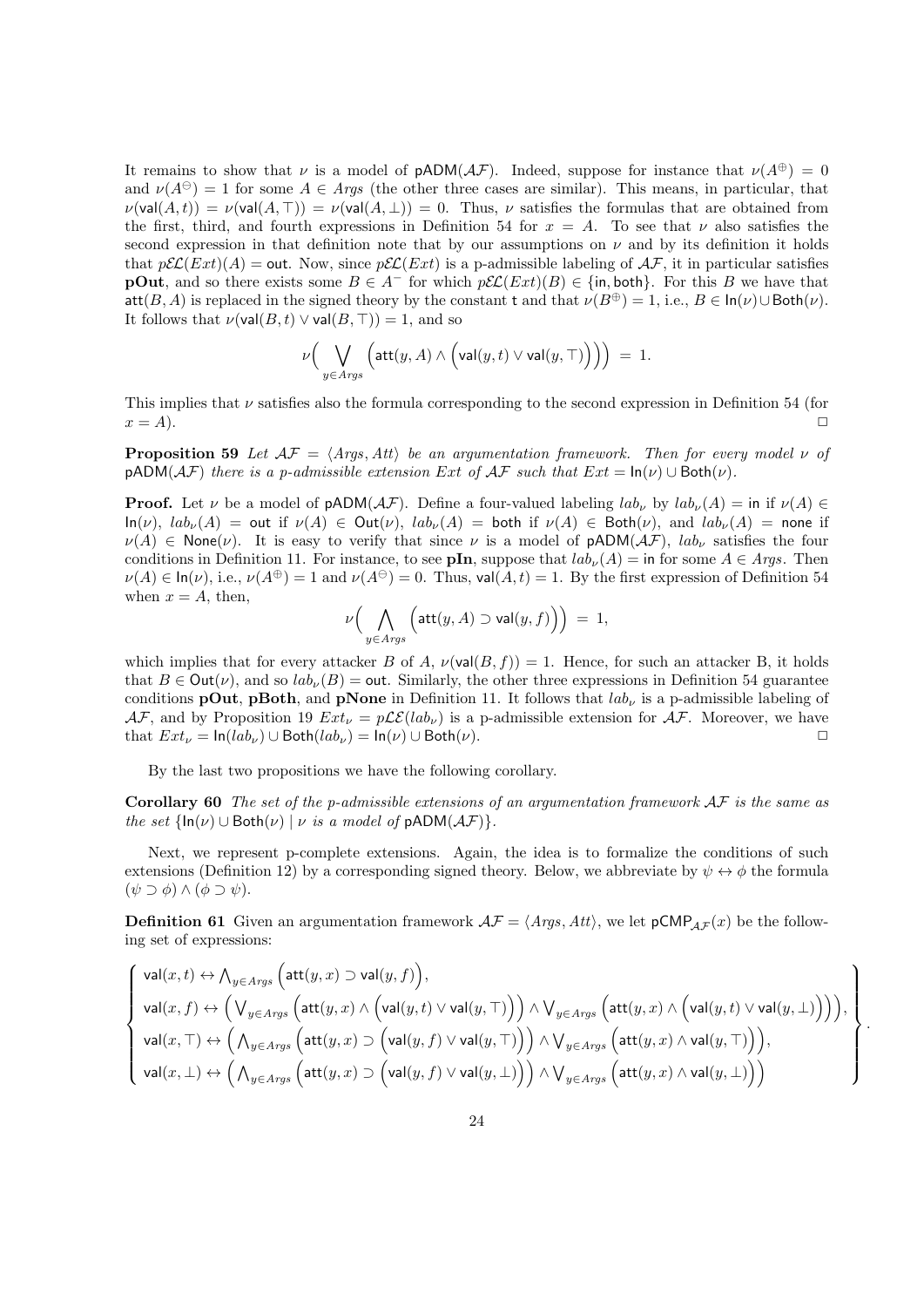It remains to show that $\nu$ is a model of $\mathsf{pADM}(\mathcal{AF})$. Indeed, suppose for instance that $\nu(A^{\oplus}) = 0$ and $\nu(A^{\ominus}) = 1$ for some $A \in Args$ (the other three cases are similar). This means, in particular, that $\nu(\mathsf{val}(A,t)) = \nu(\mathsf{val}(A,\top)) = \nu(\mathsf{val}(A,\bot)) = 0$. Thus, $\nu$ satisfies the formulas that are obtained from the first, third, and fourth expressions in Definition 54 for $x = A$. To see that $\nu$ also satisfies the second expression in that definition note that by our assumptions on $\nu$ and by its definition it holds that $p\mathcal{EL}(Ext)(A) = \mathsf{out}$. Now, since $p\mathcal{EL}(Ext)$ is a p-admissible labeling of $\mathcal{AF}$, it in particular satisfies **pOut**, and so there exists some $B \in A^{-}$ for which $p\mathcal{EL}(Ext)(B) \in \{\mathsf{in}, \mathsf{both}\}$. For this $B$ we have that $\mathsf{att}(B,A)$ is replaced in the signed theory by the constant $\mathsf{t}$ and that $\nu(B^{\oplus}) = 1$, i.e., $B \in \mathsf{In}(\nu) \cup \mathsf{Both}(\nu)$. It follows that $\nu(\mathsf{val}(B,t) \vee \mathsf{val}(B,\top)) = 1$, and so

$$\nu\Big( \bigvee_{y \in Args} \Big(\mathsf{att}(y,A) \wedge \Big(\mathsf{val}(y,t) \vee \mathsf{val}(y,\top)\Big)\Big)\Big) \;=\; 1.$$

This implies that $\nu$ satisfies also the formula corresponding to the second expression in Definition 54 (for $x = A$). $\Box$

**Proposition 59** *Let $\mathcal{AF} = \langle Args, Att\rangle$ be an argumentation framework. Then for every model $\nu$ of $\mathsf{pADM}(\mathcal{AF})$ there is a p-admissible extension $Ext$ of $\mathcal{AF}$ such that $Ext = \mathsf{In}(\nu) \cup \mathsf{Both}(\nu)$.*

**Proof.** Let $\nu$ be a model of $\mathsf{pADM}(\mathcal{AF})$. Define a four-valued labeling $lab_\nu$ by $lab_\nu(A) = \mathsf{in}$ if $\nu(A) \in \mathsf{In}(\nu)$, $lab_\nu(A) = \mathsf{out}$ if $\nu(A) \in \mathsf{Out}(\nu)$, $lab_\nu(A) = \mathsf{both}$ if $\nu(A) \in \mathsf{Both}(\nu)$, and $lab_\nu(A) = \mathsf{none}$ if $\nu(A) \in \mathsf{None}(\nu)$. It is easy to verify that since $\nu$ is a model of $\mathsf{pADM}(\mathcal{AF})$, $lab_\nu$ satisfies the four conditions in Definition 11. For instance, to see **pIn**, suppose that $lab_\nu(A) = \mathsf{in}$ for some $A \in Args$. Then $\nu(A) \in \mathsf{In}(\nu)$, i.e., $\nu(A^{\oplus}) = 1$ and $\nu(A^{\ominus}) = 0$. Thus, $\mathsf{val}(A,t) = 1$. By the first expression of Definition 54 when $x = A$, then,

$$\nu\Big( \bigwedge_{y \in Args} \Big(\mathsf{att}(y,A) \supset \mathsf{val}(y,f)\Big)\Big) \;=\; 1,$$

which implies that for every attacker $B$ of $A$, $\nu(\mathsf{val}(B,f)) = 1$. Hence, for such an attacker B, it holds that $B \in \mathsf{Out}(\nu)$, and so $lab_\nu(B) = \mathsf{out}$. Similarly, the other three expressions in Definition 54 guarantee conditions **pOut**, **pBoth**, and **pNone** in Definition 11. It follows that $lab_\nu$ is a p-admissible labeling of $\mathcal{AF}$, and by Proposition 19 $Ext_\nu = p\mathcal{LE}(lab_\nu)$ is a p-admissible extension for $\mathcal{AF}$. Moreover, we have that $Ext_\nu = \mathsf{In}(lab_\nu) \cup \mathsf{Both}(lab_\nu) = \mathsf{In}(\nu) \cup \mathsf{Both}(\nu)$. $\Box$

By the last two propositions we have the following corollary.

**Corollary 60** *The set of the p-admissible extensions of an argumentation framework $\mathcal{AF}$ is the same as the set $\{\mathsf{In}(\nu) \cup \mathsf{Both}(\nu) \mid \nu \text{ is a model of } \mathsf{pADM}(\mathcal{AF})\}$.*

Next, we represent p-complete extensions. Again, the idea is to formalize the conditions of such extensions (Definition 12) by a corresponding signed theory. Below, we abbreviate by $\psi \leftrightarrow \phi$ the formula $(\psi \supset \phi) \wedge (\phi \supset \psi)$.

**Definition 61** Given an argumentation framework $\mathcal{AF} = \langle Args, Att\rangle$, we let $\mathsf{pCMP}_{\mathcal{AF}}(x)$ be the following set of expressions:

$$\left\{\begin{array}{l}
\mathsf{val}(x,t) \leftrightarrow \bigwedge_{y \in Args}\Big(\mathsf{att}(y,x) \supset \mathsf{val}(y,f)\Big),\\
\mathsf{val}(x,f) \leftrightarrow \Big(\bigvee_{y \in Args}\Big(\mathsf{att}(y,x) \wedge \Big(\mathsf{val}(y,t) \vee \mathsf{val}(y,\top)\Big)\Big) \wedge \bigvee_{y \in Args}\Big(\mathsf{att}(y,x) \wedge \Big(\mathsf{val}(y,t) \vee \mathsf{val}(y,\bot)\Big)\Big)\Big),\\
\mathsf{val}(x,\top) \leftrightarrow \Big(\bigwedge_{y \in Args}\Big(\mathsf{att}(y,x) \supset \Big(\mathsf{val}(y,f) \vee \mathsf{val}(y,\top)\Big)\Big) \wedge \bigvee_{y \in Args}\Big(\mathsf{att}(y,x) \wedge \mathsf{val}(y,\top)\Big)\Big),\\
\mathsf{val}(x,\bot) \leftrightarrow \Big(\bigwedge_{y \in Args}\Big(\mathsf{att}(y,x) \supset \Big(\mathsf{val}(y,f) \vee \mathsf{val}(y,\bot)\Big)\Big) \wedge \bigvee_{y \in Args}\Big(\mathsf{att}(y,x) \wedge \mathsf{val}(y,\bot)\Big)\Big)
\end{array}\right\}.$$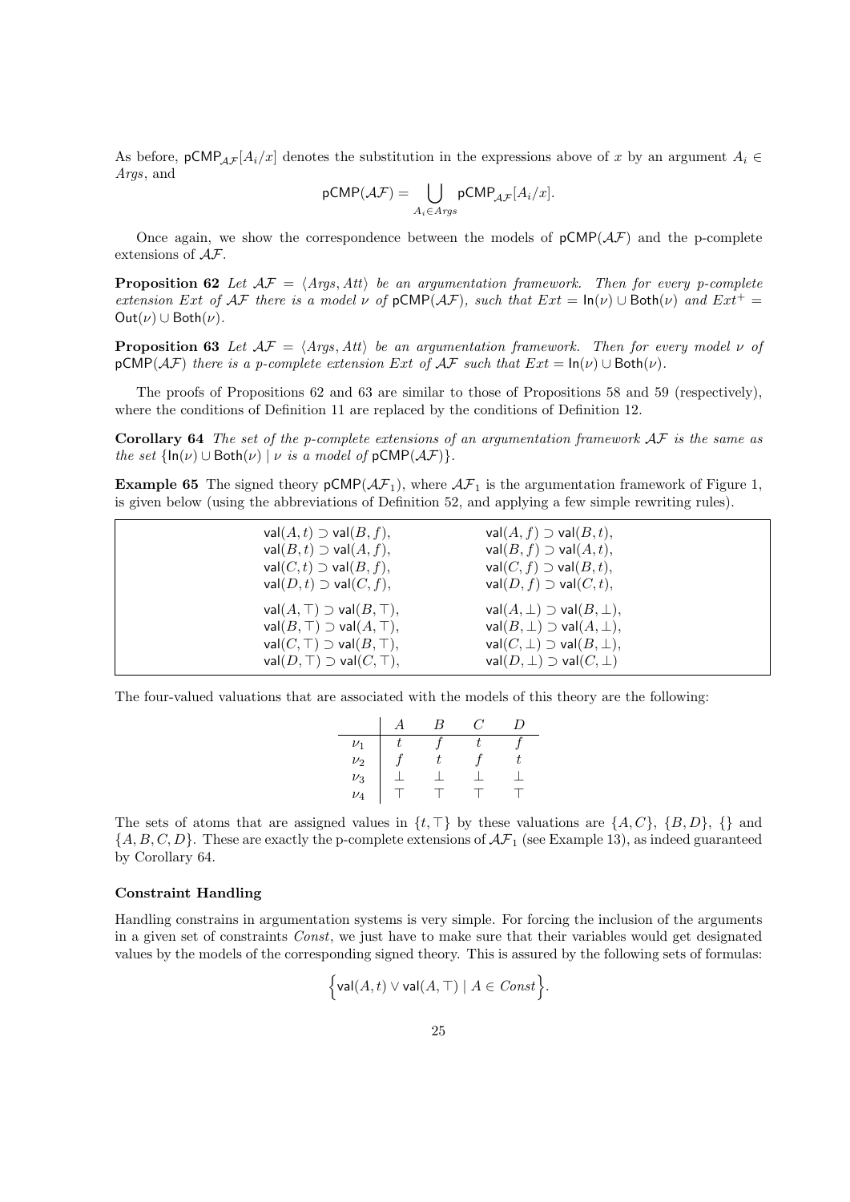As before, $\mathsf{pCMP}_{\mathcal{AF}}[A_i/x]$ denotes the substitution in the expressions above of $x$ by an argument $A_i \in Args$, and

$$\mathsf{pCMP}(\mathcal{AF}) = \bigcup_{A_i \in Args} \mathsf{pCMP}_{\mathcal{AF}}[A_i/x].$$

Once again, we show the correspondence between the models of $\mathsf{pCMP}(\mathcal{AF})$ and the p-complete extensions of $\mathcal{AF}$.

**Proposition 62** *Let $\mathcal{AF} = \langle Args, Att\rangle$ be an argumentation framework. Then for every p-complete extension $Ext$ of $\mathcal{AF}$ there is a model $\nu$ of $\mathsf{pCMP}(\mathcal{AF})$, such that $Ext = \mathsf{In}(\nu) \cup \mathsf{Both}(\nu)$ and $Ext^+ = \mathsf{Out}(\nu) \cup \mathsf{Both}(\nu)$.*

**Proposition 63** *Let $\mathcal{AF} = \langle Args, Att\rangle$ be an argumentation framework. Then for every model $\nu$ of $\mathsf{pCMP}(\mathcal{AF})$ there is a p-complete extension $Ext$ of $\mathcal{AF}$ such that $Ext = \mathsf{In}(\nu) \cup \mathsf{Both}(\nu)$.*

The proofs of Propositions 62 and 63 are similar to those of Propositions 58 and 59 (respectively), where the conditions of Definition 11 are replaced by the conditions of Definition 12.

**Corollary 64** *The set of the p-complete extensions of an argumentation framework $\mathcal{AF}$ is the same as the set $\{\mathsf{In}(\nu) \cup \mathsf{Both}(\nu) \mid \nu$ is a model of $\mathsf{pCMP}(\mathcal{AF})\}$.*

**Example 65** The signed theory $\mathsf{pCMP}(\mathcal{AF}_1)$, where $\mathcal{AF}_1$ is the argumentation framework of Figure 1, is given below (using the abbreviations of Definition 52, and applying a few simple rewriting rules).

| | |
|---|---|
| $\mathsf{val}(A,t) \supset \mathsf{val}(B,f)$, | $\mathsf{val}(A,f) \supset \mathsf{val}(B,t)$, |
| $\mathsf{val}(B,t) \supset \mathsf{val}(A,f)$, | $\mathsf{val}(B,f) \supset \mathsf{val}(A,t)$, |
| $\mathsf{val}(C,t) \supset \mathsf{val}(B,f)$, | $\mathsf{val}(C,f) \supset \mathsf{val}(B,t)$, |
| $\mathsf{val}(D,t) \supset \mathsf{val}(C,f)$, | $\mathsf{val}(D,f) \supset \mathsf{val}(C,t)$, |
| $\mathsf{val}(A,\top) \supset \mathsf{val}(B,\top)$, | $\mathsf{val}(A,\bot) \supset \mathsf{val}(B,\bot)$, |
| $\mathsf{val}(B,\top) \supset \mathsf{val}(A,\top)$, | $\mathsf{val}(B,\bot) \supset \mathsf{val}(A,\bot)$, |
| $\mathsf{val}(C,\top) \supset \mathsf{val}(B,\top)$, | $\mathsf{val}(C,\bot) \supset \mathsf{val}(B,\bot)$, |
| $\mathsf{val}(D,\top) \supset \mathsf{val}(C,\top)$, | $\mathsf{val}(D,\bot) \supset \mathsf{val}(C,\bot)$ |

The four-valued valuations that are associated with the models of this theory are the following:

| | $A$ | $B$ | $C$ | $D$ |
|---|---|---|---|---|
| $\nu_1$ | $t$ | $f$ | $t$ | $f$ |
| $\nu_2$ | $f$ | $t$ | $f$ | $t$ |
| $\nu_3$ | $\bot$ | $\bot$ | $\bot$ | $\bot$ |
| $\nu_4$ | $\top$ | $\top$ | $\top$ | $\top$ |

The sets of atoms that are assigned values in $\{t, \top\}$ by these valuations are $\{A, C\}$, $\{B, D\}$, $\{\}$ and $\{A, B, C, D\}$. These are exactly the p-complete extensions of $\mathcal{AF}_1$ (see Example 13), as indeed guaranteed by Corollary 64.

#### Constraint Handling

Handling constrains in argumentation systems is very simple. For forcing the inclusion of the arguments in a given set of constraints *Const*, we just have to make sure that their variables would get designated values by the models of the corresponding signed theory. This is assured by the following sets of formulas:

$$\Big\{\mathsf{val}(A,t) \vee \mathsf{val}(A,\top) \mid A \in Const\Big\}.$$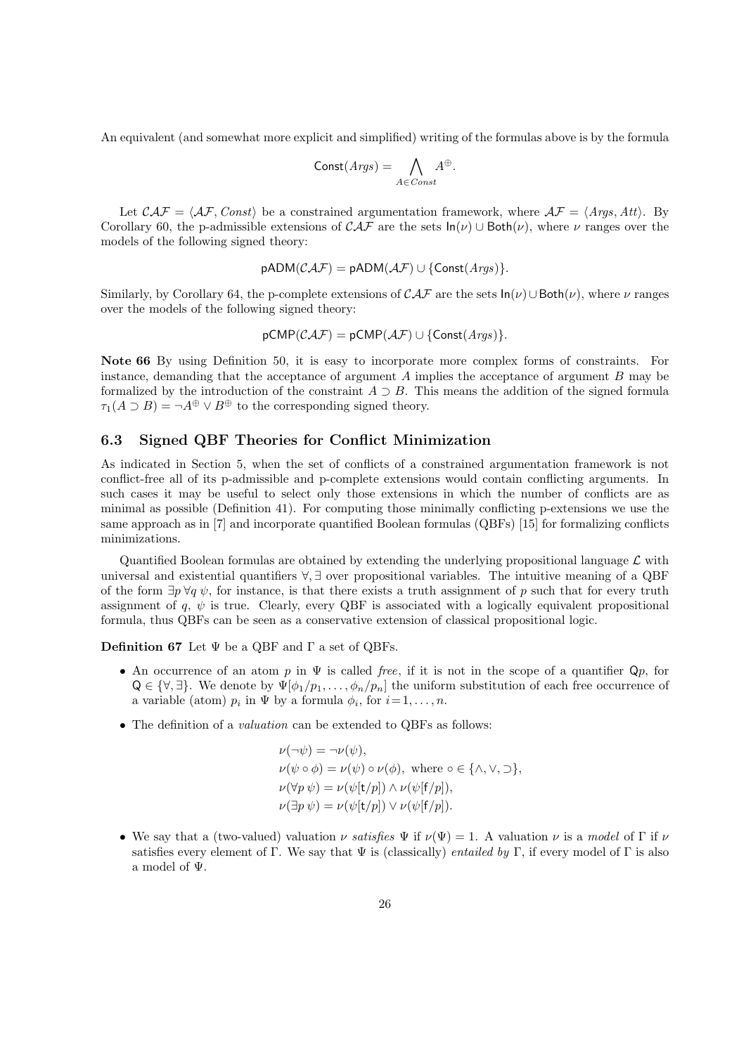An equivalent (and somewhat more explicit and simplified) writing of the formulas above is by the formula

$$\mathsf{Const}(Args) = \bigwedge_{A \in Const} A^{\oplus}.$$

Let $\mathcal{CAF} = \langle \mathcal{AF}, Const \rangle$ be a constrained argumentation framework, where $\mathcal{AF} = \langle Args, Att \rangle$. By Corollary 60, the p-admissible extensions of $\mathcal{CAF}$ are the sets $\mathsf{In}(\nu) \cup \mathsf{Both}(\nu)$, where $\nu$ ranges over the models of the following signed theory:

$$\mathsf{pADM}(\mathcal{CAF}) = \mathsf{pADM}(\mathcal{AF}) \cup \{\mathsf{Const}(Args)\}.$$

Similarly, by Corollary 64, the p-complete extensions of $\mathcal{CAF}$ are the sets $\mathsf{In}(\nu) \cup \mathsf{Both}(\nu)$, where $\nu$ ranges over the models of the following signed theory:

$$\mathsf{pCMP}(\mathcal{CAF}) = \mathsf{pCMP}(\mathcal{AF}) \cup \{\mathsf{Const}(Args)\}.$$

**Note 66** By using Definition 50, it is easy to incorporate more complex forms of constraints. For instance, demanding that the acceptance of argument $A$ implies the acceptance of argument $B$ may be formalized by the introduction of the constraint $A \supset B$. This means the addition of the signed formula $\tau_1(A \supset B) = \neg A^{\oplus} \vee B^{\oplus}$ to the corresponding signed theory.

### 6.3 Signed QBF Theories for Conflict Minimization

As indicated in Section 5, when the set of conflicts of a constrained argumentation framework is not conflict-free all of its p-admissible and p-complete extensions would contain conflicting arguments. In such cases it may be useful to select only those extensions in which the number of conflicts are as minimal as possible (Definition 41). For computing those minimally conflicting p-extensions we use the same approach as in [7] and incorporate quantified Boolean formulas (QBFs) [15] for formalizing conflicts minimizations.

Quantified Boolean formulas are obtained by extending the underlying propositional language $\mathcal{L}$ with universal and existential quantifiers $\forall, \exists$ over propositional variables. The intuitive meaning of a QBF of the form $\exists p \, \forall q \, \psi$, for instance, is that there exists a truth assignment of $p$ such that for every truth assignment of $q$, $\psi$ is true. Clearly, every QBF is associated with a logically equivalent propositional formula, thus QBFs can be seen as a conservative extension of classical propositional logic.

**Definition 67** Let $\Psi$ be a QBF and $\Gamma$ a set of QBFs.

- An occurrence of an atom $p$ in $\Psi$ is called *free*, if it is not in the scope of a quantifier $\mathsf{Q}p$, for $\mathsf{Q} \in \{\forall, \exists\}$. We denote by $\Psi[\phi_1/p_1, \ldots, \phi_n/p_n]$ the uniform substitution of each free occurrence of a variable (atom) $p_i$ in $\Psi$ by a formula $\phi_i$, for $i = 1, \ldots, n$.
- The definition of a *valuation* can be extended to QBFs as follows:

$$\begin{aligned}
&\nu(\neg\psi) = \neg\nu(\psi),\\
&\nu(\psi \circ \phi) = \nu(\psi) \circ \nu(\phi), \text{ where } \circ \in \{\wedge, \vee, \supset\},\\
&\nu(\forall p \, \psi) = \nu(\psi[\mathsf{t}/p]) \wedge \nu(\psi[\mathsf{f}/p]),\\
&\nu(\exists p \, \psi) = \nu(\psi[\mathsf{t}/p]) \vee \nu(\psi[\mathsf{f}/p]).
\end{aligned}$$

- We say that a (two-valued) valuation $\nu$ *satisfies* $\Psi$ if $\nu(\Psi) = 1$. A valuation $\nu$ is a *model* of $\Gamma$ if $\nu$ satisfies every element of $\Gamma$. We say that $\Psi$ is (classically) *entailed by* $\Gamma$, if every model of $\Gamma$ is also a model of $\Psi$.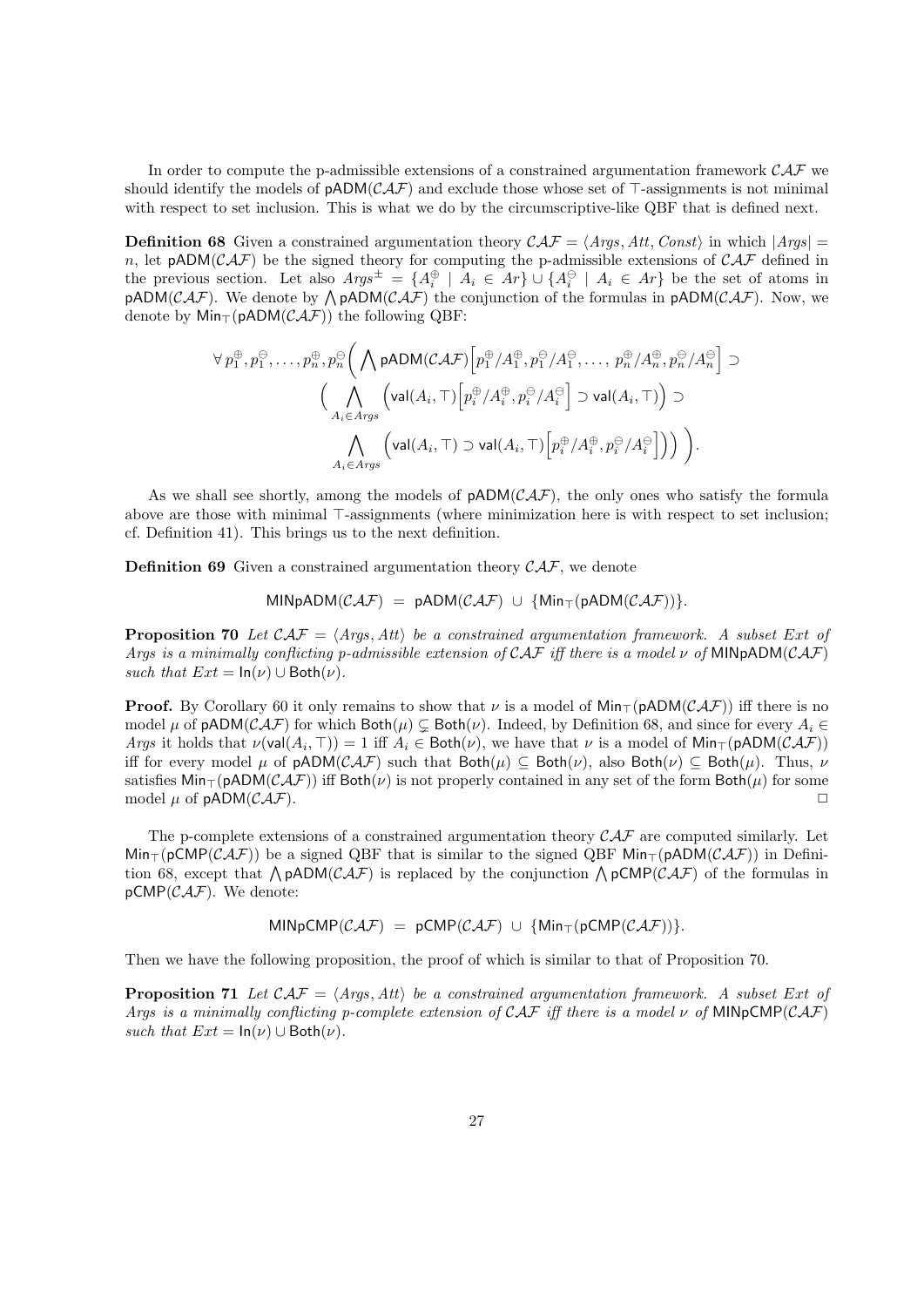In order to compute the p-admissible extensions of a constrained argumentation framework $\mathcal{CAF}$ we should identify the models of $\mathsf{pADM}(\mathcal{CAF})$ and exclude those whose set of $\top$-assignments is not minimal with respect to set inclusion. This is what we do by the circumscriptive-like QBF that is defined next.

**Definition 68** Given a constrained argumentation theory $\mathcal{CAF} = \langle Args, Att, Const\rangle$ in which $|Args| = n$, let $\mathsf{pADM}(\mathcal{CAF})$ be the signed theory for computing the p-admissible extensions of $\mathcal{CAF}$ defined in the previous section. Let also $Args^{\pm} = \{A_i^{\oplus} \mid A_i \in Ar\} \cup \{A_i^{\ominus} \mid A_i \in Ar\}$ be the set of atoms in $\mathsf{pADM}(\mathcal{CAF})$. We denote by $\bigwedge \mathsf{pADM}(\mathcal{CAF})$ the conjunction of the formulas in $\mathsf{pADM}(\mathcal{CAF})$. Now, we denote by $\mathsf{Min}_{\top}(\mathsf{pADM}(\mathcal{CAF}))$ the following QBF:

$$
\forall\, p_1^{\oplus}, p_1^{\ominus}, \ldots, p_n^{\oplus}, p_n^{\ominus} \Big( \bigwedge \mathsf{pADM}(\mathcal{CAF})\Big[p_1^{\oplus}/A_1^{\oplus}, p_1^{\ominus}/A_1^{\ominus}, \ldots,\, p_n^{\oplus}/A_n^{\oplus}, p_n^{\ominus}/A_n^{\ominus}\Big] \supset
\Big( \bigwedge_{A_i \in Args} \Big(\mathsf{val}(A_i,\top)\Big[p_i^{\oplus}/A_i^{\oplus}, p_i^{\ominus}/A_i^{\ominus}\Big] \supset \mathsf{val}(A_i,\top)\Big) \supset
\bigwedge_{A_i \in Args} \Big(\mathsf{val}(A_i,\top) \supset \mathsf{val}(A_i,\top)\Big[p_i^{\oplus}/A_i^{\oplus}, p_i^{\ominus}/A_i^{\ominus}\Big]\Big)\Big)\Big).
$$

As we shall see shortly, among the models of $\mathsf{pADM}(\mathcal{CAF})$, the only ones who satisfy the formula above are those with minimal $\top$-assignments (where minimization here is with respect to set inclusion; cf. Definition 41). This brings us to the next definition.

**Definition 69** Given a constrained argumentation theory $\mathcal{CAF}$, we denote

$$
\mathsf{MINpADM}(\mathcal{CAF}) \;=\; \mathsf{pADM}(\mathcal{CAF}) \;\cup\; \{\mathsf{Min}_{\top}(\mathsf{pADM}(\mathcal{CAF}))\}.
$$

**Proposition 70** *Let $\mathcal{CAF} = \langle Args, Att\rangle$ be a constrained argumentation framework. A subset $Ext$ of $Args$ is a minimally conflicting p-admissible extension of $\mathcal{CAF}$ iff there is a model $\nu$ of $\mathsf{MINpADM}(\mathcal{CAF})$ such that $Ext = \mathsf{In}(\nu) \cup \mathsf{Both}(\nu)$.*

**Proof.** By Corollary 60 it only remains to show that $\nu$ is a model of $\mathsf{Min}_{\top}(\mathsf{pADM}(\mathcal{CAF}))$ iff there is no model $\mu$ of $\mathsf{pADM}(\mathcal{CAF})$ for which $\mathsf{Both}(\mu) \subsetneq \mathsf{Both}(\nu)$. Indeed, by Definition 68, and since for every $A_i \in Args$ it holds that $\nu(\mathsf{val}(A_i,\top)) = 1$ iff $A_i \in \mathsf{Both}(\nu)$, we have that $\nu$ is a model of $\mathsf{Min}_{\top}(\mathsf{pADM}(\mathcal{CAF}))$ iff for every model $\mu$ of $\mathsf{pADM}(\mathcal{CAF})$ such that $\mathsf{Both}(\mu) \subseteq \mathsf{Both}(\nu)$, also $\mathsf{Both}(\nu) \subseteq \mathsf{Both}(\mu)$. Thus, $\nu$ satisfies $\mathsf{Min}_{\top}(\mathsf{pADM}(\mathcal{CAF}))$ iff $\mathsf{Both}(\nu)$ is not properly contained in any set of the form $\mathsf{Both}(\mu)$ for some model $\mu$ of $\mathsf{pADM}(\mathcal{CAF})$. $\square$

The p-complete extensions of a constrained argumentation theory $\mathcal{CAF}$ are computed similarly. Let $\mathsf{Min}_{\top}(\mathsf{pCMP}(\mathcal{CAF}))$ be a signed QBF that is similar to the signed QBF $\mathsf{Min}_{\top}(\mathsf{pADM}(\mathcal{CAF}))$ in Definition 68, except that $\bigwedge \mathsf{pADM}(\mathcal{CAF})$ is replaced by the conjunction $\bigwedge \mathsf{pCMP}(\mathcal{CAF})$ of the formulas in $\mathsf{pCMP}(\mathcal{CAF})$. We denote:

$$
\mathsf{MINpCMP}(\mathcal{CAF}) \;=\; \mathsf{pCMP}(\mathcal{CAF}) \;\cup\; \{\mathsf{Min}_{\top}(\mathsf{pCMP}(\mathcal{CAF}))\}.
$$

Then we have the following proposition, the proof of which is similar to that of Proposition 70.

**Proposition 71** *Let $\mathcal{CAF} = \langle Args, Att\rangle$ be a constrained argumentation framework. A subset $Ext$ of $Args$ is a minimally conflicting p-complete extension of $\mathcal{CAF}$ iff there is a model $\nu$ of $\mathsf{MINpCMP}(\mathcal{CAF})$ such that $Ext = \mathsf{In}(\nu) \cup \mathsf{Both}(\nu)$.*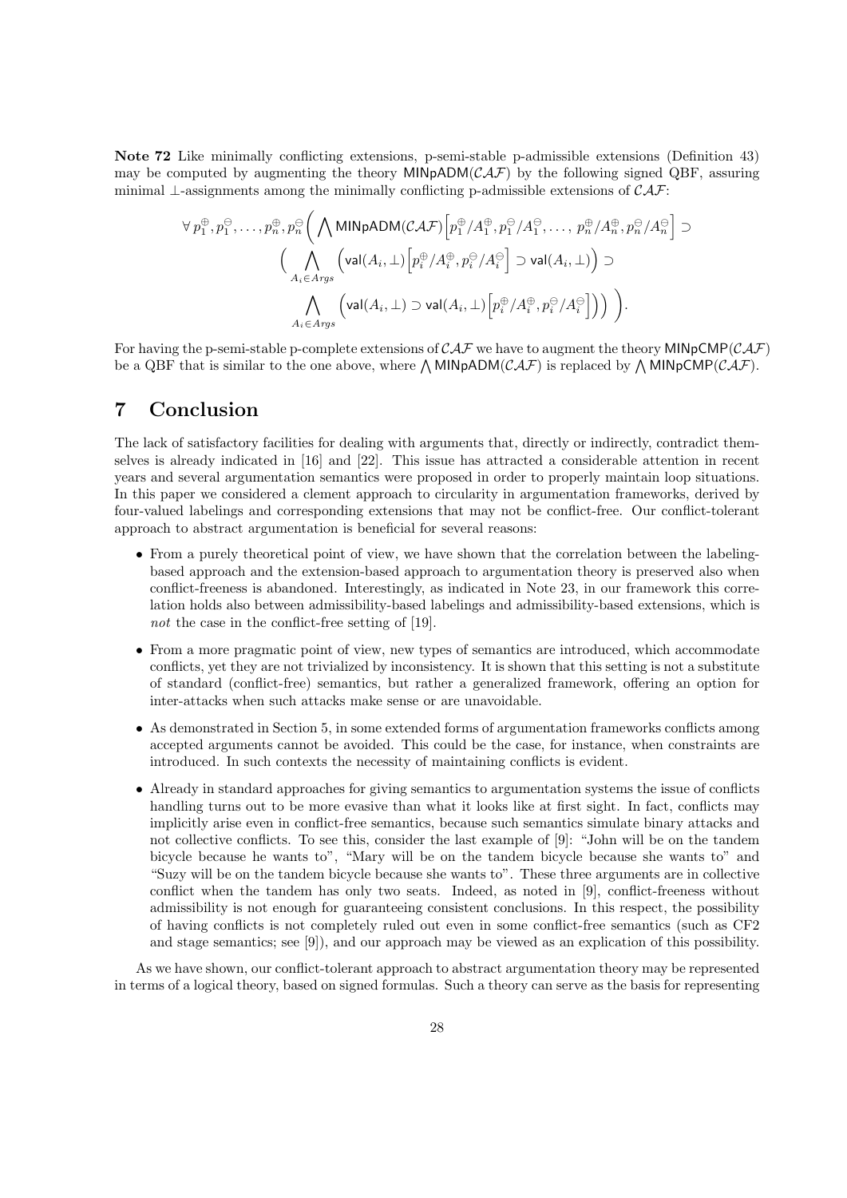**Note 72** Like minimally conflicting extensions, p-semi-stable p-admissible extensions (Definition 43) may be computed by augmenting the theory $\mathsf{MINpADM}(\mathcal{CAF})$ by the following signed QBF, assuring minimal $\perp$-assignments among the minimally conflicting p-admissible extensions of $\mathcal{CAF}$:

$$\forall\, p_1^{\oplus}, p_1^{\ominus}, \ldots, p_n^{\oplus}, p_n^{\ominus} \Big( \bigwedge \mathsf{MINpADM}(\mathcal{CAF}) \Big[ p_1^{\oplus}/A_1^{\oplus}, p_1^{\ominus}/A_1^{\ominus}, \ldots,\; p_n^{\oplus}/A_n^{\oplus}, p_n^{\ominus}/A_n^{\ominus} \Big] \supset$$
$$\Big( \bigwedge_{A_i \in Args} \Big( \mathsf{val}(A_i, \perp) \Big[ p_i^{\oplus}/A_i^{\oplus}, p_i^{\ominus}/A_i^{\ominus} \Big] \supset \mathsf{val}(A_i, \perp) \Big) \supset$$
$$\bigwedge_{A_i \in Args} \Big( \mathsf{val}(A_i, \perp) \supset \mathsf{val}(A_i, \perp) \Big[ p_i^{\oplus}/A_i^{\oplus}, p_i^{\ominus}/A_i^{\ominus} \Big] \Big) \Big) \Big).$$

For having the p-semi-stable p-complete extensions of $\mathcal{CAF}$ we have to augment the theory $\mathsf{MINpCMP}(\mathcal{CAF})$ be a QBF that is similar to the one above, where $\bigwedge \mathsf{MINpADM}(\mathcal{CAF})$ is replaced by $\bigwedge \mathsf{MINpCMP}(\mathcal{CAF})$.

# 7 Conclusion

The lack of satisfactory facilities for dealing with arguments that, directly or indirectly, contradict themselves is already indicated in [16] and [22]. This issue has attracted a considerable attention in recent years and several argumentation semantics were proposed in order to properly maintain loop situations. In this paper we considered a clement approach to circularity in argumentation frameworks, derived by four-valued labelings and corresponding extensions that may not be conflict-free. Our conflict-tolerant approach to abstract argumentation is beneficial for several reasons:

- From a purely theoretical point of view, we have shown that the correlation between the labeling-based approach and the extension-based approach to argumentation theory is preserved also when conflict-freeness is abandoned. Interestingly, as indicated in Note 23, in our framework this correlation holds also between admissibility-based labelings and admissibility-based extensions, which is *not* the case in the conflict-free setting of [19].
- From a more pragmatic point of view, new types of semantics are introduced, which accommodate conflicts, yet they are not trivialized by inconsistency. It is shown that this setting is not a substitute of standard (conflict-free) semantics, but rather a generalized framework, offering an option for inter-attacks when such attacks make sense or are unavoidable.
- As demonstrated in Section 5, in some extended forms of argumentation frameworks conflicts among accepted arguments cannot be avoided. This could be the case, for instance, when constraints are introduced. In such contexts the necessity of maintaining conflicts is evident.
- Already in standard approaches for giving semantics to argumentation systems the issue of conflicts handling turns out to be more evasive than what it looks like at first sight. In fact, conflicts may implicitly arise even in conflict-free semantics, because such semantics simulate binary attacks and not collective conflicts. To see this, consider the last example of [9]: "John will be on the tandem bicycle because he wants to", "Mary will be on the tandem bicycle because she wants to" and "Suzy will be on the tandem bicycle because she wants to". These three arguments are in collective conflict when the tandem has only two seats. Indeed, as noted in [9], conflict-freeness without admissibility is not enough for guaranteeing consistent conclusions. In this respect, the possibility of having conflicts is not completely ruled out even in some conflict-free semantics (such as CF2 and stage semantics; see [9]), and our approach may be viewed as an explication of this possibility.

As we have shown, our conflict-tolerant approach to abstract argumentation theory may be represented in terms of a logical theory, based on signed formulas. Such a theory can serve as the basis for representing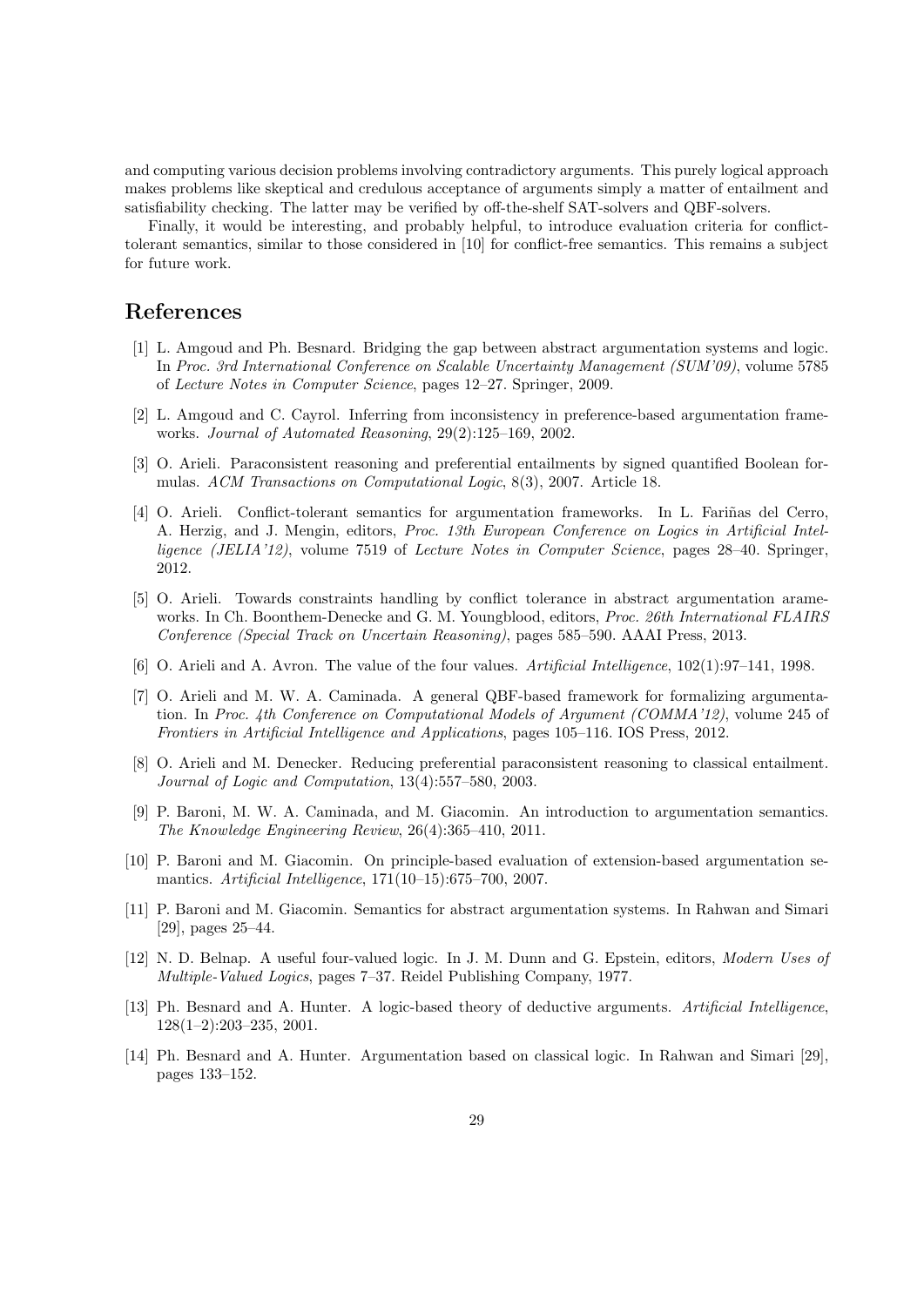and computing various decision problems involving contradictory arguments. This purely logical approach makes problems like skeptical and credulous acceptance of arguments simply a matter of entailment and satisfiability checking. The latter may be verified by off-the-shelf SAT-solvers and QBF-solvers.

Finally, it would be interesting, and probably helpful, to introduce evaluation criteria for conflict-tolerant semantics, similar to those considered in [10] for conflict-free semantics. This remains a subject for future work.

## References

[1] L. Amgoud and Ph. Besnard. Bridging the gap between abstract argumentation systems and logic. In *Proc. 3rd International Conference on Scalable Uncertainty Management (SUM'09)*, volume 5785 of *Lecture Notes in Computer Science*, pages 12–27. Springer, 2009.

[2] L. Amgoud and C. Cayrol. Inferring from inconsistency in preference-based argumentation frameworks. *Journal of Automated Reasoning*, 29(2):125–169, 2002.

[3] O. Arieli. Paraconsistent reasoning and preferential entailments by signed quantified Boolean formulas. *ACM Transactions on Computational Logic*, 8(3), 2007. Article 18.

[4] O. Arieli. Conflict-tolerant semantics for argumentation frameworks. In L. Fariñas del Cerro, A. Herzig, and J. Mengin, editors, *Proc. 13th European Conference on Logics in Artificial Intelligence (JELIA'12)*, volume 7519 of *Lecture Notes in Computer Science*, pages 28–40. Springer, 2012.

[5] O. Arieli. Towards constraints handling by conflict tolerance in abstract argumentation arameworks. In Ch. Boonthem-Denecke and G. M. Youngblood, editors, *Proc. 26th International FLAIRS Conference (Special Track on Uncertain Reasoning)*, pages 585–590. AAAI Press, 2013.

[6] O. Arieli and A. Avron. The value of the four values. *Artificial Intelligence*, 102(1):97–141, 1998.

[7] O. Arieli and M. W. A. Caminada. A general QBF-based framework for formalizing argumentation. In *Proc. 4th Conference on Computational Models of Argument (COMMA'12)*, volume 245 of *Frontiers in Artificial Intelligence and Applications*, pages 105–116. IOS Press, 2012.

[8] O. Arieli and M. Denecker. Reducing preferential paraconsistent reasoning to classical entailment. *Journal of Logic and Computation*, 13(4):557–580, 2003.

[9] P. Baroni, M. W. A. Caminada, and M. Giacomin. An introduction to argumentation semantics. *The Knowledge Engineering Review*, 26(4):365–410, 2011.

[10] P. Baroni and M. Giacomin. On principle-based evaluation of extension-based argumentation semantics. *Artificial Intelligence*, 171(10–15):675–700, 2007.

[11] P. Baroni and M. Giacomin. Semantics for abstract argumentation systems. In Rahwan and Simari [29], pages 25–44.

[12] N. D. Belnap. A useful four-valued logic. In J. M. Dunn and G. Epstein, editors, *Modern Uses of Multiple-Valued Logics*, pages 7–37. Reidel Publishing Company, 1977.

[13] Ph. Besnard and A. Hunter. A logic-based theory of deductive arguments. *Artificial Intelligence*, 128(1–2):203–235, 2001.

[14] Ph. Besnard and A. Hunter. Argumentation based on classical logic. In Rahwan and Simari [29], pages 133–152.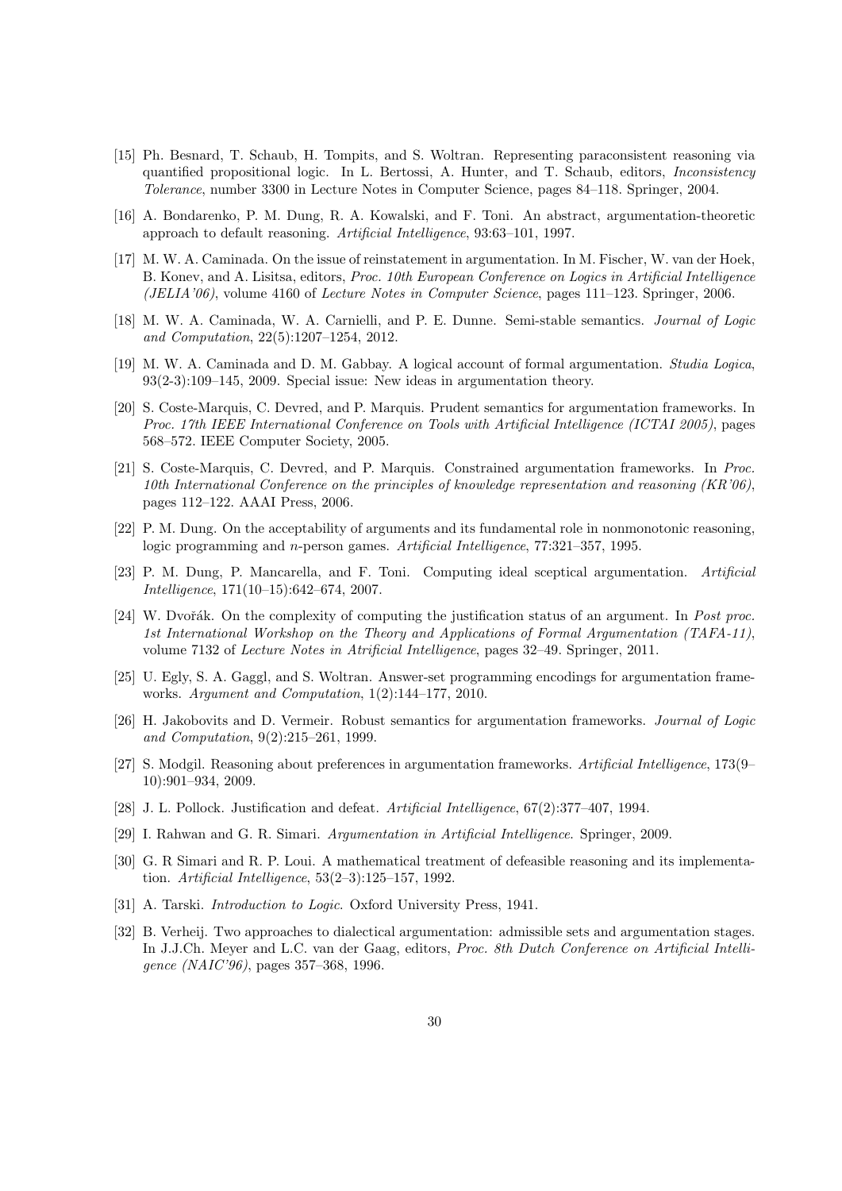[15] Ph. Besnard, T. Schaub, H. Tompits, and S. Woltran. Representing paraconsistent reasoning via quantified propositional logic. In L. Bertossi, A. Hunter, and T. Schaub, editors, *Inconsistency Tolerance*, number 3300 in Lecture Notes in Computer Science, pages 84–118. Springer, 2004.

[16] A. Bondarenko, P. M. Dung, R. A. Kowalski, and F. Toni. An abstract, argumentation-theoretic approach to default reasoning. *Artificial Intelligence*, 93:63–101, 1997.

[17] M. W. A. Caminada. On the issue of reinstatement in argumentation. In M. Fischer, W. van der Hoek, B. Konev, and A. Lisitsa, editors, *Proc. 10th European Conference on Logics in Artificial Intelligence (JELIA'06)*, volume 4160 of *Lecture Notes in Computer Science*, pages 111–123. Springer, 2006.

[18] M. W. A. Caminada, W. A. Carnielli, and P. E. Dunne. Semi-stable semantics. *Journal of Logic and Computation*, 22(5):1207–1254, 2012.

[19] M. W. A. Caminada and D. M. Gabbay. A logical account of formal argumentation. *Studia Logica*, 93(2-3):109–145, 2009. Special issue: New ideas in argumentation theory.

[20] S. Coste-Marquis, C. Devred, and P. Marquis. Prudent semantics for argumentation frameworks. In *Proc. 17th IEEE International Conference on Tools with Artificial Intelligence (ICTAI 2005)*, pages 568–572. IEEE Computer Society, 2005.

[21] S. Coste-Marquis, C. Devred, and P. Marquis. Constrained argumentation frameworks. In *Proc. 10th International Conference on the principles of knowledge representation and reasoning (KR'06)*, pages 112–122. AAAI Press, 2006.

[22] P. M. Dung. On the acceptability of arguments and its fundamental role in nonmonotonic reasoning, logic programming and *n*-person games. *Artificial Intelligence*, 77:321–357, 1995.

[23] P. M. Dung, P. Mancarella, and F. Toni. Computing ideal sceptical argumentation. *Artificial Intelligence*, 171(10–15):642–674, 2007.

[24] W. Dvořák. On the complexity of computing the justification status of an argument. In *Post proc. 1st International Workshop on the Theory and Applications of Formal Argumentation (TAFA-11)*, volume 7132 of *Lecture Notes in Atrificial Intelligence*, pages 32–49. Springer, 2011.

[25] U. Egly, S. A. Gaggl, and S. Woltran. Answer-set programming encodings for argumentation frameworks. *Argument and Computation*, 1(2):144–177, 2010.

[26] H. Jakobovits and D. Vermeir. Robust semantics for argumentation frameworks. *Journal of Logic and Computation*, 9(2):215–261, 1999.

[27] S. Modgil. Reasoning about preferences in argumentation frameworks. *Artificial Intelligence*, 173(9–10):901–934, 2009.

[28] J. L. Pollock. Justification and defeat. *Artificial Intelligence*, 67(2):377–407, 1994.

[29] I. Rahwan and G. R. Simari. *Argumentation in Artificial Intelligence*. Springer, 2009.

[30] G. R Simari and R. P. Loui. A mathematical treatment of defeasible reasoning and its implementation. *Artificial Intelligence*, 53(2–3):125–157, 1992.

[31] A. Tarski. *Introduction to Logic*. Oxford University Press, 1941.

[32] B. Verheij. Two approaches to dialectical argumentation: admissible sets and argumentation stages. In J.J.Ch. Meyer and L.C. van der Gaag, editors, *Proc. 8th Dutch Conference on Artificial Intelligence (NAIC'96)*, pages 357–368, 1996.